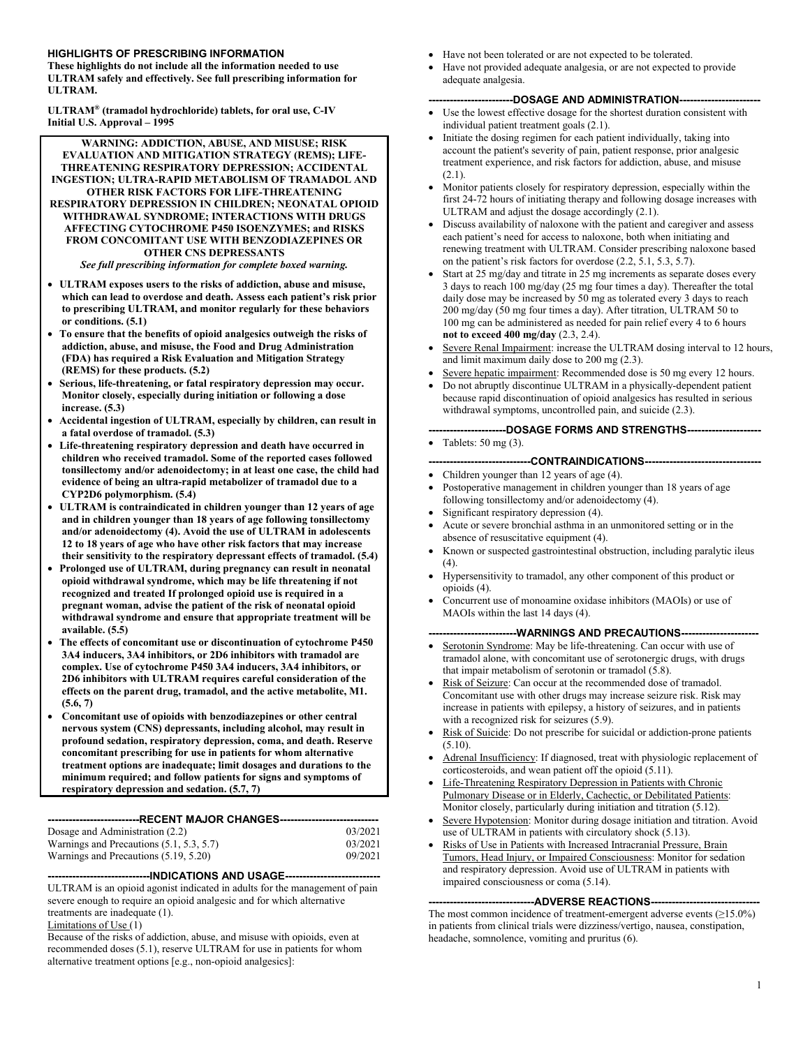**HIGHLIGHTS OF PRESCRIBING INFORMATION**
**These highlights do not include all the information needed to use ULTRAM safely and effectively. See full prescribing information for ULTRAM.**

**ULTRAM® (tramadol hydrochloride) tablets, for oral use, C-IV**
**Initial U.S. Approval – 1995**

**WARNING: ADDICTION, ABUSE, AND MISUSE; RISK EVALUATION AND MITIGATION STRATEGY (REMS); LIFE-THREATENING RESPIRATORY DEPRESSION; ACCIDENTAL INGESTION; ULTRA-RAPID METABOLISM OF TRAMADOL AND OTHER RISK FACTORS FOR LIFE-THREATENING RESPIRATORY DEPRESSION IN CHILDREN; NEONATAL OPIOID WITHDRAWAL SYNDROME; INTERACTIONS WITH DRUGS AFFECTING CYTOCHROME P450 ISOENZYMES; and RISKS FROM CONCOMITANT USE WITH BENZODIAZEPINES OR OTHER CNS DEPRESSANTS**

*See full prescribing information for complete boxed warning.*

- **ULTRAM exposes users to the risks of addiction, abuse and misuse, which can lead to overdose and death. Assess each patient's risk prior to prescribing ULTRAM, and monitor regularly for these behaviors or conditions. (5.1)**
- **To ensure that the benefits of opioid analgesics outweigh the risks of addiction, abuse, and misuse, the Food and Drug Administration (FDA) has required a Risk Evaluation and Mitigation Strategy (REMS) for these products. (5.2)**
- **Serious, life-threatening, or fatal respiratory depression may occur. Monitor closely, especially during initiation or following a dose increase. (5.3)**
- **Accidental ingestion of ULTRAM, especially by children, can result in a fatal overdose of tramadol. (5.3)**
- **Life-threatening respiratory depression and death have occurred in children who received tramadol. Some of the reported cases followed tonsillectomy and/or adenoidectomy; in at least one case, the child had evidence of being an ultra-rapid metabolizer of tramadol due to a CYP2D6 polymorphism. (5.4)**
- **ULTRAM is contraindicated in children younger than 12 years of age and in children younger than 18 years of age following tonsillectomy and/or adenoidectomy (4). Avoid the use of ULTRAM in adolescents 12 to 18 years of age who have other risk factors that may increase their sensitivity to the respiratory depressant effects of tramadol. (5.4)**
- **Prolonged use of ULTRAM, during pregnancy can result in neonatal opioid withdrawal syndrome, which may be life threatening if not recognized and treated If prolonged opioid use is required in a pregnant woman, advise the patient of the risk of neonatal opioid withdrawal syndrome and ensure that appropriate treatment will be available. (5.5)**
- **The effects of concomitant use or discontinuation of cytochrome P450 3A4 inducers, 3A4 inhibitors, or 2D6 inhibitors with tramadol are complex. Use of cytochrome P450 3A4 inducers, 3A4 inhibitors, or 2D6 inhibitors with ULTRAM requires careful consideration of the effects on the parent drug, tramadol, and the active metabolite, M1. (5.6, 7)**
- **Concomitant use of opioids with benzodiazepines or other central nervous system (CNS) depressants, including alcohol, may result in profound sedation, respiratory depression, coma, and death. Reserve concomitant prescribing for use in patients for whom alternative treatment options are inadequate; limit dosages and durations to the minimum required; and follow patients for signs and symptoms of respiratory depression and sedation. (5.7, 7)**

**---RECENT MAJOR CHANGES---**

| | |
|---|---|
| Dosage and Administration (2.2) | 03/2021 |
| Warnings and Precautions (5.1, 5.3, 5.7) | 03/2021 |
| Warnings and Precautions (5.19, 5.20) | 09/2021 |

**---INDICATIONS AND USAGE---**

ULTRAM is an opioid agonist indicated in adults for the management of pain severe enough to require an opioid analgesic and for which alternative treatments are inadequate (1).

Limitations of Use (1)

Because of the risks of addiction, abuse, and misuse with opioids, even at recommended doses (5.1), reserve ULTRAM for use in patients for whom alternative treatment options [e.g., non-opioid analgesics]:

- Have not been tolerated or are not expected to be tolerated.
- Have not provided adequate analgesia, or are not expected to provide adequate analgesia.

**---DOSAGE AND ADMINISTRATION---**

- Use the lowest effective dosage for the shortest duration consistent with individual patient treatment goals (2.1).
- Initiate the dosing regimen for each patient individually, taking into account the patient's severity of pain, patient response, prior analgesic treatment experience, and risk factors for addiction, abuse, and misuse (2.1).
- Monitor patients closely for respiratory depression, especially within the first 24-72 hours of initiating therapy and following dosage increases with ULTRAM and adjust the dosage accordingly (2.1).
- Discuss availability of naloxone with the patient and caregiver and assess each patient's need for access to naloxone, both when initiating and renewing treatment with ULTRAM. Consider prescribing naloxone based on the patient's risk factors for overdose (2.2, 5.1, 5.3, 5.7).
- Start at 25 mg/day and titrate in 25 mg increments as separate doses every 3 days to reach 100 mg/day (25 mg four times a day). Thereafter the total daily dose may be increased by 50 mg as tolerated every 3 days to reach 200 mg/day (50 mg four times a day). After titration, ULTRAM 50 to 100 mg can be administered as needed for pain relief every 4 to 6 hours **not to exceed 400 mg/day** (2.3, 2.4).
- Severe Renal Impairment: increase the ULTRAM dosing interval to 12 hours, and limit maximum daily dose to 200 mg (2.3).
- Severe hepatic impairment: Recommended dose is 50 mg every 12 hours.
- Do not abruptly discontinue ULTRAM in a physically-dependent patient because rapid discontinuation of opioid analgesics has resulted in serious withdrawal symptoms, uncontrolled pain, and suicide (2.3).

**---DOSAGE FORMS AND STRENGTHS---**

- Tablets: 50 mg (3).

**---CONTRAINDICATIONS---**

- Children younger than 12 years of age (4).
- Postoperative management in children younger than 18 years of age following tonsillectomy and/or adenoidectomy (4).
- Significant respiratory depression (4).
- Acute or severe bronchial asthma in an unmonitored setting or in the absence of resuscitative equipment (4).
- Known or suspected gastrointestinal obstruction, including paralytic ileus (4).
- Hypersensitivity to tramadol, any other component of this product or opioids (4).
- Concurrent use of monoamine oxidase inhibitors (MAOIs) or use of MAOIs within the last 14 days (4).

**---WARNINGS AND PRECAUTIONS---**

- Serotonin Syndrome: May be life-threatening. Can occur with use of tramadol alone, with concomitant use of serotonergic drugs, with drugs that impair metabolism of serotonin or tramadol (5.8).
- Risk of Seizure: Can occur at the recommended dose of tramadol. Concomitant use with other drugs may increase seizure risk. Risk may increase in patients with epilepsy, a history of seizures, and in patients with a recognized risk for seizures (5.9).
- Risk of Suicide: Do not prescribe for suicidal or addiction-prone patients (5.10).
- Adrenal Insufficiency: If diagnosed, treat with physiologic replacement of corticosteroids, and wean patient off the opioid (5.11).
- Life-Threatening Respiratory Depression in Patients with Chronic Pulmonary Disease or in Elderly, Cachectic, or Debilitated Patients: Monitor closely, particularly during initiation and titration (5.12).
- Severe Hypotension: Monitor during dosage initiation and titration. Avoid use of ULTRAM in patients with circulatory shock (5.13).
- Risks of Use in Patients with Increased Intracranial Pressure, Brain Tumors, Head Injury, or Impaired Consciousness: Monitor for sedation and respiratory depression. Avoid use of ULTRAM in patients with impaired consciousness or coma (5.14).

**---ADVERSE REACTIONS---**

The most common incidence of treatment-emergent adverse events (≥15.0%) in patients from clinical trials were dizziness/vertigo, nausea, constipation, headache, somnolence, vomiting and pruritus (6).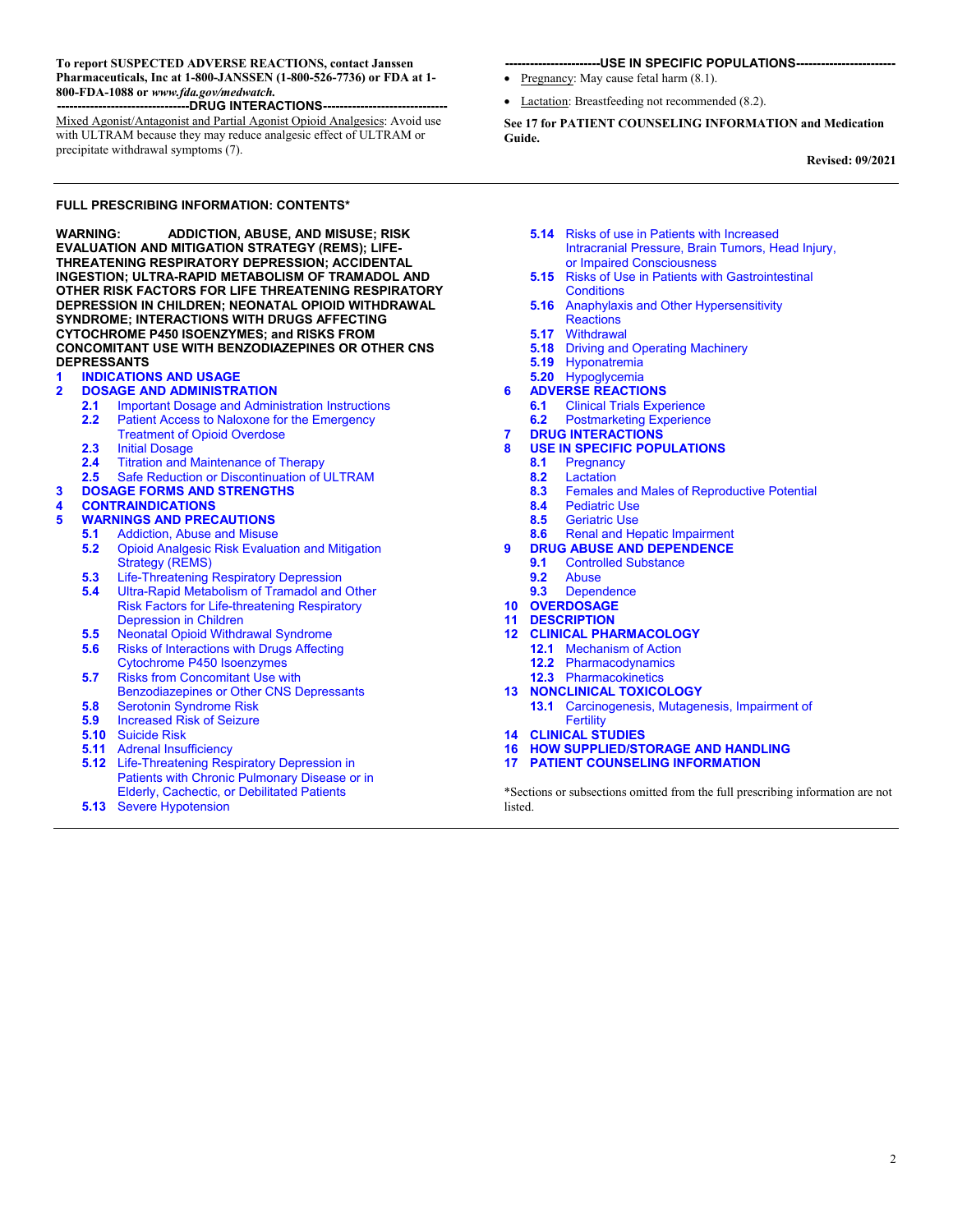**To report SUSPECTED ADVERSE REACTIONS, contact Janssen Pharmaceuticals, Inc at 1-800-JANSSEN (1-800-526-7736) or FDA at 1-800-FDA-1088 or *www.fda.gov/medwatch.***

**-------------------------------DRUG INTERACTIONS------------------------------**

Mixed Agonist/Antagonist and Partial Agonist Opioid Analgesics: Avoid use with ULTRAM because they may reduce analgesic effect of ULTRAM or precipitate withdrawal symptoms (7).

**-----------------------USE IN SPECIFIC POPULATIONS-----------------------**

- Pregnancy: May cause fetal harm (8.1).
- Lactation: Breastfeeding not recommended (8.2).

**See 17 for PATIENT COUNSELING INFORMATION and Medication Guide.**

**Revised: 09/2021**

---

## FULL PRESCRIBING INFORMATION: CONTENTS*

**WARNING: ADDICTION, ABUSE, AND MISUSE; RISK EVALUATION AND MITIGATION STRATEGY (REMS); LIFE-THREATENING RESPIRATORY DEPRESSION; ACCIDENTAL INGESTION; ULTRA-RAPID METABOLISM OF TRAMADOL AND OTHER RISK FACTORS FOR LIFE THREATENING RESPIRATORY DEPRESSION IN CHILDREN; NEONATAL OPIOID WITHDRAWAL SYNDROME; INTERACTIONS WITH DRUGS AFFECTING CYTOCHROME P450 ISOENZYMES; and RISKS FROM CONCOMITANT USE WITH BENZODIAZEPINES OR OTHER CNS DEPRESSANTS**

**1 INDICATIONS AND USAGE**

**2 DOSAGE AND ADMINISTRATION**
- 2.1 Important Dosage and Administration Instructions
- 2.2 Patient Access to Naloxone for the Emergency Treatment of Opioid Overdose
- 2.3 Initial Dosage
- 2.4 Titration and Maintenance of Therapy
- 2.5 Safe Reduction or Discontinuation of ULTRAM

**3 DOSAGE FORMS AND STRENGTHS**

**4 CONTRAINDICATIONS**

**5 WARNINGS AND PRECAUTIONS**
- 5.1 Addiction, Abuse and Misuse
- 5.2 Opioid Analgesic Risk Evaluation and Mitigation Strategy (REMS)
- 5.3 Life-Threatening Respiratory Depression
- 5.4 Ultra-Rapid Metabolism of Tramadol and Other Risk Factors for Life-threatening Respiratory Depression in Children
- 5.5 Neonatal Opioid Withdrawal Syndrome
- 5.6 Risks of Interactions with Drugs Affecting Cytochrome P450 Isoenzymes
- 5.7 Risks from Concomitant Use with Benzodiazepines or Other CNS Depressants
- 5.8 Serotonin Syndrome Risk
- 5.9 Increased Risk of Seizure
- 5.10 Suicide Risk
- 5.11 Adrenal Insufficiency
- 5.12 Life-Threatening Respiratory Depression in Patients with Chronic Pulmonary Disease or in Elderly, Cachectic, or Debilitated Patients
- 5.13 Severe Hypotension
- 5.14 Risks of use in Patients with Increased Intracranial Pressure, Brain Tumors, Head Injury, or Impaired Consciousness
- 5.15 Risks of Use in Patients with Gastrointestinal Conditions
- 5.16 Anaphylaxis and Other Hypersensitivity Reactions
- 5.17 Withdrawal
- 5.18 Driving and Operating Machinery
- 5.19 Hyponatremia
- 5.20 Hypoglycemia

**6 ADVERSE REACTIONS**
- 6.1 Clinical Trials Experience
- 6.2 Postmarketing Experience

**7 DRUG INTERACTIONS**

**8 USE IN SPECIFIC POPULATIONS**
- 8.1 Pregnancy
- 8.2 Lactation
- 8.3 Females and Males of Reproductive Potential
- 8.4 Pediatric Use
- 8.5 Geriatric Use
- 8.6 Renal and Hepatic Impairment

**9 DRUG ABUSE AND DEPENDENCE**
- 9.1 Controlled Substance
- 9.2 Abuse
- 9.3 Dependence

**10 OVERDOSAGE**

**11 DESCRIPTION**

**12 CLINICAL PHARMACOLOGY**
- 12.1 Mechanism of Action
- 12.2 Pharmacodynamics
- 12.3 Pharmacokinetics

**13 NONCLINICAL TOXICOLOGY**
- 13.1 Carcinogenesis, Mutagenesis, Impairment of Fertility

**14 CLINICAL STUDIES**

**16 HOW SUPPLIED/STORAGE AND HANDLING**

**17 PATIENT COUNSELING INFORMATION**

*Sections or subsections omitted from the full prescribing information are not listed.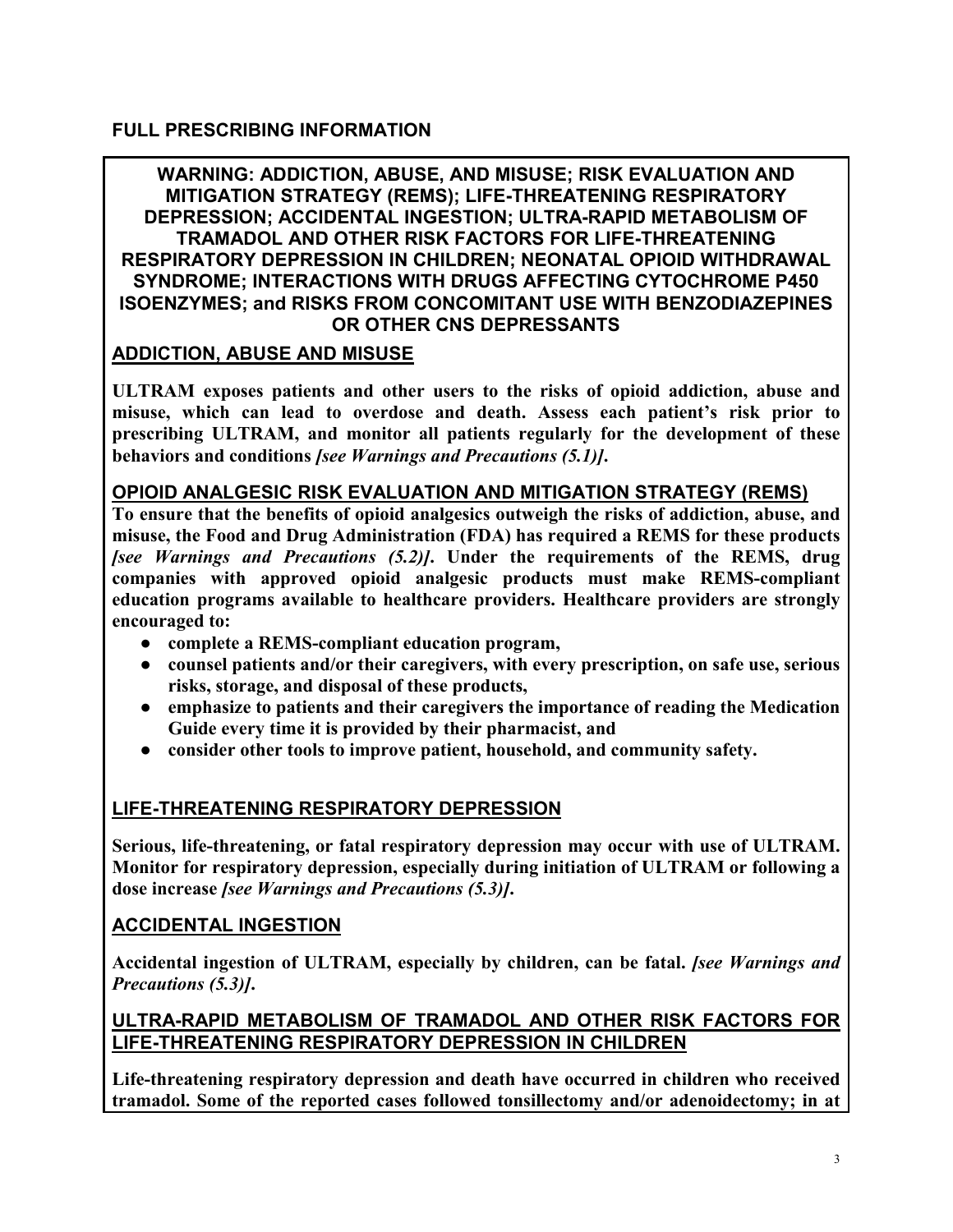## FULL PRESCRIBING INFORMATION

**WARNING: ADDICTION, ABUSE, AND MISUSE; RISK EVALUATION AND MITIGATION STRATEGY (REMS); LIFE-THREATENING RESPIRATORY DEPRESSION; ACCIDENTAL INGESTION; ULTRA-RAPID METABOLISM OF TRAMADOL AND OTHER RISK FACTORS FOR LIFE-THREATENING RESPIRATORY DEPRESSION IN CHILDREN; NEONATAL OPIOID WITHDRAWAL SYNDROME; INTERACTIONS WITH DRUGS AFFECTING CYTOCHROME P450 ISOENZYMES; and RISKS FROM CONCOMITANT USE WITH BENZODIAZEPINES OR OTHER CNS DEPRESSANTS**

**ADDICTION, ABUSE AND MISUSE**

**ULTRAM exposes patients and other users to the risks of opioid addiction, abuse and misuse, which can lead to overdose and death. Assess each patient's risk prior to prescribing ULTRAM, and monitor all patients regularly for the development of these behaviors and conditions *[see Warnings and Precautions (5.1)]*.**

**OPIOID ANALGESIC RISK EVALUATION AND MITIGATION STRATEGY (REMS)**

**To ensure that the benefits of opioid analgesics outweigh the risks of addiction, abuse, and misuse, the Food and Drug Administration (FDA) has required a REMS for these products *[see Warnings and Precautions (5.2)]*. Under the requirements of the REMS, drug companies with approved opioid analgesic products must make REMS-compliant education programs available to healthcare providers. Healthcare providers are strongly encouraged to:**

- **complete a REMS-compliant education program,**
- **counsel patients and/or their caregivers, with every prescription, on safe use, serious risks, storage, and disposal of these products,**
- **emphasize to patients and their caregivers the importance of reading the Medication Guide every time it is provided by their pharmacist, and**
- **consider other tools to improve patient, household, and community safety.**

**LIFE-THREATENING RESPIRATORY DEPRESSION**

**Serious, life-threatening, or fatal respiratory depression may occur with use of ULTRAM. Monitor for respiratory depression, especially during initiation of ULTRAM or following a dose increase *[see Warnings and Precautions (5.3)]*.**

**ACCIDENTAL INGESTION**

**Accidental ingestion of ULTRAM, especially by children, can be fatal. *[see Warnings and Precautions (5.3)]*.**

**ULTRA-RAPID METABOLISM OF TRAMADOL AND OTHER RISK FACTORS FOR LIFE-THREATENING RESPIRATORY DEPRESSION IN CHILDREN**

**Life-threatening respiratory depression and death have occurred in children who received tramadol. Some of the reported cases followed tonsillectomy and/or adenoidectomy; in at**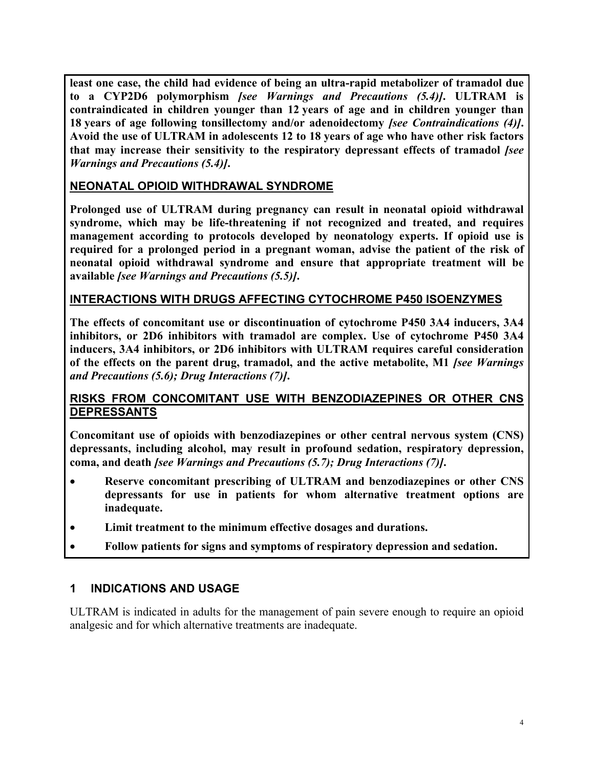**least one case, the child had evidence of being an ultra-rapid metabolizer of tramadol due to a CYP2D6 polymorphism *[see Warnings and Precautions (5.4)]*. ULTRAM is contraindicated in children younger than 12 years of age and in children younger than 18 years of age following tonsillectomy and/or adenoidectomy *[see Contraindications (4)]*. Avoid the use of ULTRAM in adolescents 12 to 18 years of age who have other risk factors that may increase their sensitivity to the respiratory depressant effects of tramadol *[see Warnings and Precautions (5.4)]*.**

**NEONATAL OPIOID WITHDRAWAL SYNDROME**

**Prolonged use of ULTRAM during pregnancy can result in neonatal opioid withdrawal syndrome, which may be life-threatening if not recognized and treated, and requires management according to protocols developed by neonatology experts. If opioid use is required for a prolonged period in a pregnant woman, advise the patient of the risk of neonatal opioid withdrawal syndrome and ensure that appropriate treatment will be available *[see Warnings and Precautions (5.5)]*.**

**INTERACTIONS WITH DRUGS AFFECTING CYTOCHROME P450 ISOENZYMES**

**The effects of concomitant use or discontinuation of cytochrome P450 3A4 inducers, 3A4 inhibitors, or 2D6 inhibitors with tramadol are complex. Use of cytochrome P450 3A4 inducers, 3A4 inhibitors, or 2D6 inhibitors with ULTRAM requires careful consideration of the effects on the parent drug, tramadol, and the active metabolite, M1 *[see Warnings and Precautions (5.6); Drug Interactions (7)]*.**

**RISKS FROM CONCOMITANT USE WITH BENZODIAZEPINES OR OTHER CNS DEPRESSANTS**

**Concomitant use of opioids with benzodiazepines or other central nervous system (CNS) depressants, including alcohol, may result in profound sedation, respiratory depression, coma, and death *[see Warnings and Precautions (5.7); Drug Interactions (7)]*.**

- **Reserve concomitant prescribing of ULTRAM and benzodiazepines or other CNS depressants for use in patients for whom alternative treatment options are inadequate.**
- **Limit treatment to the minimum effective dosages and durations.**
- **Follow patients for signs and symptoms of respiratory depression and sedation.**

## 1 INDICATIONS AND USAGE

ULTRAM is indicated in adults for the management of pain severe enough to require an opioid analgesic and for which alternative treatments are inadequate.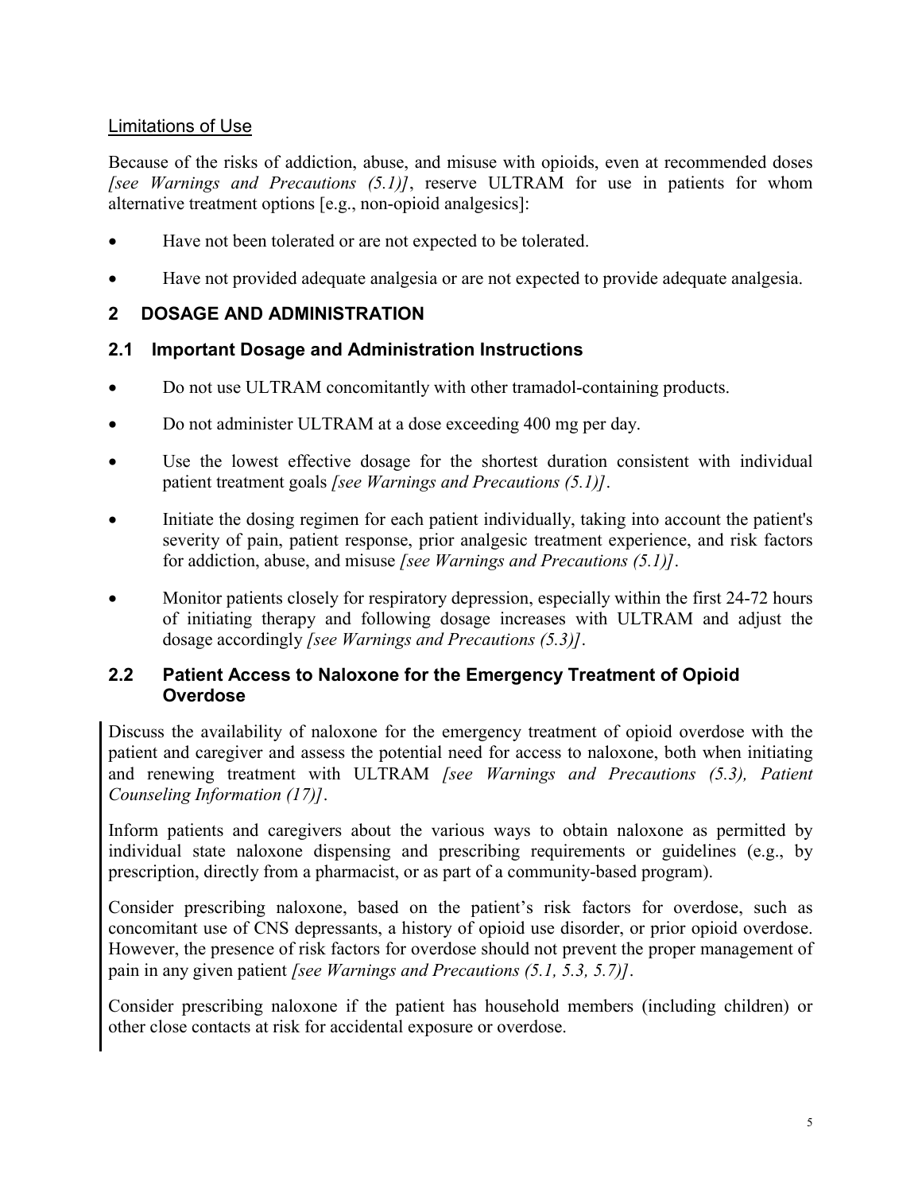Limitations of Use

Because of the risks of addiction, abuse, and misuse with opioids, even at recommended doses *[see Warnings and Precautions (5.1)]*, reserve ULTRAM for use in patients for whom alternative treatment options [e.g., non-opioid analgesics]:

- Have not been tolerated or are not expected to be tolerated.
- Have not provided adequate analgesia or are not expected to provide adequate analgesia.

## 2 DOSAGE AND ADMINISTRATION

### 2.1 Important Dosage and Administration Instructions

- Do not use ULTRAM concomitantly with other tramadol-containing products.
- Do not administer ULTRAM at a dose exceeding 400 mg per day.
- Use the lowest effective dosage for the shortest duration consistent with individual patient treatment goals *[see Warnings and Precautions (5.1)]*.
- Initiate the dosing regimen for each patient individually, taking into account the patient's severity of pain, patient response, prior analgesic treatment experience, and risk factors for addiction, abuse, and misuse *[see Warnings and Precautions (5.1)]*.
- Monitor patients closely for respiratory depression, especially within the first 24-72 hours of initiating therapy and following dosage increases with ULTRAM and adjust the dosage accordingly *[see Warnings and Precautions (5.3)]*.

### 2.2 Patient Access to Naloxone for the Emergency Treatment of Opioid Overdose

Discuss the availability of naloxone for the emergency treatment of opioid overdose with the patient and caregiver and assess the potential need for access to naloxone, both when initiating and renewing treatment with ULTRAM *[see Warnings and Precautions (5.3), Patient Counseling Information (17)]*.

Inform patients and caregivers about the various ways to obtain naloxone as permitted by individual state naloxone dispensing and prescribing requirements or guidelines (e.g., by prescription, directly from a pharmacist, or as part of a community-based program).

Consider prescribing naloxone, based on the patient's risk factors for overdose, such as concomitant use of CNS depressants, a history of opioid use disorder, or prior opioid overdose. However, the presence of risk factors for overdose should not prevent the proper management of pain in any given patient *[see Warnings and Precautions (5.1, 5.3, 5.7)]*.

Consider prescribing naloxone if the patient has household members (including children) or other close contacts at risk for accidental exposure or overdose.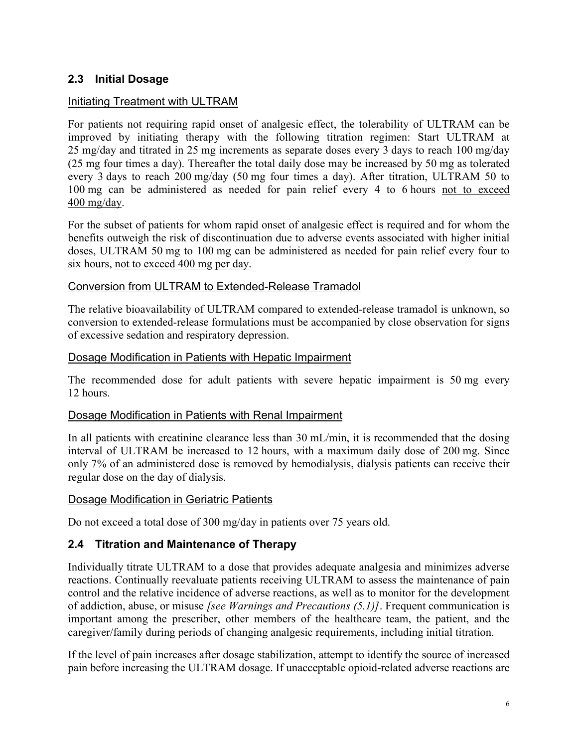## 2.3 Initial Dosage

### Initiating Treatment with ULTRAM

For patients not requiring rapid onset of analgesic effect, the tolerability of ULTRAM can be improved by initiating therapy with the following titration regimen: Start ULTRAM at 25 mg/day and titrated in 25 mg increments as separate doses every 3 days to reach 100 mg/day (25 mg four times a day). Thereafter the total daily dose may be increased by 50 mg as tolerated every 3 days to reach 200 mg/day (50 mg four times a day). After titration, ULTRAM 50 to 100 mg can be administered as needed for pain relief every 4 to 6 hours not to exceed 400 mg/day.

For the subset of patients for whom rapid onset of analgesic effect is required and for whom the benefits outweigh the risk of discontinuation due to adverse events associated with higher initial doses, ULTRAM 50 mg to 100 mg can be administered as needed for pain relief every four to six hours, not to exceed 400 mg per day.

### Conversion from ULTRAM to Extended-Release Tramadol

The relative bioavailability of ULTRAM compared to extended-release tramadol is unknown, so conversion to extended-release formulations must be accompanied by close observation for signs of excessive sedation and respiratory depression.

### Dosage Modification in Patients with Hepatic Impairment

The recommended dose for adult patients with severe hepatic impairment is 50 mg every 12 hours.

### Dosage Modification in Patients with Renal Impairment

In all patients with creatinine clearance less than 30 mL/min, it is recommended that the dosing interval of ULTRAM be increased to 12 hours, with a maximum daily dose of 200 mg. Since only 7% of an administered dose is removed by hemodialysis, dialysis patients can receive their regular dose on the day of dialysis.

### Dosage Modification in Geriatric Patients

Do not exceed a total dose of 300 mg/day in patients over 75 years old.

## 2.4 Titration and Maintenance of Therapy

Individually titrate ULTRAM to a dose that provides adequate analgesia and minimizes adverse reactions. Continually reevaluate patients receiving ULTRAM to assess the maintenance of pain control and the relative incidence of adverse reactions, as well as to monitor for the development of addiction, abuse, or misuse *[see Warnings and Precautions (5.1)]*. Frequent communication is important among the prescriber, other members of the healthcare team, the patient, and the caregiver/family during periods of changing analgesic requirements, including initial titration.

If the level of pain increases after dosage stabilization, attempt to identify the source of increased pain before increasing the ULTRAM dosage. If unacceptable opioid-related adverse reactions are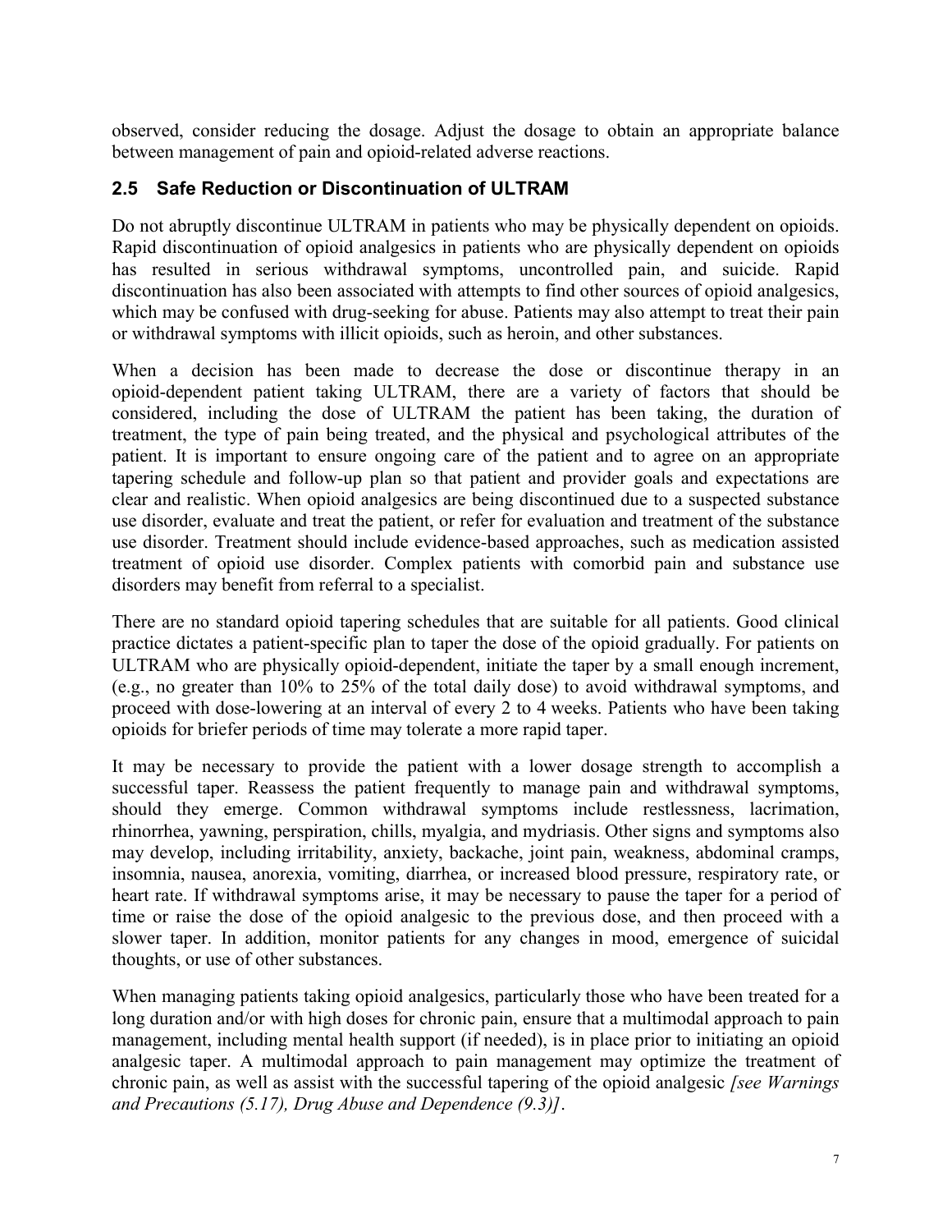observed, consider reducing the dosage. Adjust the dosage to obtain an appropriate balance between management of pain and opioid-related adverse reactions.

## 2.5 Safe Reduction or Discontinuation of ULTRAM

Do not abruptly discontinue ULTRAM in patients who may be physically dependent on opioids. Rapid discontinuation of opioid analgesics in patients who are physically dependent on opioids has resulted in serious withdrawal symptoms, uncontrolled pain, and suicide. Rapid discontinuation has also been associated with attempts to find other sources of opioid analgesics, which may be confused with drug-seeking for abuse. Patients may also attempt to treat their pain or withdrawal symptoms with illicit opioids, such as heroin, and other substances.

When a decision has been made to decrease the dose or discontinue therapy in an opioid-dependent patient taking ULTRAM, there are a variety of factors that should be considered, including the dose of ULTRAM the patient has been taking, the duration of treatment, the type of pain being treated, and the physical and psychological attributes of the patient. It is important to ensure ongoing care of the patient and to agree on an appropriate tapering schedule and follow-up plan so that patient and provider goals and expectations are clear and realistic. When opioid analgesics are being discontinued due to a suspected substance use disorder, evaluate and treat the patient, or refer for evaluation and treatment of the substance use disorder. Treatment should include evidence-based approaches, such as medication assisted treatment of opioid use disorder. Complex patients with comorbid pain and substance use disorders may benefit from referral to a specialist.

There are no standard opioid tapering schedules that are suitable for all patients. Good clinical practice dictates a patient-specific plan to taper the dose of the opioid gradually. For patients on ULTRAM who are physically opioid-dependent, initiate the taper by a small enough increment, (e.g., no greater than 10% to 25% of the total daily dose) to avoid withdrawal symptoms, and proceed with dose-lowering at an interval of every 2 to 4 weeks. Patients who have been taking opioids for briefer periods of time may tolerate a more rapid taper.

It may be necessary to provide the patient with a lower dosage strength to accomplish a successful taper. Reassess the patient frequently to manage pain and withdrawal symptoms, should they emerge. Common withdrawal symptoms include restlessness, lacrimation, rhinorrhea, yawning, perspiration, chills, myalgia, and mydriasis. Other signs and symptoms also may develop, including irritability, anxiety, backache, joint pain, weakness, abdominal cramps, insomnia, nausea, anorexia, vomiting, diarrhea, or increased blood pressure, respiratory rate, or heart rate. If withdrawal symptoms arise, it may be necessary to pause the taper for a period of time or raise the dose of the opioid analgesic to the previous dose, and then proceed with a slower taper. In addition, monitor patients for any changes in mood, emergence of suicidal thoughts, or use of other substances.

When managing patients taking opioid analgesics, particularly those who have been treated for a long duration and/or with high doses for chronic pain, ensure that a multimodal approach to pain management, including mental health support (if needed), is in place prior to initiating an opioid analgesic taper. A multimodal approach to pain management may optimize the treatment of chronic pain, as well as assist with the successful tapering of the opioid analgesic *[see Warnings and Precautions (5.17), Drug Abuse and Dependence (9.3)]*.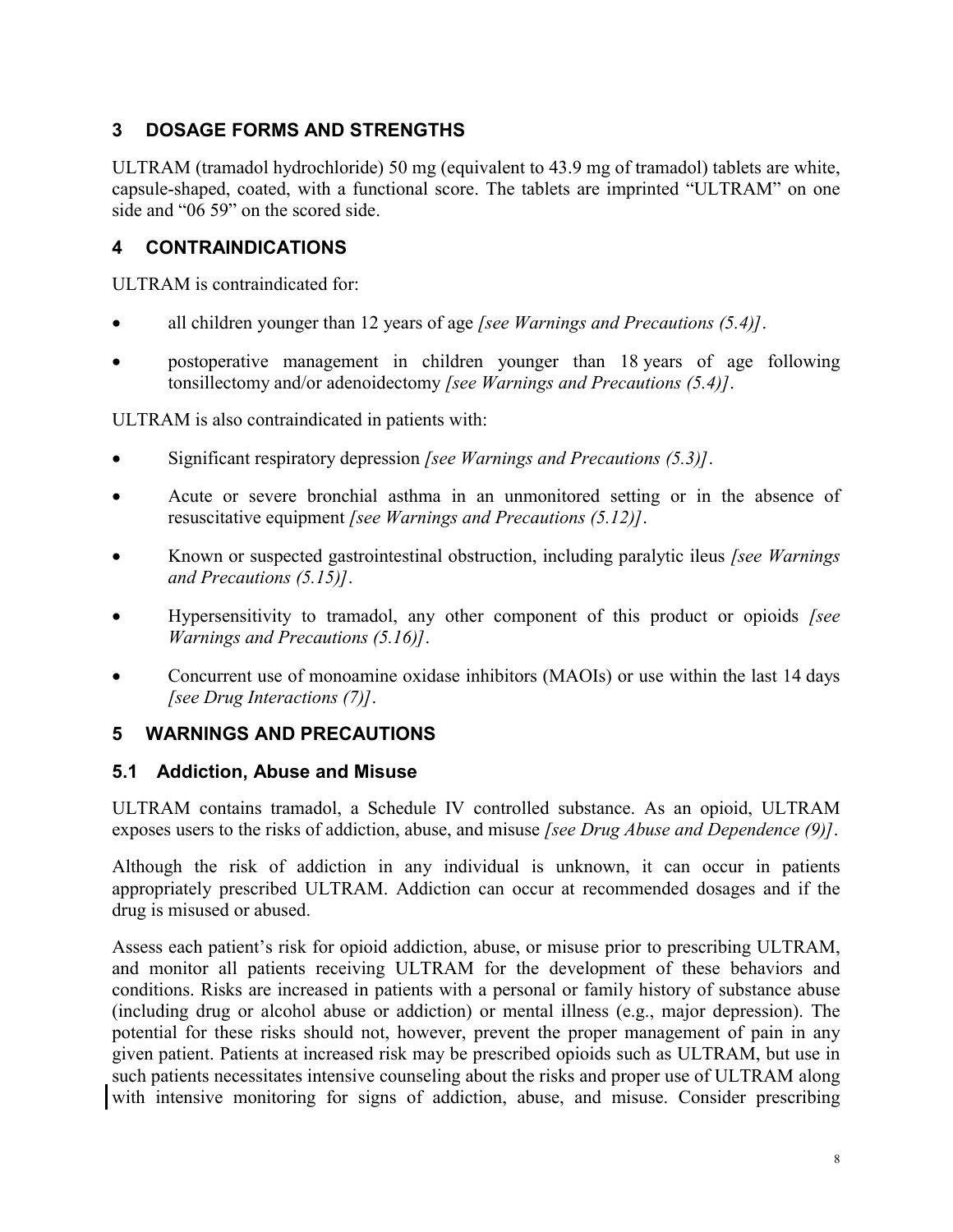## 3 DOSAGE FORMS AND STRENGTHS

ULTRAM (tramadol hydrochloride) 50 mg (equivalent to 43.9 mg of tramadol) tablets are white, capsule-shaped, coated, with a functional score. The tablets are imprinted "ULTRAM" on one side and "06 59" on the scored side.

## 4 CONTRAINDICATIONS

ULTRAM is contraindicated for:

- all children younger than 12 years of age *[see Warnings and Precautions (5.4)]*.
- postoperative management in children younger than 18 years of age following tonsillectomy and/or adenoidectomy *[see Warnings and Precautions (5.4)]*.

ULTRAM is also contraindicated in patients with:

- Significant respiratory depression *[see Warnings and Precautions (5.3)]*.
- Acute or severe bronchial asthma in an unmonitored setting or in the absence of resuscitative equipment *[see Warnings and Precautions (5.12)]*.
- Known or suspected gastrointestinal obstruction, including paralytic ileus *[see Warnings and Precautions (5.15)]*.
- Hypersensitivity to tramadol, any other component of this product or opioids *[see Warnings and Precautions (5.16)]*.
- Concurrent use of monoamine oxidase inhibitors (MAOIs) or use within the last 14 days *[see Drug Interactions (7)]*.

## 5 WARNINGS AND PRECAUTIONS

### 5.1 Addiction, Abuse and Misuse

ULTRAM contains tramadol, a Schedule IV controlled substance. As an opioid, ULTRAM exposes users to the risks of addiction, abuse, and misuse *[see Drug Abuse and Dependence (9)]*.

Although the risk of addiction in any individual is unknown, it can occur in patients appropriately prescribed ULTRAM. Addiction can occur at recommended dosages and if the drug is misused or abused.

Assess each patient's risk for opioid addiction, abuse, or misuse prior to prescribing ULTRAM, and monitor all patients receiving ULTRAM for the development of these behaviors and conditions. Risks are increased in patients with a personal or family history of substance abuse (including drug or alcohol abuse or addiction) or mental illness (e.g., major depression). The potential for these risks should not, however, prevent the proper management of pain in any given patient. Patients at increased risk may be prescribed opioids such as ULTRAM, but use in such patients necessitates intensive counseling about the risks and proper use of ULTRAM along with intensive monitoring for signs of addiction, abuse, and misuse. Consider prescribing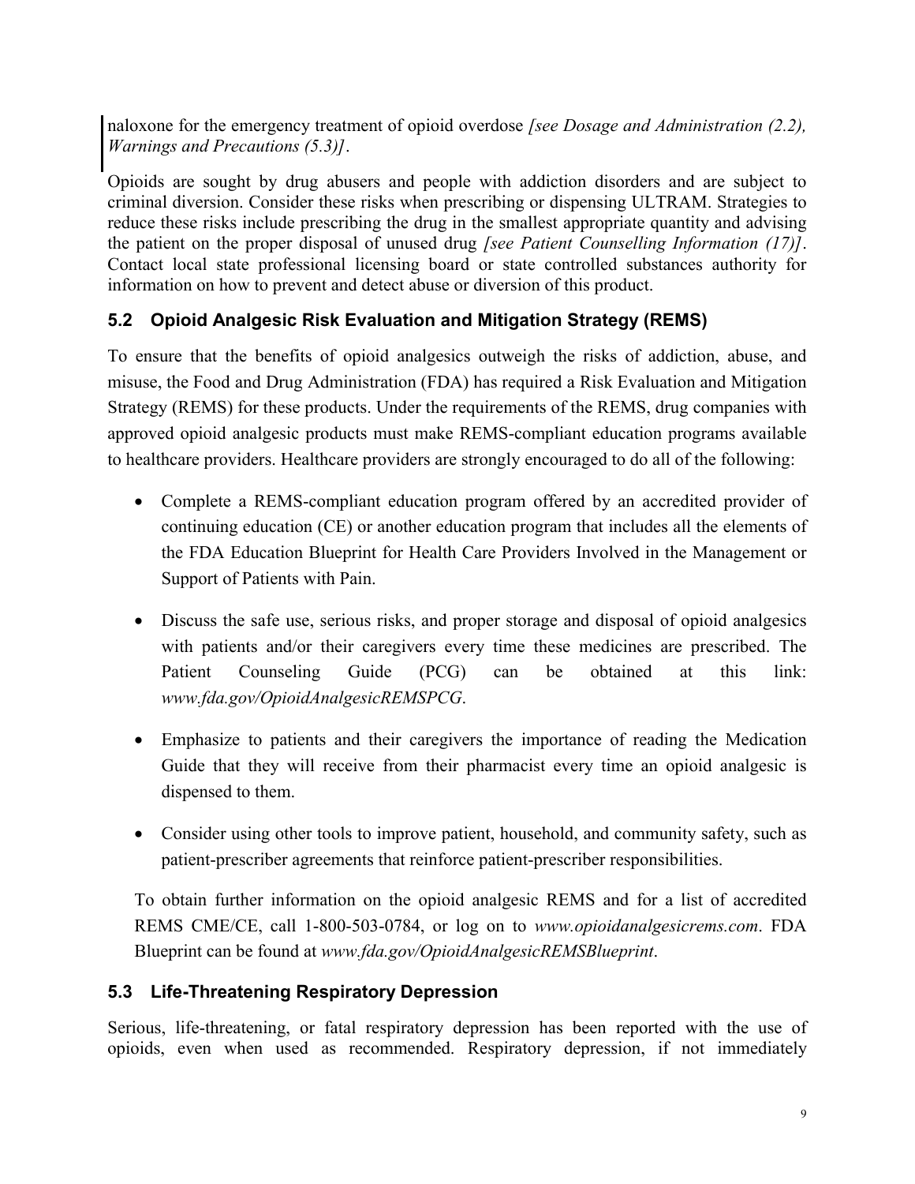naloxone for the emergency treatment of opioid overdose *[see Dosage and Administration (2.2), Warnings and Precautions (5.3)]*.

Opioids are sought by drug abusers and people with addiction disorders and are subject to criminal diversion. Consider these risks when prescribing or dispensing ULTRAM. Strategies to reduce these risks include prescribing the drug in the smallest appropriate quantity and advising the patient on the proper disposal of unused drug *[see Patient Counselling Information (17)]*. Contact local state professional licensing board or state controlled substances authority for information on how to prevent and detect abuse or diversion of this product.

### 5.2 Opioid Analgesic Risk Evaluation and Mitigation Strategy (REMS)

To ensure that the benefits of opioid analgesics outweigh the risks of addiction, abuse, and misuse, the Food and Drug Administration (FDA) has required a Risk Evaluation and Mitigation Strategy (REMS) for these products. Under the requirements of the REMS, drug companies with approved opioid analgesic products must make REMS-compliant education programs available to healthcare providers. Healthcare providers are strongly encouraged to do all of the following:

- Complete a REMS-compliant education program offered by an accredited provider of continuing education (CE) or another education program that includes all the elements of the FDA Education Blueprint for Health Care Providers Involved in the Management or Support of Patients with Pain.
- Discuss the safe use, serious risks, and proper storage and disposal of opioid analgesics with patients and/or their caregivers every time these medicines are prescribed. The Patient Counseling Guide (PCG) can be obtained at this link: *www.fda.gov/OpioidAnalgesicREMSPCG*.
- Emphasize to patients and their caregivers the importance of reading the Medication Guide that they will receive from their pharmacist every time an opioid analgesic is dispensed to them.
- Consider using other tools to improve patient, household, and community safety, such as patient-prescriber agreements that reinforce patient-prescriber responsibilities.

To obtain further information on the opioid analgesic REMS and for a list of accredited REMS CME/CE, call 1-800-503-0784, or log on to *www.opioidanalgesicrems.com*. FDA Blueprint can be found at *www.fda.gov/OpioidAnalgesicREMSBlueprint*.

### 5.3 Life-Threatening Respiratory Depression

Serious, life-threatening, or fatal respiratory depression has been reported with the use of opioids, even when used as recommended. Respiratory depression, if not immediately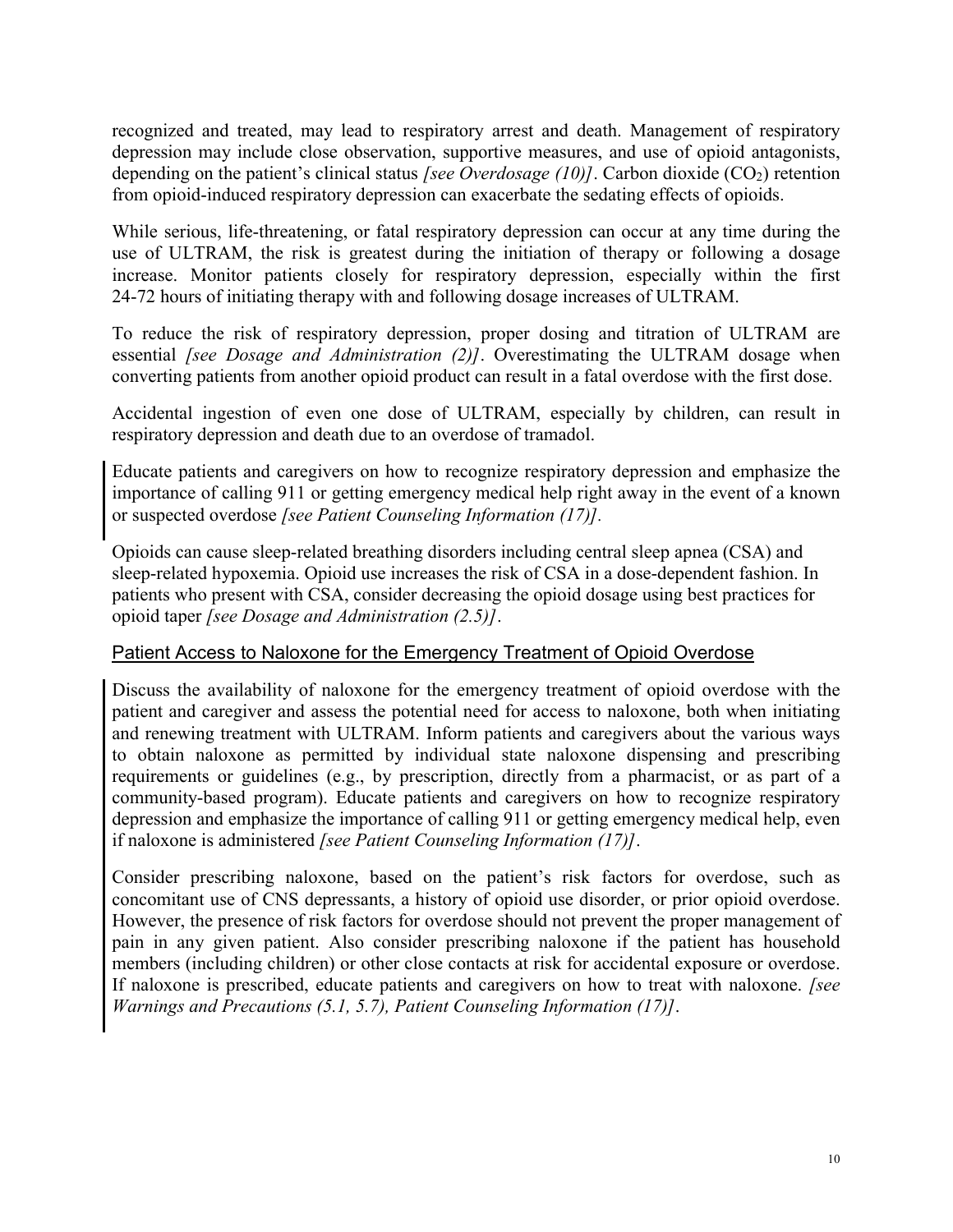recognized and treated, may lead to respiratory arrest and death. Management of respiratory depression may include close observation, supportive measures, and use of opioid antagonists, depending on the patient's clinical status *[see Overdosage (10)]*. Carbon dioxide ($CO_2$) retention from opioid-induced respiratory depression can exacerbate the sedating effects of opioids.

While serious, life-threatening, or fatal respiratory depression can occur at any time during the use of ULTRAM, the risk is greatest during the initiation of therapy or following a dosage increase. Monitor patients closely for respiratory depression, especially within the first 24-72 hours of initiating therapy with and following dosage increases of ULTRAM.

To reduce the risk of respiratory depression, proper dosing and titration of ULTRAM are essential *[see Dosage and Administration (2)]*. Overestimating the ULTRAM dosage when converting patients from another opioid product can result in a fatal overdose with the first dose.

Accidental ingestion of even one dose of ULTRAM, especially by children, can result in respiratory depression and death due to an overdose of tramadol.

Educate patients and caregivers on how to recognize respiratory depression and emphasize the importance of calling 911 or getting emergency medical help right away in the event of a known or suspected overdose *[see Patient Counseling Information (17)]*.

Opioids can cause sleep-related breathing disorders including central sleep apnea (CSA) and sleep-related hypoxemia. Opioid use increases the risk of CSA in a dose-dependent fashion. In patients who present with CSA, consider decreasing the opioid dosage using best practices for opioid taper *[see Dosage and Administration (2.5)]*.

Patient Access to Naloxone for the Emergency Treatment of Opioid Overdose

Discuss the availability of naloxone for the emergency treatment of opioid overdose with the patient and caregiver and assess the potential need for access to naloxone, both when initiating and renewing treatment with ULTRAM. Inform patients and caregivers about the various ways to obtain naloxone as permitted by individual state naloxone dispensing and prescribing requirements or guidelines (e.g., by prescription, directly from a pharmacist, or as part of a community-based program). Educate patients and caregivers on how to recognize respiratory depression and emphasize the importance of calling 911 or getting emergency medical help, even if naloxone is administered *[see Patient Counseling Information (17)]*.

Consider prescribing naloxone, based on the patient's risk factors for overdose, such as concomitant use of CNS depressants, a history of opioid use disorder, or prior opioid overdose. However, the presence of risk factors for overdose should not prevent the proper management of pain in any given patient. Also consider prescribing naloxone if the patient has household members (including children) or other close contacts at risk for accidental exposure or overdose. If naloxone is prescribed, educate patients and caregivers on how to treat with naloxone. *[see Warnings and Precautions (5.1, 5.7), Patient Counseling Information (17)]*.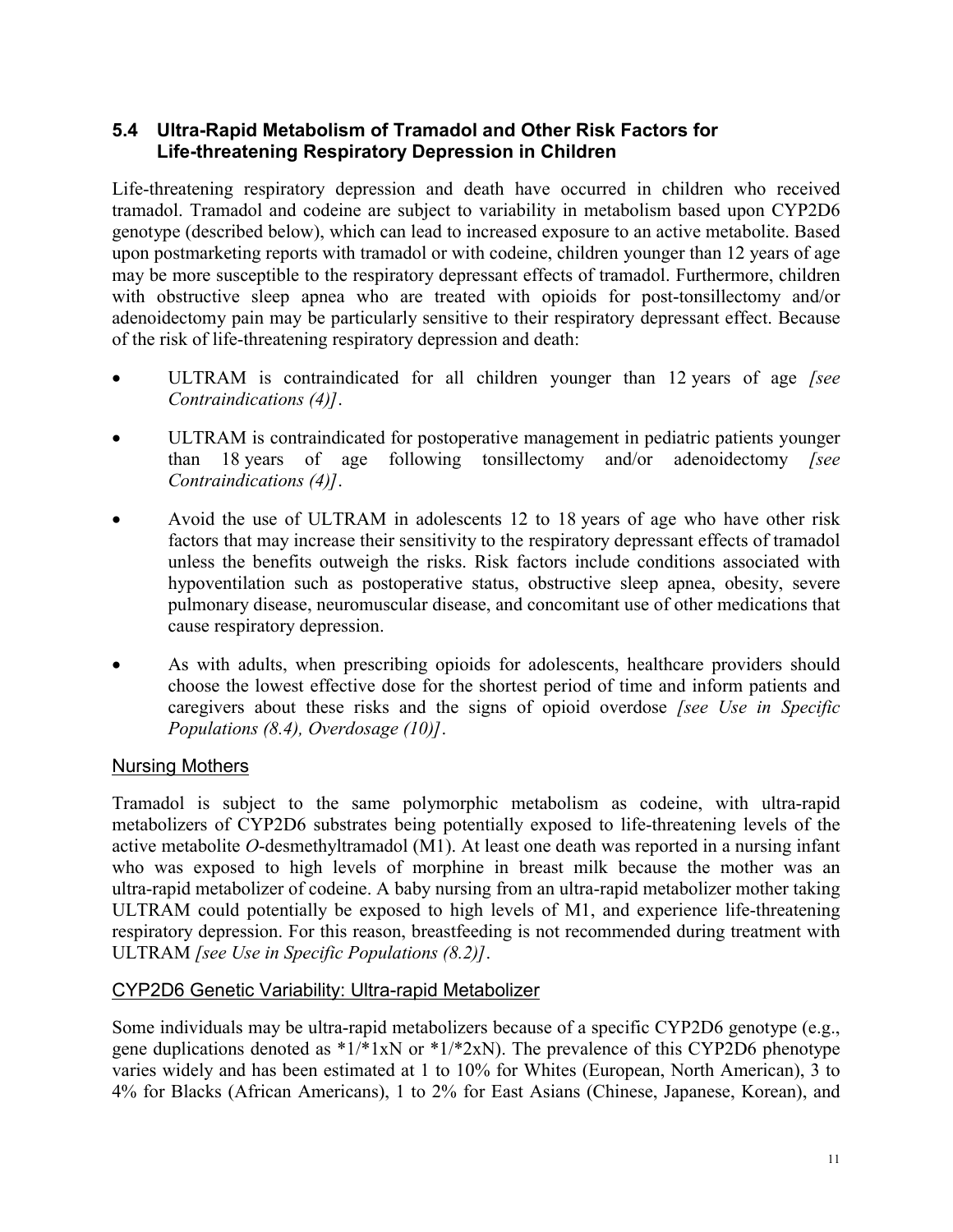### 5.4 Ultra-Rapid Metabolism of Tramadol and Other Risk Factors for Life-threatening Respiratory Depression in Children

Life-threatening respiratory depression and death have occurred in children who received tramadol. Tramadol and codeine are subject to variability in metabolism based upon CYP2D6 genotype (described below), which can lead to increased exposure to an active metabolite. Based upon postmarketing reports with tramadol or with codeine, children younger than 12 years of age may be more susceptible to the respiratory depressant effects of tramadol. Furthermore, children with obstructive sleep apnea who are treated with opioids for post-tonsillectomy and/or adenoidectomy pain may be particularly sensitive to their respiratory depressant effect. Because of the risk of life-threatening respiratory depression and death:

- ULTRAM is contraindicated for all children younger than 12 years of age *[see Contraindications (4)]*.
- ULTRAM is contraindicated for postoperative management in pediatric patients younger than 18 years of age following tonsillectomy and/or adenoidectomy *[see Contraindications (4)]*.
- Avoid the use of ULTRAM in adolescents 12 to 18 years of age who have other risk factors that may increase their sensitivity to the respiratory depressant effects of tramadol unless the benefits outweigh the risks. Risk factors include conditions associated with hypoventilation such as postoperative status, obstructive sleep apnea, obesity, severe pulmonary disease, neuromuscular disease, and concomitant use of other medications that cause respiratory depression.
- As with adults, when prescribing opioids for adolescents, healthcare providers should choose the lowest effective dose for the shortest period of time and inform patients and caregivers about these risks and the signs of opioid overdose *[see Use in Specific Populations (8.4), Overdosage (10)]*.

<u>Nursing Mothers</u>

Tramadol is subject to the same polymorphic metabolism as codeine, with ultra-rapid metabolizers of CYP2D6 substrates being potentially exposed to life-threatening levels of the active metabolite *O*-desmethyltramadol (M1). At least one death was reported in a nursing infant who was exposed to high levels of morphine in breast milk because the mother was an ultra-rapid metabolizer of codeine. A baby nursing from an ultra-rapid metabolizer mother taking ULTRAM could potentially be exposed to high levels of M1, and experience life-threatening respiratory depression. For this reason, breastfeeding is not recommended during treatment with ULTRAM *[see Use in Specific Populations (8.2)]*.

<u>CYP2D6 Genetic Variability: Ultra-rapid Metabolizer</u>

Some individuals may be ultra-rapid metabolizers because of a specific CYP2D6 genotype (e.g., gene duplications denoted as *1/*1xN or *1/*2xN). The prevalence of this CYP2D6 phenotype varies widely and has been estimated at 1 to 10% for Whites (European, North American), 3 to 4% for Blacks (African Americans), 1 to 2% for East Asians (Chinese, Japanese, Korean), and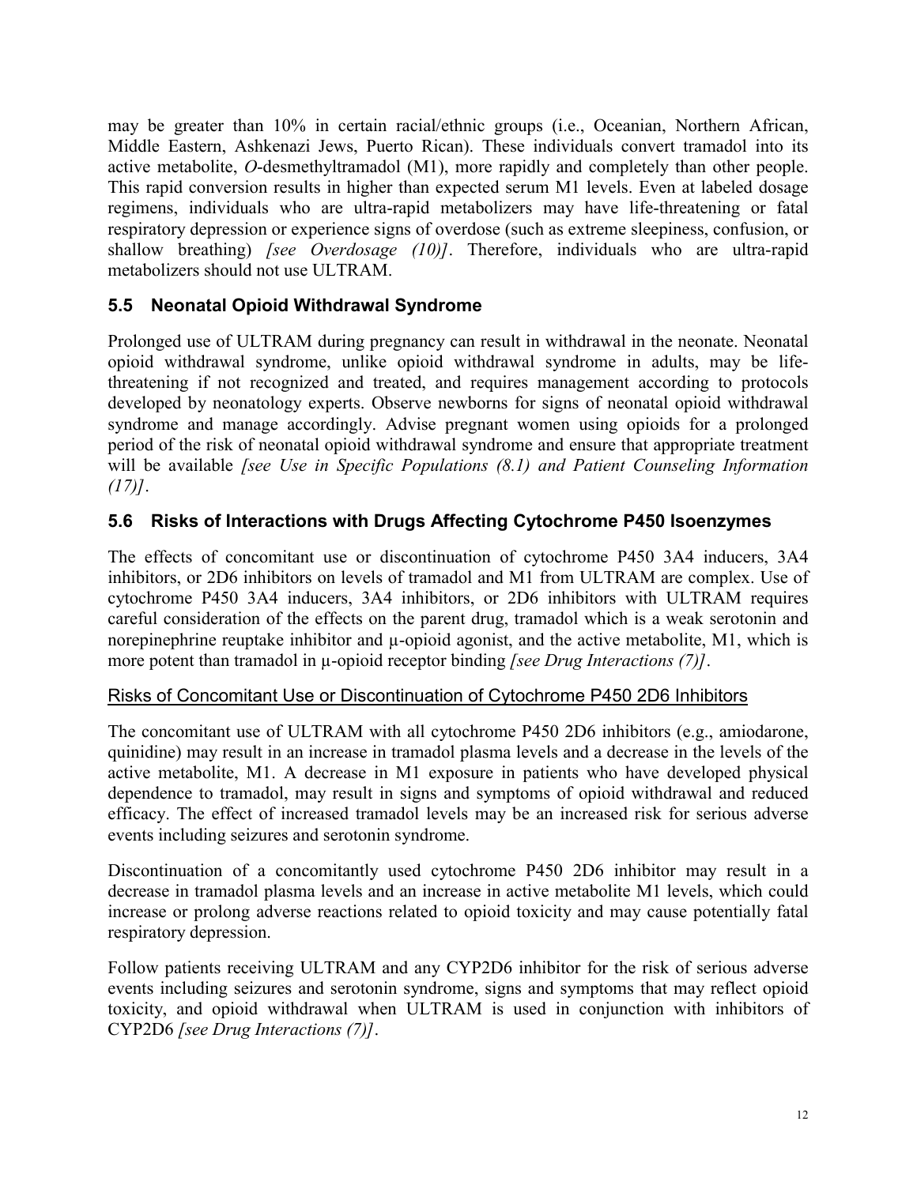may be greater than 10% in certain racial/ethnic groups (i.e., Oceanian, Northern African, Middle Eastern, Ashkenazi Jews, Puerto Rican). These individuals convert tramadol into its active metabolite, *O*-desmethyltramadol (M1), more rapidly and completely than other people. This rapid conversion results in higher than expected serum M1 levels. Even at labeled dosage regimens, individuals who are ultra-rapid metabolizers may have life-threatening or fatal respiratory depression or experience signs of overdose (such as extreme sleepiness, confusion, or shallow breathing) *[see Overdosage (10)]*. Therefore, individuals who are ultra-rapid metabolizers should not use ULTRAM.

## 5.5 Neonatal Opioid Withdrawal Syndrome

Prolonged use of ULTRAM during pregnancy can result in withdrawal in the neonate. Neonatal opioid withdrawal syndrome, unlike opioid withdrawal syndrome in adults, may be life-threatening if not recognized and treated, and requires management according to protocols developed by neonatology experts. Observe newborns for signs of neonatal opioid withdrawal syndrome and manage accordingly. Advise pregnant women using opioids for a prolonged period of the risk of neonatal opioid withdrawal syndrome and ensure that appropriate treatment will be available *[see Use in Specific Populations (8.1) and Patient Counseling Information (17)]*.

## 5.6 Risks of Interactions with Drugs Affecting Cytochrome P450 Isoenzymes

The effects of concomitant use or discontinuation of cytochrome P450 3A4 inducers, 3A4 inhibitors, or 2D6 inhibitors on levels of tramadol and M1 from ULTRAM are complex. Use of cytochrome P450 3A4 inducers, 3A4 inhibitors, or 2D6 inhibitors with ULTRAM requires careful consideration of the effects on the parent drug, tramadol which is a weak serotonin and norepinephrine reuptake inhibitor and μ-opioid agonist, and the active metabolite, M1, which is more potent than tramadol in μ-opioid receptor binding *[see Drug Interactions (7)]*.

### Risks of Concomitant Use or Discontinuation of Cytochrome P450 2D6 Inhibitors

The concomitant use of ULTRAM with all cytochrome P450 2D6 inhibitors (e.g., amiodarone, quinidine) may result in an increase in tramadol plasma levels and a decrease in the levels of the active metabolite, M1. A decrease in M1 exposure in patients who have developed physical dependence to tramadol, may result in signs and symptoms of opioid withdrawal and reduced efficacy. The effect of increased tramadol levels may be an increased risk for serious adverse events including seizures and serotonin syndrome.

Discontinuation of a concomitantly used cytochrome P450 2D6 inhibitor may result in a decrease in tramadol plasma levels and an increase in active metabolite M1 levels, which could increase or prolong adverse reactions related to opioid toxicity and may cause potentially fatal respiratory depression.

Follow patients receiving ULTRAM and any CYP2D6 inhibitor for the risk of serious adverse events including seizures and serotonin syndrome, signs and symptoms that may reflect opioid toxicity, and opioid withdrawal when ULTRAM is used in conjunction with inhibitors of CYP2D6 *[see Drug Interactions (7)]*.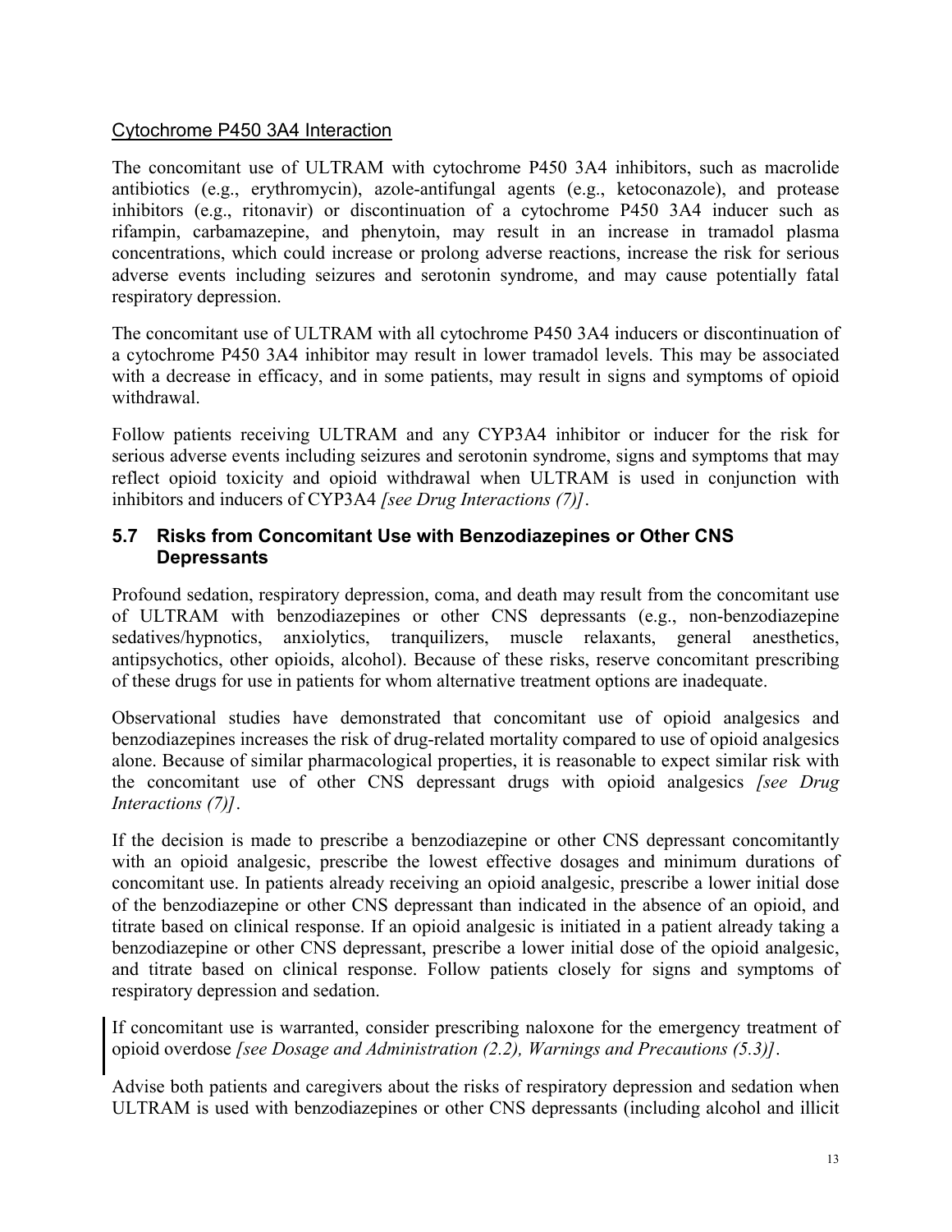Cytochrome P450 3A4 Interaction

The concomitant use of ULTRAM with cytochrome P450 3A4 inhibitors, such as macrolide antibiotics (e.g., erythromycin), azole-antifungal agents (e.g., ketoconazole), and protease inhibitors (e.g., ritonavir) or discontinuation of a cytochrome P450 3A4 inducer such as rifampin, carbamazepine, and phenytoin, may result in an increase in tramadol plasma concentrations, which could increase or prolong adverse reactions, increase the risk for serious adverse events including seizures and serotonin syndrome, and may cause potentially fatal respiratory depression.

The concomitant use of ULTRAM with all cytochrome P450 3A4 inducers or discontinuation of a cytochrome P450 3A4 inhibitor may result in lower tramadol levels. This may be associated with a decrease in efficacy, and in some patients, may result in signs and symptoms of opioid withdrawal.

Follow patients receiving ULTRAM and any CYP3A4 inhibitor or inducer for the risk for serious adverse events including seizures and serotonin syndrome, signs and symptoms that may reflect opioid toxicity and opioid withdrawal when ULTRAM is used in conjunction with inhibitors and inducers of CYP3A4 *[see Drug Interactions (7)]*.

### 5.7 Risks from Concomitant Use with Benzodiazepines or Other CNS Depressants

Profound sedation, respiratory depression, coma, and death may result from the concomitant use of ULTRAM with benzodiazepines or other CNS depressants (e.g., non-benzodiazepine sedatives/hypnotics, anxiolytics, tranquilizers, muscle relaxants, general anesthetics, antipsychotics, other opioids, alcohol). Because of these risks, reserve concomitant prescribing of these drugs for use in patients for whom alternative treatment options are inadequate.

Observational studies have demonstrated that concomitant use of opioid analgesics and benzodiazepines increases the risk of drug-related mortality compared to use of opioid analgesics alone. Because of similar pharmacological properties, it is reasonable to expect similar risk with the concomitant use of other CNS depressant drugs with opioid analgesics *[see Drug Interactions (7)]*.

If the decision is made to prescribe a benzodiazepine or other CNS depressant concomitantly with an opioid analgesic, prescribe the lowest effective dosages and minimum durations of concomitant use. In patients already receiving an opioid analgesic, prescribe a lower initial dose of the benzodiazepine or other CNS depressant than indicated in the absence of an opioid, and titrate based on clinical response. If an opioid analgesic is initiated in a patient already taking a benzodiazepine or other CNS depressant, prescribe a lower initial dose of the opioid analgesic, and titrate based on clinical response. Follow patients closely for signs and symptoms of respiratory depression and sedation.

If concomitant use is warranted, consider prescribing naloxone for the emergency treatment of opioid overdose *[see Dosage and Administration (2.2), Warnings and Precautions (5.3)]*.

Advise both patients and caregivers about the risks of respiratory depression and sedation when ULTRAM is used with benzodiazepines or other CNS depressants (including alcohol and illicit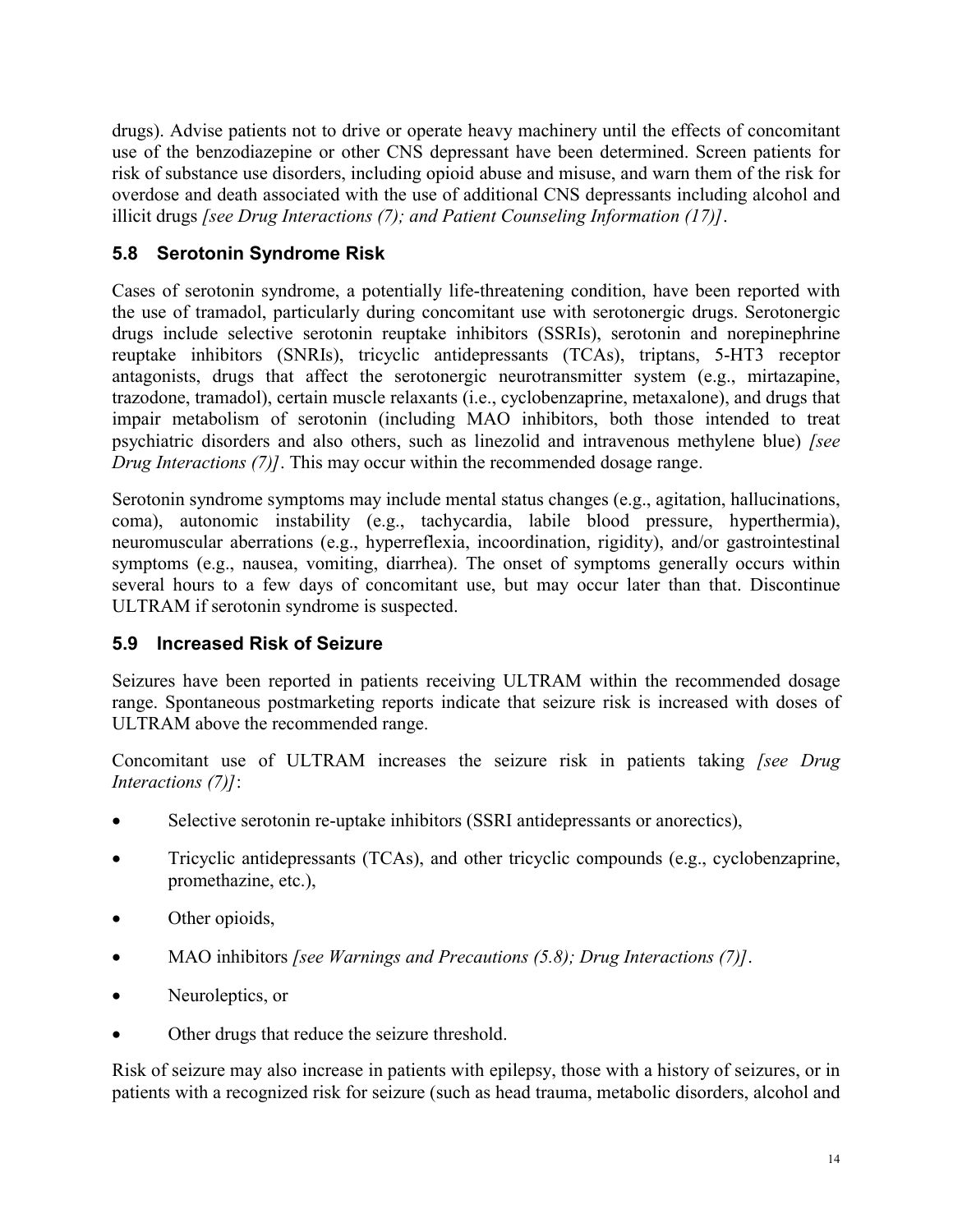drugs). Advise patients not to drive or operate heavy machinery until the effects of concomitant use of the benzodiazepine or other CNS depressant have been determined. Screen patients for risk of substance use disorders, including opioid abuse and misuse, and warn them of the risk for overdose and death associated with the use of additional CNS depressants including alcohol and illicit drugs *[see Drug Interactions (7); and Patient Counseling Information (17)]*.

### 5.8 Serotonin Syndrome Risk

Cases of serotonin syndrome, a potentially life-threatening condition, have been reported with the use of tramadol, particularly during concomitant use with serotonergic drugs. Serotonergic drugs include selective serotonin reuptake inhibitors (SSRIs), serotonin and norepinephrine reuptake inhibitors (SNRIs), tricyclic antidepressants (TCAs), triptans, 5-HT3 receptor antagonists, drugs that affect the serotonergic neurotransmitter system (e.g., mirtazapine, trazodone, tramadol), certain muscle relaxants (i.e., cyclobenzaprine, metaxalone), and drugs that impair metabolism of serotonin (including MAO inhibitors, both those intended to treat psychiatric disorders and also others, such as linezolid and intravenous methylene blue) *[see Drug Interactions (7)]*. This may occur within the recommended dosage range.

Serotonin syndrome symptoms may include mental status changes (e.g., agitation, hallucinations, coma), autonomic instability (e.g., tachycardia, labile blood pressure, hyperthermia), neuromuscular aberrations (e.g., hyperreflexia, incoordination, rigidity), and/or gastrointestinal symptoms (e.g., nausea, vomiting, diarrhea). The onset of symptoms generally occurs within several hours to a few days of concomitant use, but may occur later than that. Discontinue ULTRAM if serotonin syndrome is suspected.

### 5.9 Increased Risk of Seizure

Seizures have been reported in patients receiving ULTRAM within the recommended dosage range. Spontaneous postmarketing reports indicate that seizure risk is increased with doses of ULTRAM above the recommended range.

Concomitant use of ULTRAM increases the seizure risk in patients taking *[see Drug Interactions (7)]*:

- Selective serotonin re-uptake inhibitors (SSRI antidepressants or anorectics),
- Tricyclic antidepressants (TCAs), and other tricyclic compounds (e.g., cyclobenzaprine, promethazine, etc.),
- Other opioids,
- MAO inhibitors *[see Warnings and Precautions (5.8); Drug Interactions (7)]*.
- Neuroleptics, or
- Other drugs that reduce the seizure threshold.

Risk of seizure may also increase in patients with epilepsy, those with a history of seizures, or in patients with a recognized risk for seizure (such as head trauma, metabolic disorders, alcohol and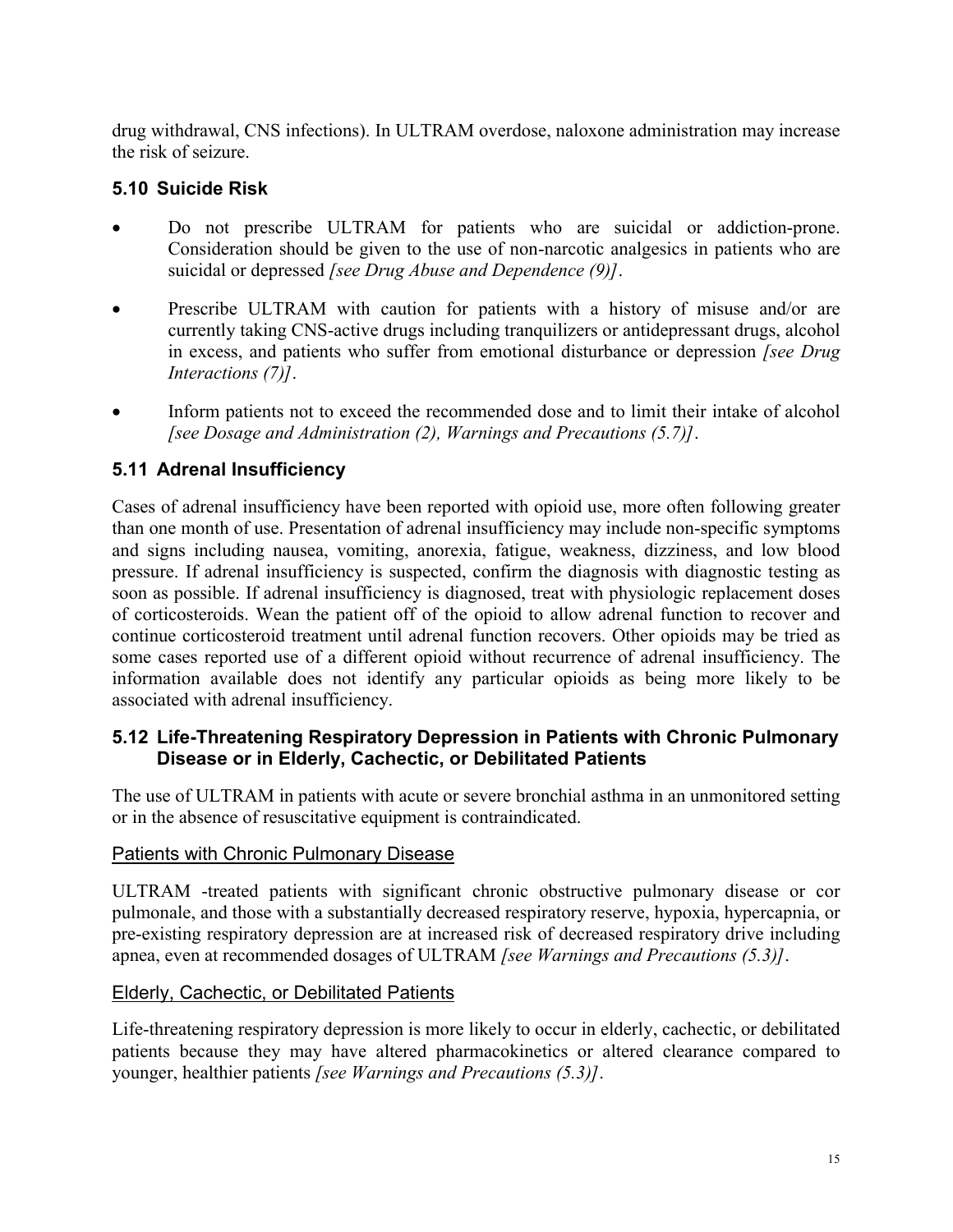drug withdrawal, CNS infections). In ULTRAM overdose, naloxone administration may increase the risk of seizure.

### 5.10 Suicide Risk

- Do not prescribe ULTRAM for patients who are suicidal or addiction-prone. Consideration should be given to the use of non-narcotic analgesics in patients who are suicidal or depressed *[see Drug Abuse and Dependence (9)]*.
- Prescribe ULTRAM with caution for patients with a history of misuse and/or are currently taking CNS-active drugs including tranquilizers or antidepressant drugs, alcohol in excess, and patients who suffer from emotional disturbance or depression *[see Drug Interactions (7)]*.
- Inform patients not to exceed the recommended dose and to limit their intake of alcohol *[see Dosage and Administration (2), Warnings and Precautions (5.7)]*.

### 5.11 Adrenal Insufficiency

Cases of adrenal insufficiency have been reported with opioid use, more often following greater than one month of use. Presentation of adrenal insufficiency may include non-specific symptoms and signs including nausea, vomiting, anorexia, fatigue, weakness, dizziness, and low blood pressure. If adrenal insufficiency is suspected, confirm the diagnosis with diagnostic testing as soon as possible. If adrenal insufficiency is diagnosed, treat with physiologic replacement doses of corticosteroids. Wean the patient off of the opioid to allow adrenal function to recover and continue corticosteroid treatment until adrenal function recovers. Other opioids may be tried as some cases reported use of a different opioid without recurrence of adrenal insufficiency. The information available does not identify any particular opioids as being more likely to be associated with adrenal insufficiency.

### 5.12 Life-Threatening Respiratory Depression in Patients with Chronic Pulmonary Disease or in Elderly, Cachectic, or Debilitated Patients

The use of ULTRAM in patients with acute or severe bronchial asthma in an unmonitored setting or in the absence of resuscitative equipment is contraindicated.

#### Patients with Chronic Pulmonary Disease

ULTRAM -treated patients with significant chronic obstructive pulmonary disease or cor pulmonale, and those with a substantially decreased respiratory reserve, hypoxia, hypercapnia, or pre-existing respiratory depression are at increased risk of decreased respiratory drive including apnea, even at recommended dosages of ULTRAM *[see Warnings and Precautions (5.3)]*.

#### Elderly, Cachectic, or Debilitated Patients

Life-threatening respiratory depression is more likely to occur in elderly, cachectic, or debilitated patients because they may have altered pharmacokinetics or altered clearance compared to younger, healthier patients *[see Warnings and Precautions (5.3)]*.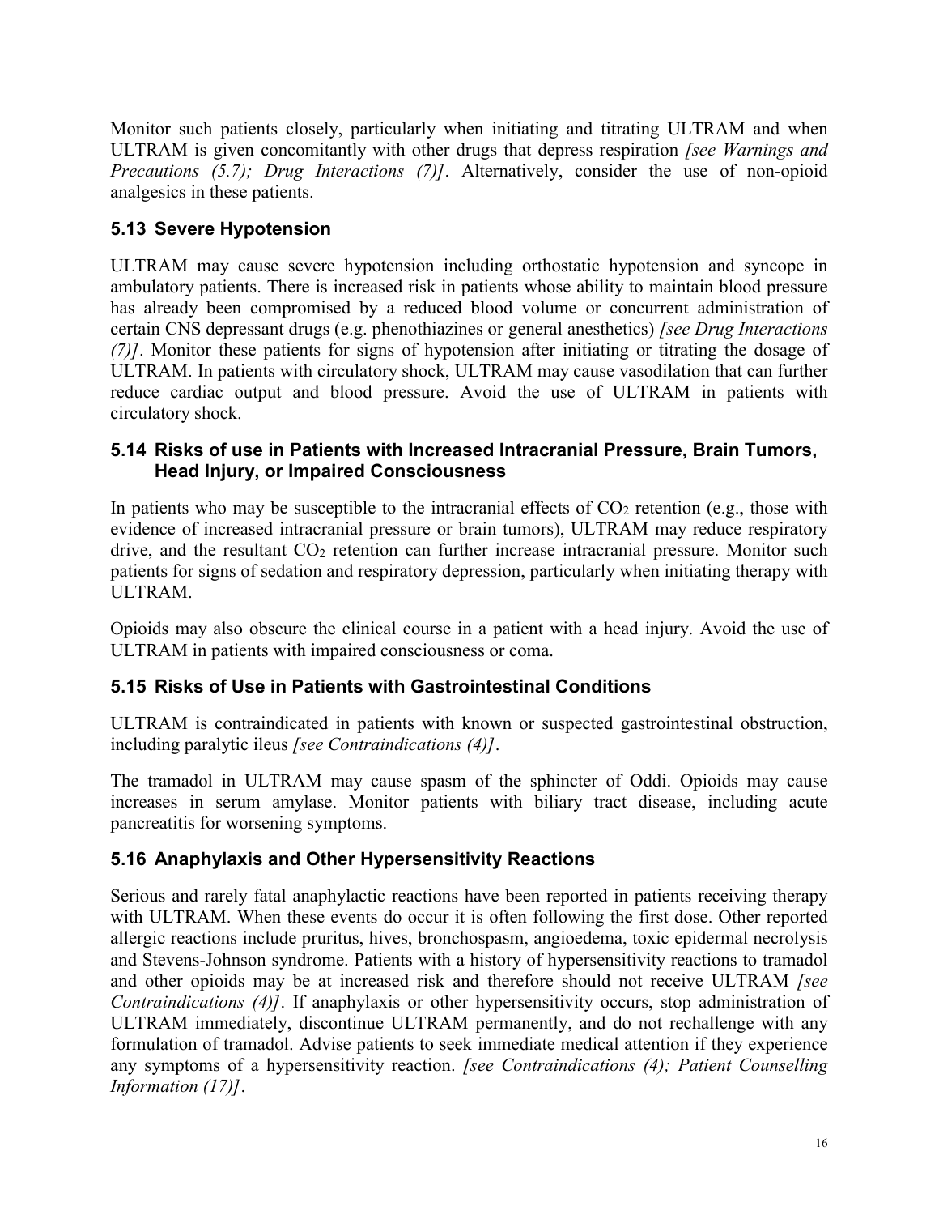Monitor such patients closely, particularly when initiating and titrating ULTRAM and when ULTRAM is given concomitantly with other drugs that depress respiration *[see Warnings and Precautions (5.7); Drug Interactions (7)]*. Alternatively, consider the use of non-opioid analgesics in these patients.

### 5.13 Severe Hypotension

ULTRAM may cause severe hypotension including orthostatic hypotension and syncope in ambulatory patients. There is increased risk in patients whose ability to maintain blood pressure has already been compromised by a reduced blood volume or concurrent administration of certain CNS depressant drugs (e.g. phenothiazines or general anesthetics) *[see Drug Interactions (7)]*. Monitor these patients for signs of hypotension after initiating or titrating the dosage of ULTRAM. In patients with circulatory shock, ULTRAM may cause vasodilation that can further reduce cardiac output and blood pressure. Avoid the use of ULTRAM in patients with circulatory shock.

### 5.14 Risks of use in Patients with Increased Intracranial Pressure, Brain Tumors, Head Injury, or Impaired Consciousness

In patients who may be susceptible to the intracranial effects of $CO_2$ retention (e.g., those with evidence of increased intracranial pressure or brain tumors), ULTRAM may reduce respiratory drive, and the resultant $CO_2$ retention can further increase intracranial pressure. Monitor such patients for signs of sedation and respiratory depression, particularly when initiating therapy with ULTRAM.

Opioids may also obscure the clinical course in a patient with a head injury. Avoid the use of ULTRAM in patients with impaired consciousness or coma.

### 5.15 Risks of Use in Patients with Gastrointestinal Conditions

ULTRAM is contraindicated in patients with known or suspected gastrointestinal obstruction, including paralytic ileus *[see Contraindications (4)]*.

The tramadol in ULTRAM may cause spasm of the sphincter of Oddi. Opioids may cause increases in serum amylase. Monitor patients with biliary tract disease, including acute pancreatitis for worsening symptoms.

### 5.16 Anaphylaxis and Other Hypersensitivity Reactions

Serious and rarely fatal anaphylactic reactions have been reported in patients receiving therapy with ULTRAM. When these events do occur it is often following the first dose. Other reported allergic reactions include pruritus, hives, bronchospasm, angioedema, toxic epidermal necrolysis and Stevens-Johnson syndrome. Patients with a history of hypersensitivity reactions to tramadol and other opioids may be at increased risk and therefore should not receive ULTRAM *[see Contraindications (4)]*. If anaphylaxis or other hypersensitivity occurs, stop administration of ULTRAM immediately, discontinue ULTRAM permanently, and do not rechallenge with any formulation of tramadol. Advise patients to seek immediate medical attention if they experience any symptoms of a hypersensitivity reaction. *[see Contraindications (4); Patient Counselling Information (17)]*.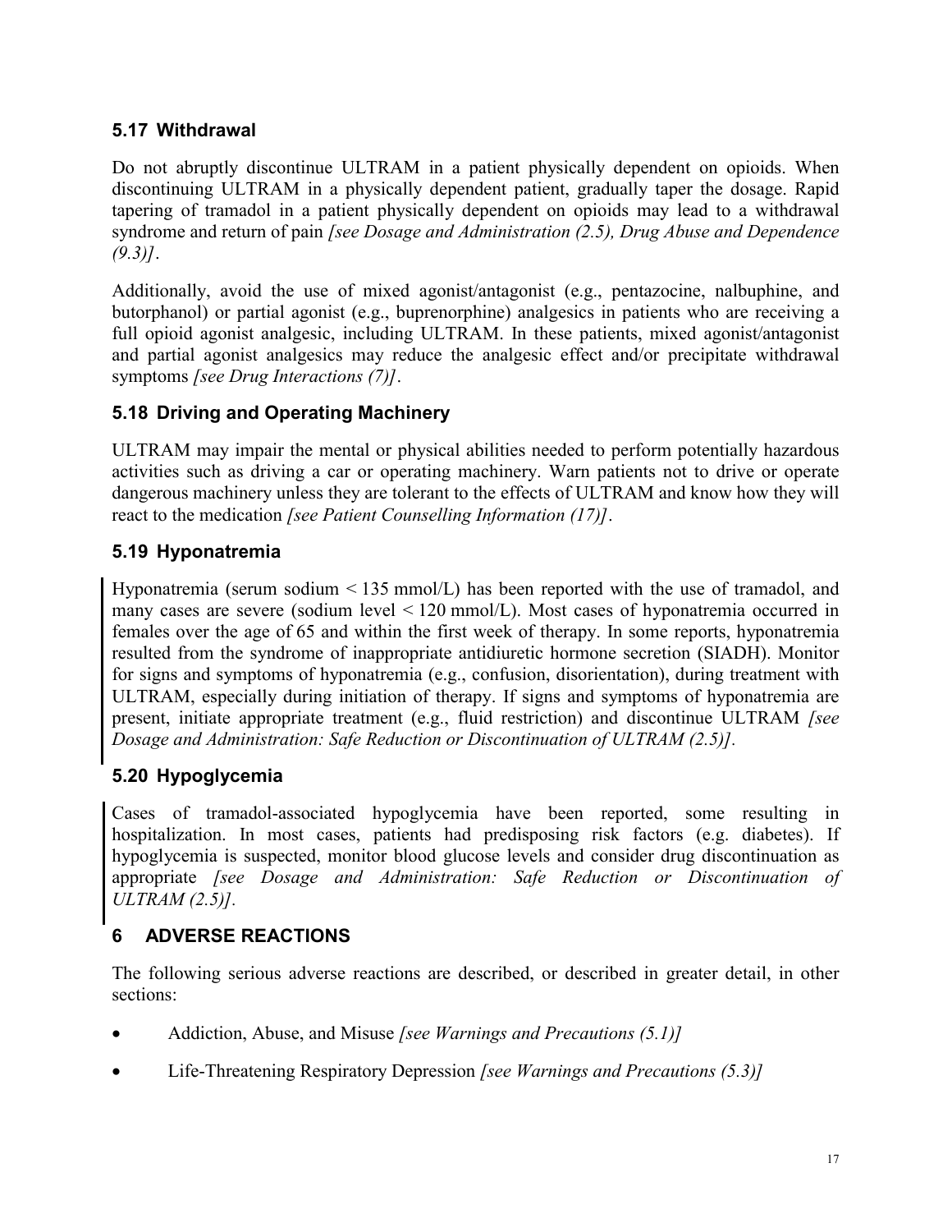### 5.17 Withdrawal

Do not abruptly discontinue ULTRAM in a patient physically dependent on opioids. When discontinuing ULTRAM in a physically dependent patient, gradually taper the dosage. Rapid tapering of tramadol in a patient physically dependent on opioids may lead to a withdrawal syndrome and return of pain *[see Dosage and Administration (2.5), Drug Abuse and Dependence (9.3)]*.

Additionally, avoid the use of mixed agonist/antagonist (e.g., pentazocine, nalbuphine, and butorphanol) or partial agonist (e.g., buprenorphine) analgesics in patients who are receiving a full opioid agonist analgesic, including ULTRAM. In these patients, mixed agonist/antagonist and partial agonist analgesics may reduce the analgesic effect and/or precipitate withdrawal symptoms *[see Drug Interactions (7)]*.

### 5.18 Driving and Operating Machinery

ULTRAM may impair the mental or physical abilities needed to perform potentially hazardous activities such as driving a car or operating machinery. Warn patients not to drive or operate dangerous machinery unless they are tolerant to the effects of ULTRAM and know how they will react to the medication *[see Patient Counselling Information (17)]*.

### 5.19 Hyponatremia

Hyponatremia (serum sodium < 135 mmol/L) has been reported with the use of tramadol, and many cases are severe (sodium level < 120 mmol/L). Most cases of hyponatremia occurred in females over the age of 65 and within the first week of therapy. In some reports, hyponatremia resulted from the syndrome of inappropriate antidiuretic hormone secretion (SIADH). Monitor for signs and symptoms of hyponatremia (e.g., confusion, disorientation), during treatment with ULTRAM, especially during initiation of therapy. If signs and symptoms of hyponatremia are present, initiate appropriate treatment (e.g., fluid restriction) and discontinue ULTRAM *[see Dosage and Administration: Safe Reduction or Discontinuation of ULTRAM (2.5)].*

### 5.20 Hypoglycemia

Cases of tramadol-associated hypoglycemia have been reported, some resulting in hospitalization. In most cases, patients had predisposing risk factors (e.g. diabetes). If hypoglycemia is suspected, monitor blood glucose levels and consider drug discontinuation as appropriate *[see Dosage and Administration: Safe Reduction or Discontinuation of ULTRAM (2.5)].*

## 6 ADVERSE REACTIONS

The following serious adverse reactions are described, or described in greater detail, in other sections:

- Addiction, Abuse, and Misuse *[see Warnings and Precautions (5.1)]*
- Life-Threatening Respiratory Depression *[see Warnings and Precautions (5.3)]*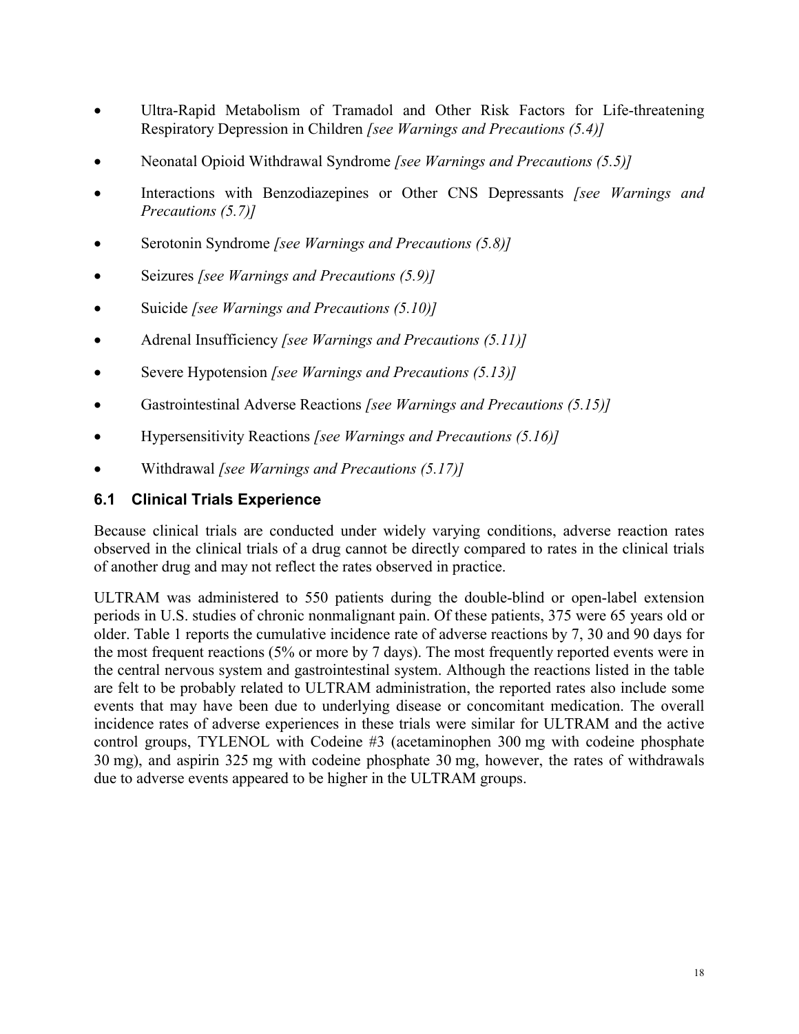- Ultra-Rapid Metabolism of Tramadol and Other Risk Factors for Life-threatening Respiratory Depression in Children *[see Warnings and Precautions (5.4)]*
- Neonatal Opioid Withdrawal Syndrome *[see Warnings and Precautions (5.5)]*
- Interactions with Benzodiazepines or Other CNS Depressants *[see Warnings and Precautions (5.7)]*
- Serotonin Syndrome *[see Warnings and Precautions (5.8)]*
- Seizures *[see Warnings and Precautions (5.9)]*
- Suicide *[see Warnings and Precautions (5.10)]*
- Adrenal Insufficiency *[see Warnings and Precautions (5.11)]*
- Severe Hypotension *[see Warnings and Precautions (5.13)]*
- Gastrointestinal Adverse Reactions *[see Warnings and Precautions (5.15)]*
- Hypersensitivity Reactions *[see Warnings and Precautions (5.16)]*
- Withdrawal *[see Warnings and Precautions (5.17)]*

## 6.1 Clinical Trials Experience

Because clinical trials are conducted under widely varying conditions, adverse reaction rates observed in the clinical trials of a drug cannot be directly compared to rates in the clinical trials of another drug and may not reflect the rates observed in practice.

ULTRAM was administered to 550 patients during the double-blind or open-label extension periods in U.S. studies of chronic nonmalignant pain. Of these patients, 375 were 65 years old or older. Table 1 reports the cumulative incidence rate of adverse reactions by 7, 30 and 90 days for the most frequent reactions (5% or more by 7 days). The most frequently reported events were in the central nervous system and gastrointestinal system. Although the reactions listed in the table are felt to be probably related to ULTRAM administration, the reported rates also include some events that may have been due to underlying disease or concomitant medication. The overall incidence rates of adverse experiences in these trials were similar for ULTRAM and the active control groups, TYLENOL with Codeine #3 (acetaminophen 300 mg with codeine phosphate 30 mg), and aspirin 325 mg with codeine phosphate 30 mg, however, the rates of withdrawals due to adverse events appeared to be higher in the ULTRAM groups.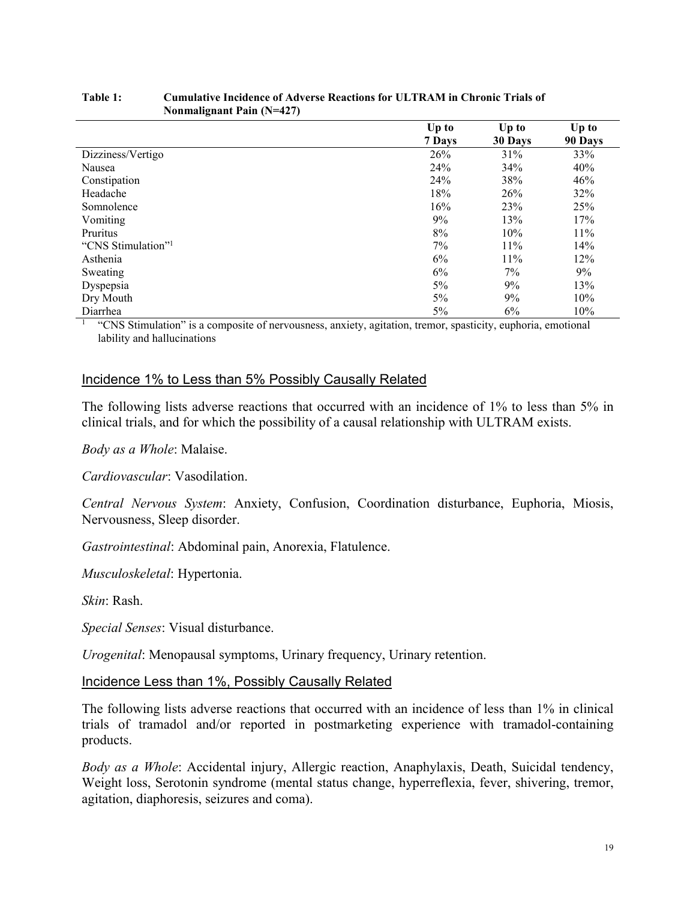**Table 1: Cumulative Incidence of Adverse Reactions for ULTRAM in Chronic Trials of Nonmalignant Pain (N=427)**

| | Up to 7 Days | Up to 30 Days | Up to 90 Days |
|---|---|---|---|
| Dizziness/Vertigo | 26% | 31% | 33% |
| Nausea | 24% | 34% | 40% |
| Constipation | 24% | 38% | 46% |
| Headache | 18% | 26% | 32% |
| Somnolence | 16% | 23% | 25% |
| Vomiting | 9% | 13% | 17% |
| Pruritus | 8% | 10% | 11% |
| "CNS Stimulation"[1] | 7% | 11% | 14% |
| Asthenia | 6% | 11% | 12% |
| Sweating | 6% | 7% | 9% |
| Dyspepsia | 5% | 9% | 13% |
| Dry Mouth | 5% | 9% | 10% |
| Diarrhea | 5% | 6% | 10% |

[1] "CNS Stimulation" is a composite of nervousness, anxiety, agitation, tremor, spasticity, euphoria, emotional lability and hallucinations

### Incidence 1% to Less than 5% Possibly Causally Related

The following lists adverse reactions that occurred with an incidence of 1% to less than 5% in clinical trials, and for which the possibility of a causal relationship with ULTRAM exists.

*Body as a Whole*: Malaise.

*Cardiovascular*: Vasodilation.

*Central Nervous System*: Anxiety, Confusion, Coordination disturbance, Euphoria, Miosis, Nervousness, Sleep disorder.

*Gastrointestinal*: Abdominal pain, Anorexia, Flatulence.

*Musculoskeletal*: Hypertonia.

*Skin*: Rash.

*Special Senses*: Visual disturbance.

*Urogenital*: Menopausal symptoms, Urinary frequency, Urinary retention.

### Incidence Less than 1%, Possibly Causally Related

The following lists adverse reactions that occurred with an incidence of less than 1% in clinical trials of tramadol and/or reported in postmarketing experience with tramadol-containing products.

*Body as a Whole*: Accidental injury, Allergic reaction, Anaphylaxis, Death, Suicidal tendency, Weight loss, Serotonin syndrome (mental status change, hyperreflexia, fever, shivering, tremor, agitation, diaphoresis, seizures and coma).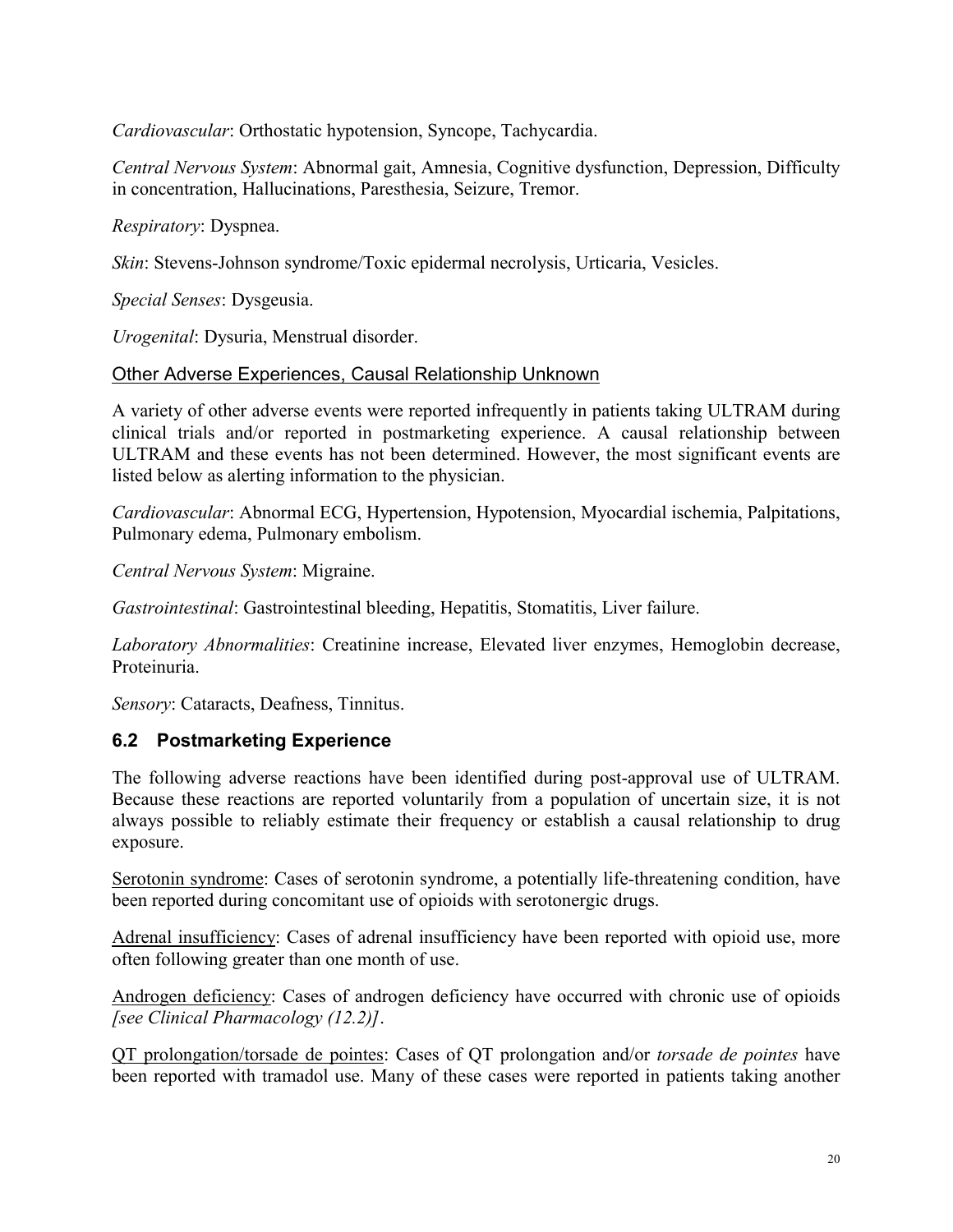*Cardiovascular*: Orthostatic hypotension, Syncope, Tachycardia.

*Central Nervous System*: Abnormal gait, Amnesia, Cognitive dysfunction, Depression, Difficulty in concentration, Hallucinations, Paresthesia, Seizure, Tremor.

*Respiratory*: Dyspnea.

*Skin*: Stevens-Johnson syndrome/Toxic epidermal necrolysis, Urticaria, Vesicles.

*Special Senses*: Dysgeusia.

*Urogenital*: Dysuria, Menstrual disorder.

Other Adverse Experiences, Causal Relationship Unknown

A variety of other adverse events were reported infrequently in patients taking ULTRAM during clinical trials and/or reported in postmarketing experience. A causal relationship between ULTRAM and these events has not been determined. However, the most significant events are listed below as alerting information to the physician.

*Cardiovascular*: Abnormal ECG, Hypertension, Hypotension, Myocardial ischemia, Palpitations, Pulmonary edema, Pulmonary embolism.

*Central Nervous System*: Migraine.

*Gastrointestinal*: Gastrointestinal bleeding, Hepatitis, Stomatitis, Liver failure.

*Laboratory Abnormalities*: Creatinine increase, Elevated liver enzymes, Hemoglobin decrease, Proteinuria.

*Sensory*: Cataracts, Deafness, Tinnitus.

### 6.2 Postmarketing Experience

The following adverse reactions have been identified during post-approval use of ULTRAM. Because these reactions are reported voluntarily from a population of uncertain size, it is not always possible to reliably estimate their frequency or establish a causal relationship to drug exposure.

Serotonin syndrome: Cases of serotonin syndrome, a potentially life-threatening condition, have been reported during concomitant use of opioids with serotonergic drugs.

Adrenal insufficiency: Cases of adrenal insufficiency have been reported with opioid use, more often following greater than one month of use.

Androgen deficiency: Cases of androgen deficiency have occurred with chronic use of opioids *[see Clinical Pharmacology (12.2)]*.

QT prolongation/torsade de pointes: Cases of QT prolongation and/or *torsade de pointes* have been reported with tramadol use. Many of these cases were reported in patients taking another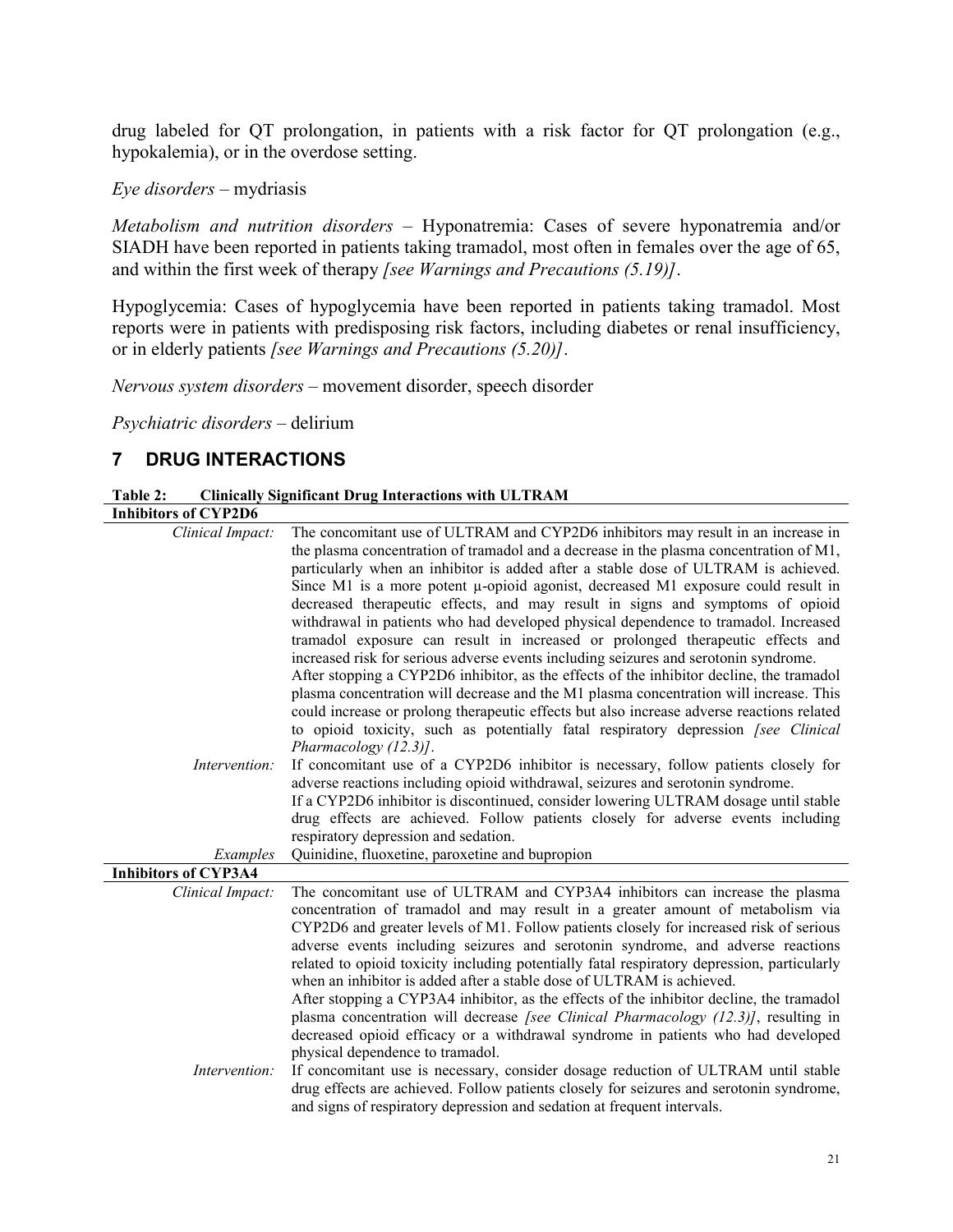drug labeled for QT prolongation, in patients with a risk factor for QT prolongation (e.g., hypokalemia), or in the overdose setting.

*Eye disorders* – mydriasis

*Metabolism and nutrition disorders* – Hyponatremia: Cases of severe hyponatremia and/or SIADH have been reported in patients taking tramadol, most often in females over the age of 65, and within the first week of therapy *[see Warnings and Precautions (5.19)]*.

Hypoglycemia: Cases of hypoglycemia have been reported in patients taking tramadol. Most reports were in patients with predisposing risk factors, including diabetes or renal insufficiency, or in elderly patients *[see Warnings and Precautions (5.20)]*.

*Nervous system disorders* – movement disorder, speech disorder

*Psychiatric disorders* – delirium

# 7 DRUG INTERACTIONS

**Table 2: Clinically Significant Drug Interactions with ULTRAM**

| | |
|---|---|
| **Inhibitors of CYP2D6** | |
| *Clinical Impact:* | The concomitant use of ULTRAM and CYP2D6 inhibitors may result in an increase in the plasma concentration of tramadol and a decrease in the plasma concentration of M1, particularly when an inhibitor is added after a stable dose of ULTRAM is achieved. Since M1 is a more potent μ-opioid agonist, decreased M1 exposure could result in decreased therapeutic effects, and may result in signs and symptoms of opioid withdrawal in patients who had developed physical dependence to tramadol. Increased tramadol exposure can result in increased or prolonged therapeutic effects and increased risk for serious adverse events including seizures and serotonin syndrome. After stopping a CYP2D6 inhibitor, as the effects of the inhibitor decline, the tramadol plasma concentration will decrease and the M1 plasma concentration will increase. This could increase or prolong therapeutic effects but also increase adverse reactions related to opioid toxicity, such as potentially fatal respiratory depression *[see Clinical Pharmacology (12.3)]*. |
| *Intervention:* | If concomitant use of a CYP2D6 inhibitor is necessary, follow patients closely for adverse reactions including opioid withdrawal, seizures and serotonin syndrome. If a CYP2D6 inhibitor is discontinued, consider lowering ULTRAM dosage until stable drug effects are achieved. Follow patients closely for adverse events including respiratory depression and sedation. |
| *Examples* | Quinidine, fluoxetine, paroxetine and bupropion |
| **Inhibitors of CYP3A4** | |
| *Clinical Impact:* | The concomitant use of ULTRAM and CYP3A4 inhibitors can increase the plasma concentration of tramadol and may result in a greater amount of metabolism via CYP2D6 and greater levels of M1. Follow patients closely for increased risk of serious adverse events including seizures and serotonin syndrome, and adverse reactions related to opioid toxicity including potentially fatal respiratory depression, particularly when an inhibitor is added after a stable dose of ULTRAM is achieved. After stopping a CYP3A4 inhibitor, as the effects of the inhibitor decline, the tramadol plasma concentration will decrease *[see Clinical Pharmacology (12.3)]*, resulting in decreased opioid efficacy or a withdrawal syndrome in patients who had developed physical dependence to tramadol. |
| *Intervention:* | If concomitant use is necessary, consider dosage reduction of ULTRAM until stable drug effects are achieved. Follow patients closely for seizures and serotonin syndrome, and signs of respiratory depression and sedation at frequent intervals. |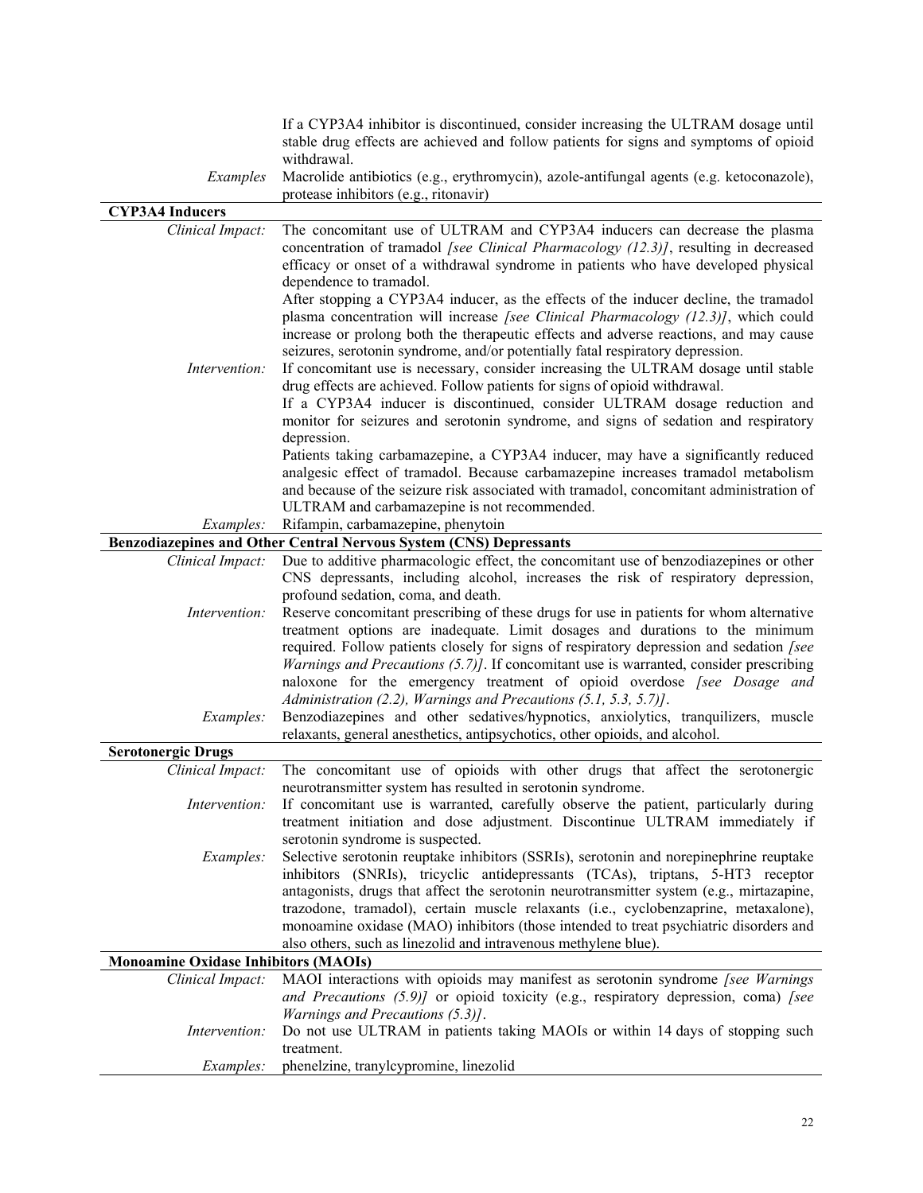| | |
|---|---|
| | If a CYP3A4 inhibitor is discontinued, consider increasing the ULTRAM dosage until stable drug effects are achieved and follow patients for signs and symptoms of opioid withdrawal. |
| *Examples* | Macrolide antibiotics (e.g., erythromycin), azole-antifungal agents (e.g. ketoconazole), protease inhibitors (e.g., ritonavir) |
| **CYP3A4 Inducers** | |
| *Clinical Impact:* | The concomitant use of ULTRAM and CYP3A4 inducers can decrease the plasma concentration of tramadol *[see Clinical Pharmacology (12.3)]*, resulting in decreased efficacy or onset of a withdrawal syndrome in patients who have developed physical dependence to tramadol.<br>After stopping a CYP3A4 inducer, as the effects of the inducer decline, the tramadol plasma concentration will increase *[see Clinical Pharmacology (12.3)]*, which could increase or prolong both the therapeutic effects and adverse reactions, and may cause seizures, serotonin syndrome, and/or potentially fatal respiratory depression. |
| *Intervention:* | If concomitant use is necessary, consider increasing the ULTRAM dosage until stable drug effects are achieved. Follow patients for signs of opioid withdrawal.<br>If a CYP3A4 inducer is discontinued, consider ULTRAM dosage reduction and monitor for seizures and serotonin syndrome, and signs of sedation and respiratory depression.<br>Patients taking carbamazepine, a CYP3A4 inducer, may have a significantly reduced analgesic effect of tramadol. Because carbamazepine increases tramadol metabolism and because of the seizure risk associated with tramadol, concomitant administration of ULTRAM and carbamazepine is not recommended. |
| *Examples:* | Rifampin, carbamazepine, phenytoin |
| **Benzodiazepines and Other Central Nervous System (CNS) Depressants** | |
| *Clinical Impact:* | Due to additive pharmacologic effect, the concomitant use of benzodiazepines or other CNS depressants, including alcohol, increases the risk of respiratory depression, profound sedation, coma, and death. |
| *Intervention:* | Reserve concomitant prescribing of these drugs for use in patients for whom alternative treatment options are inadequate. Limit dosages and durations to the minimum required. Follow patients closely for signs of respiratory depression and sedation *[see Warnings and Precautions (5.7)]*. If concomitant use is warranted, consider prescribing naloxone for the emergency treatment of opioid overdose *[see Dosage and Administration (2.2), Warnings and Precautions (5.1, 5.3, 5.7)]*. |
| *Examples:* | Benzodiazepines and other sedatives/hypnotics, anxiolytics, tranquilizers, muscle relaxants, general anesthetics, antipsychotics, other opioids, and alcohol. |
| **Serotonergic Drugs** | |
| *Clinical Impact:* | The concomitant use of opioids with other drugs that affect the serotonergic neurotransmitter system has resulted in serotonin syndrome. |
| *Intervention:* | If concomitant use is warranted, carefully observe the patient, particularly during treatment initiation and dose adjustment. Discontinue ULTRAM immediately if serotonin syndrome is suspected. |
| *Examples:* | Selective serotonin reuptake inhibitors (SSRIs), serotonin and norepinephrine reuptake inhibitors (SNRIs), tricyclic antidepressants (TCAs), triptans, 5-HT3 receptor antagonists, drugs that affect the serotonin neurotransmitter system (e.g., mirtazapine, trazodone, tramadol), certain muscle relaxants (i.e., cyclobenzaprine, metaxalone), monoamine oxidase (MAO) inhibitors (those intended to treat psychiatric disorders and also others, such as linezolid and intravenous methylene blue). |
| **Monoamine Oxidase Inhibitors (MAOIs)** | |
| *Clinical Impact:* | MAOI interactions with opioids may manifest as serotonin syndrome *[see Warnings and Precautions (5.9)]* or opioid toxicity (e.g., respiratory depression, coma) *[see Warnings and Precautions (5.3)]*. |
| *Intervention:* | Do not use ULTRAM in patients taking MAOIs or within 14 days of stopping such treatment. |
| *Examples:* | phenelzine, tranylcypromine, linezolid |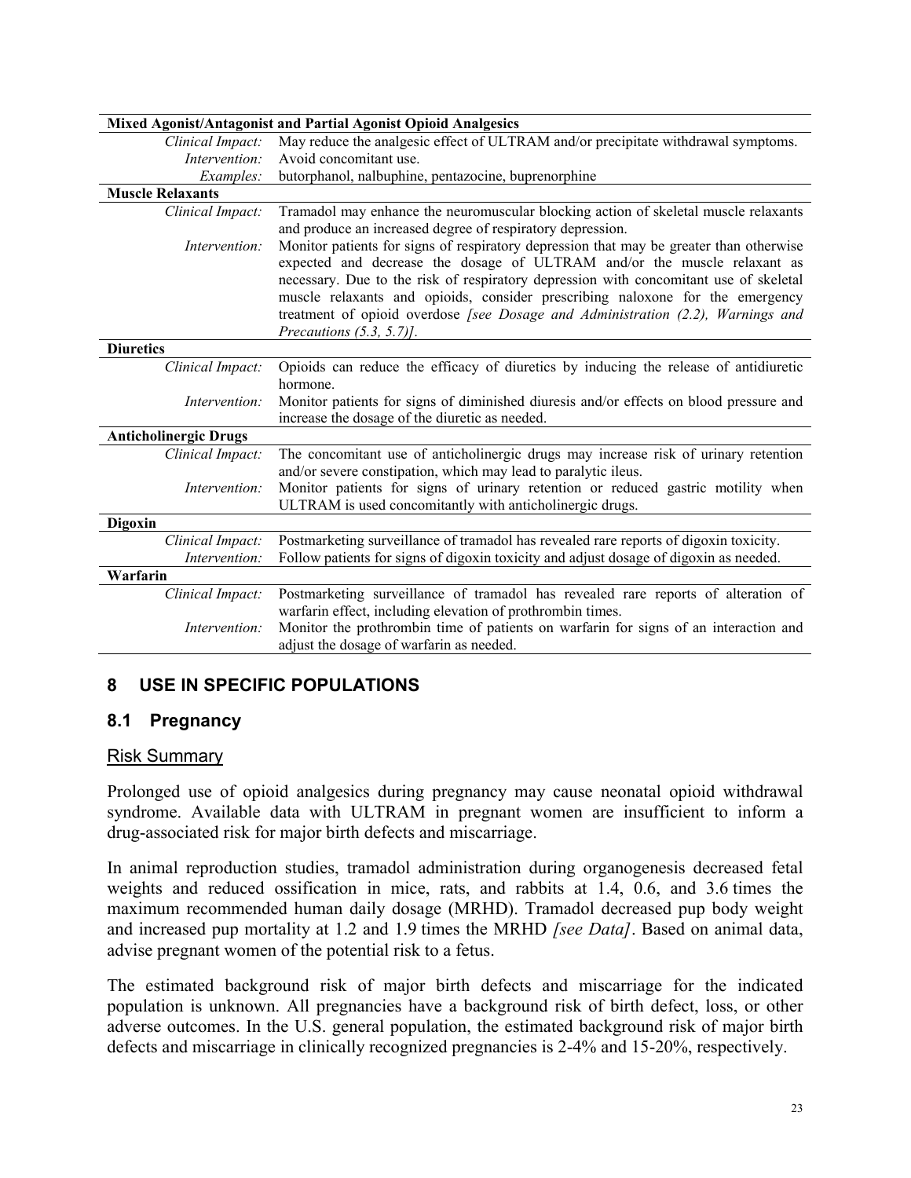| Mixed Agonist/Antagonist and Partial Agonist Opioid Analgesics | |
|---|---|
| *Clinical Impact:* | May reduce the analgesic effect of ULTRAM and/or precipitate withdrawal symptoms. |
| *Intervention:* | Avoid concomitant use. |
| *Examples:* | butorphanol, nalbuphine, pentazocine, buprenorphine |
| **Muscle Relaxants** | |
| *Clinical Impact:* | Tramadol may enhance the neuromuscular blocking action of skeletal muscle relaxants and produce an increased degree of respiratory depression. |
| *Intervention:* | Monitor patients for signs of respiratory depression that may be greater than otherwise expected and decrease the dosage of ULTRAM and/or the muscle relaxant as necessary. Due to the risk of respiratory depression with concomitant use of skeletal muscle relaxants and opioids, consider prescribing naloxone for the emergency treatment of opioid overdose *[see Dosage and Administration (2.2), Warnings and Precautions (5.3, 5.7)]*. |
| **Diuretics** | |
| *Clinical Impact:* | Opioids can reduce the efficacy of diuretics by inducing the release of antidiuretic hormone. |
| *Intervention:* | Monitor patients for signs of diminished diuresis and/or effects on blood pressure and increase the dosage of the diuretic as needed. |
| **Anticholinergic Drugs** | |
| *Clinical Impact:* | The concomitant use of anticholinergic drugs may increase risk of urinary retention and/or severe constipation, which may lead to paralytic ileus. |
| *Intervention:* | Monitor patients for signs of urinary retention or reduced gastric motility when ULTRAM is used concomitantly with anticholinergic drugs. |
| **Digoxin** | |
| *Clinical Impact:* | Postmarketing surveillance of tramadol has revealed rare reports of digoxin toxicity. |
| *Intervention:* | Follow patients for signs of digoxin toxicity and adjust dosage of digoxin as needed. |
| **Warfarin** | |
| *Clinical Impact:* | Postmarketing surveillance of tramadol has revealed rare reports of alteration of warfarin effect, including elevation of prothrombin times. |
| *Intervention:* | Monitor the prothrombin time of patients on warfarin for signs of an interaction and adjust the dosage of warfarin as needed. |

## 8 USE IN SPECIFIC POPULATIONS

### 8.1 Pregnancy

Risk Summary

Prolonged use of opioid analgesics during pregnancy may cause neonatal opioid withdrawal syndrome. Available data with ULTRAM in pregnant women are insufficient to inform a drug-associated risk for major birth defects and miscarriage.

In animal reproduction studies, tramadol administration during organogenesis decreased fetal weights and reduced ossification in mice, rats, and rabbits at 1.4, 0.6, and 3.6 times the maximum recommended human daily dosage (MRHD). Tramadol decreased pup body weight and increased pup mortality at 1.2 and 1.9 times the MRHD *[see Data]*. Based on animal data, advise pregnant women of the potential risk to a fetus.

The estimated background risk of major birth defects and miscarriage for the indicated population is unknown. All pregnancies have a background risk of birth defect, loss, or other adverse outcomes. In the U.S. general population, the estimated background risk of major birth defects and miscarriage in clinically recognized pregnancies is 2-4% and 15-20%, respectively.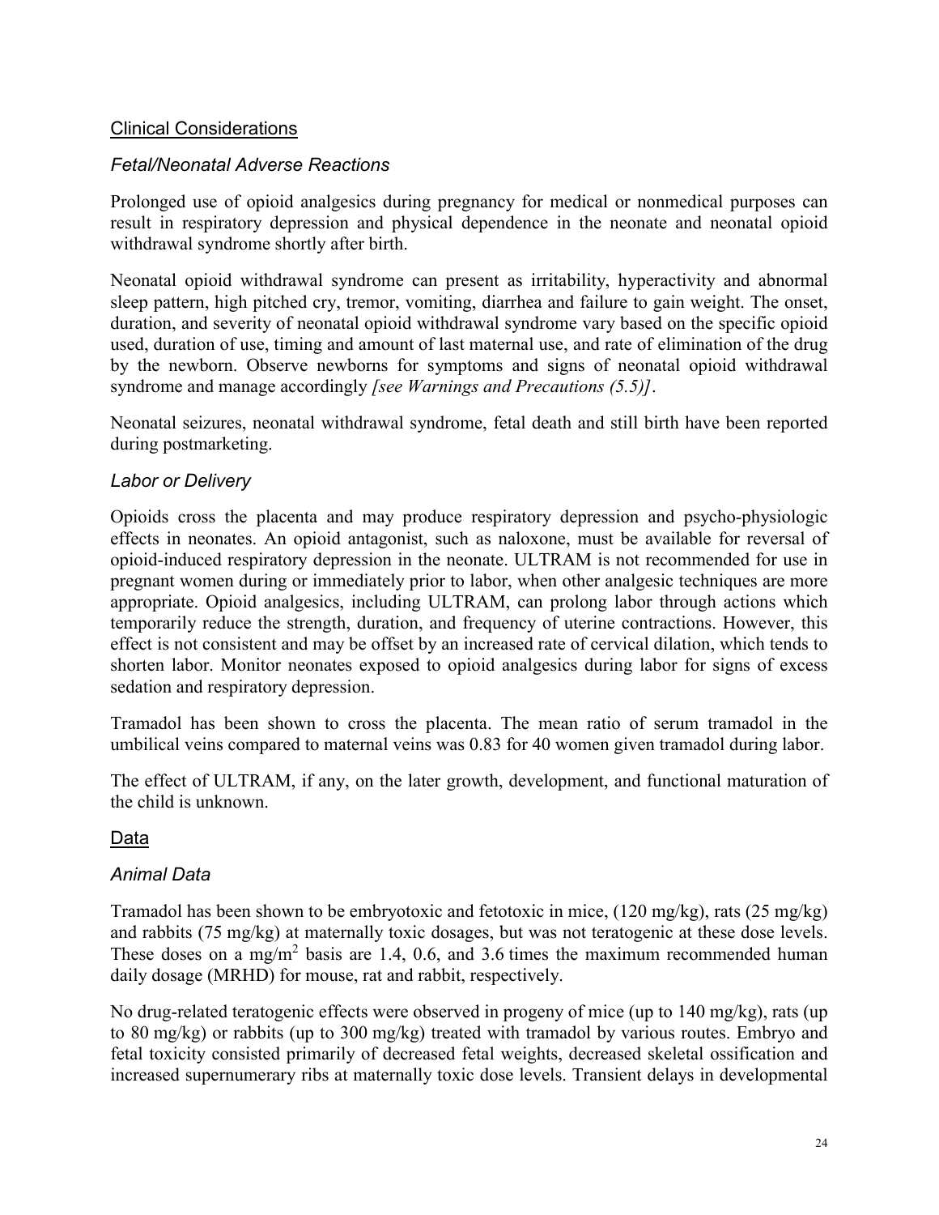## Clinical Considerations

### *Fetal/Neonatal Adverse Reactions*

Prolonged use of opioid analgesics during pregnancy for medical or nonmedical purposes can result in respiratory depression and physical dependence in the neonate and neonatal opioid withdrawal syndrome shortly after birth.

Neonatal opioid withdrawal syndrome can present as irritability, hyperactivity and abnormal sleep pattern, high pitched cry, tremor, vomiting, diarrhea and failure to gain weight. The onset, duration, and severity of neonatal opioid withdrawal syndrome vary based on the specific opioid used, duration of use, timing and amount of last maternal use, and rate of elimination of the drug by the newborn. Observe newborns for symptoms and signs of neonatal opioid withdrawal syndrome and manage accordingly *[see Warnings and Precautions (5.5)]*.

Neonatal seizures, neonatal withdrawal syndrome, fetal death and still birth have been reported during postmarketing.

### *Labor or Delivery*

Opioids cross the placenta and may produce respiratory depression and psycho-physiologic effects in neonates. An opioid antagonist, such as naloxone, must be available for reversal of opioid-induced respiratory depression in the neonate. ULTRAM is not recommended for use in pregnant women during or immediately prior to labor, when other analgesic techniques are more appropriate. Opioid analgesics, including ULTRAM, can prolong labor through actions which temporarily reduce the strength, duration, and frequency of uterine contractions. However, this effect is not consistent and may be offset by an increased rate of cervical dilation, which tends to shorten labor. Monitor neonates exposed to opioid analgesics during labor for signs of excess sedation and respiratory depression.

Tramadol has been shown to cross the placenta. The mean ratio of serum tramadol in the umbilical veins compared to maternal veins was 0.83 for 40 women given tramadol during labor.

The effect of ULTRAM, if any, on the later growth, development, and functional maturation of the child is unknown.

## Data

### *Animal Data*

Tramadol has been shown to be embryotoxic and fetotoxic in mice, (120 mg/kg), rats (25 mg/kg) and rabbits (75 mg/kg) at maternally toxic dosages, but was not teratogenic at these dose levels. These doses on a mg/m$^2$ basis are 1.4, 0.6, and 3.6 times the maximum recommended human daily dosage (MRHD) for mouse, rat and rabbit, respectively.

No drug-related teratogenic effects were observed in progeny of mice (up to 140 mg/kg), rats (up to 80 mg/kg) or rabbits (up to 300 mg/kg) treated with tramadol by various routes. Embryo and fetal toxicity consisted primarily of decreased fetal weights, decreased skeletal ossification and increased supernumerary ribs at maternally toxic dose levels. Transient delays in developmental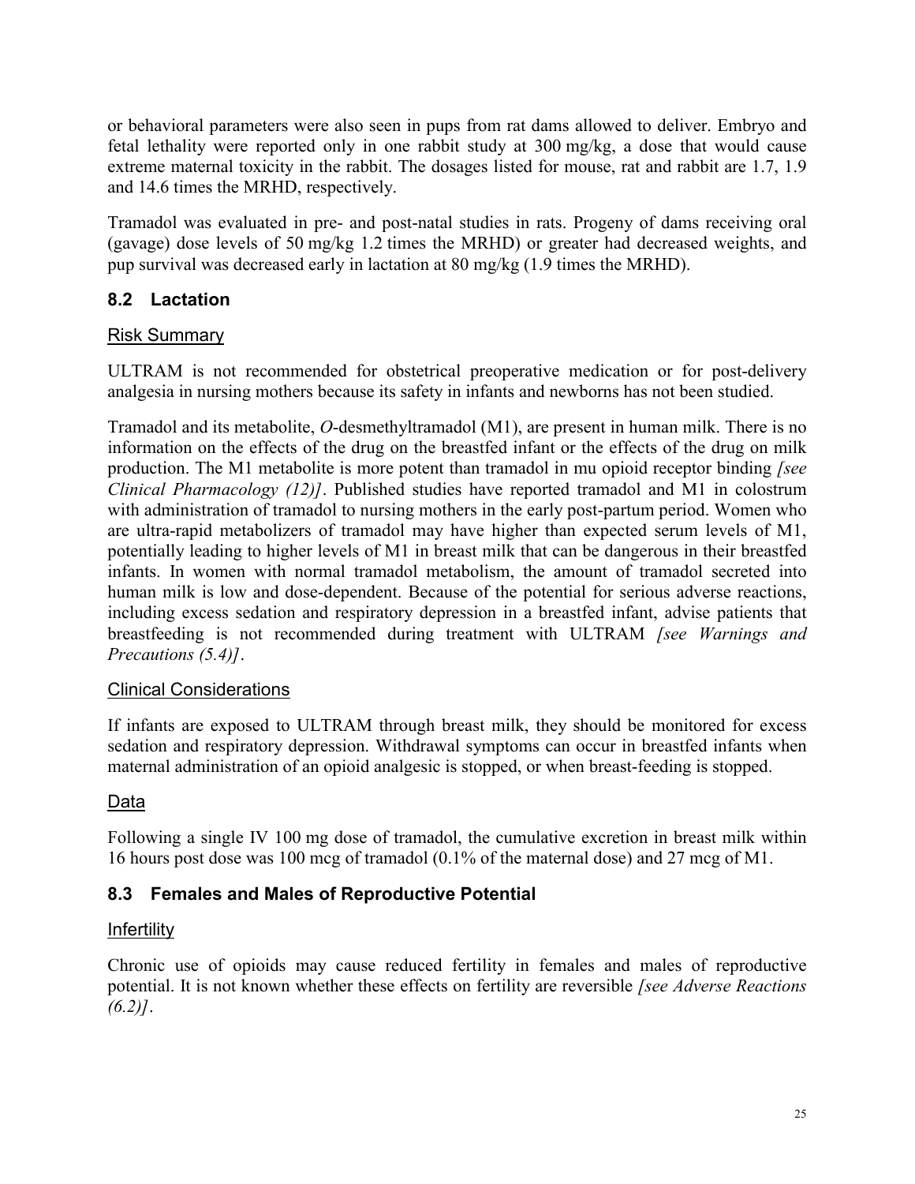or behavioral parameters were also seen in pups from rat dams allowed to deliver. Embryo and fetal lethality were reported only in one rabbit study at 300 mg/kg, a dose that would cause extreme maternal toxicity in the rabbit. The dosages listed for mouse, rat and rabbit are 1.7, 1.9 and 14.6 times the MRHD, respectively.

Tramadol was evaluated in pre- and post-natal studies in rats. Progeny of dams receiving oral (gavage) dose levels of 50 mg/kg 1.2 times the MRHD) or greater had decreased weights, and pup survival was decreased early in lactation at 80 mg/kg (1.9 times the MRHD).

## 8.2 Lactation

Risk Summary

ULTRAM is not recommended for obstetrical preoperative medication or for post-delivery analgesia in nursing mothers because its safety in infants and newborns has not been studied.

Tramadol and its metabolite, *O*-desmethyltramadol (M1), are present in human milk. There is no information on the effects of the drug on the breastfed infant or the effects of the drug on milk production. The M1 metabolite is more potent than tramadol in mu opioid receptor binding *[see Clinical Pharmacology (12)]*. Published studies have reported tramadol and M1 in colostrum with administration of tramadol to nursing mothers in the early post-partum period. Women who are ultra-rapid metabolizers of tramadol may have higher than expected serum levels of M1, potentially leading to higher levels of M1 in breast milk that can be dangerous in their breastfed infants. In women with normal tramadol metabolism, the amount of tramadol secreted into human milk is low and dose-dependent. Because of the potential for serious adverse reactions, including excess sedation and respiratory depression in a breastfed infant, advise patients that breastfeeding is not recommended during treatment with ULTRAM *[see Warnings and Precautions (5.4)]*.

Clinical Considerations

If infants are exposed to ULTRAM through breast milk, they should be monitored for excess sedation and respiratory depression. Withdrawal symptoms can occur in breastfed infants when maternal administration of an opioid analgesic is stopped, or when breast-feeding is stopped.

Data

Following a single IV 100 mg dose of tramadol, the cumulative excretion in breast milk within 16 hours post dose was 100 mcg of tramadol (0.1% of the maternal dose) and 27 mcg of M1.

## 8.3 Females and Males of Reproductive Potential

Infertility

Chronic use of opioids may cause reduced fertility in females and males of reproductive potential. It is not known whether these effects on fertility are reversible *[see Adverse Reactions (6.2)]*.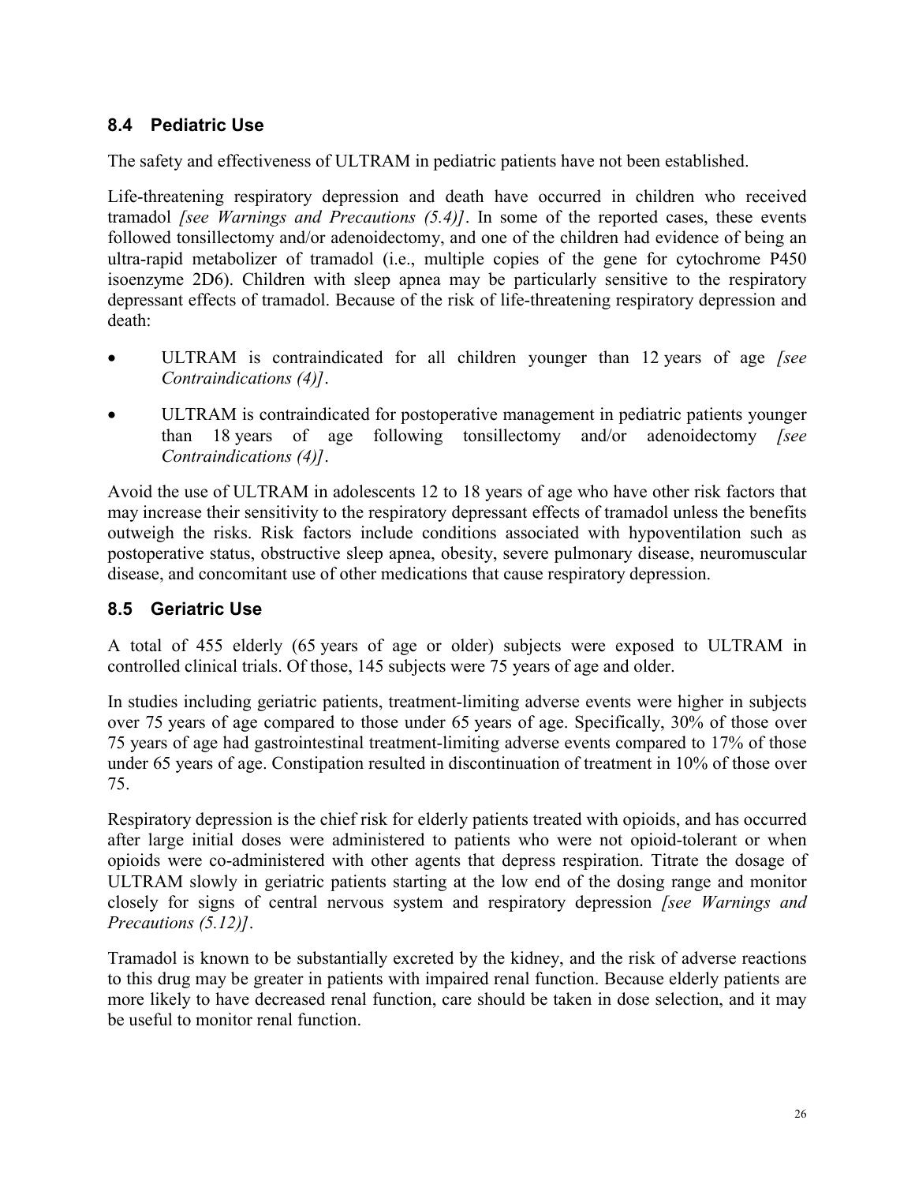### 8.4 Pediatric Use

The safety and effectiveness of ULTRAM in pediatric patients have not been established.

Life-threatening respiratory depression and death have occurred in children who received tramadol *[see Warnings and Precautions (5.4)]*. In some of the reported cases, these events followed tonsillectomy and/or adenoidectomy, and one of the children had evidence of being an ultra-rapid metabolizer of tramadol (i.e., multiple copies of the gene for cytochrome P450 isoenzyme 2D6). Children with sleep apnea may be particularly sensitive to the respiratory depressant effects of tramadol. Because of the risk of life-threatening respiratory depression and death:

- ULTRAM is contraindicated for all children younger than 12 years of age *[see Contraindications (4)]*.
- ULTRAM is contraindicated for postoperative management in pediatric patients younger than 18 years of age following tonsillectomy and/or adenoidectomy *[see Contraindications (4)]*.

Avoid the use of ULTRAM in adolescents 12 to 18 years of age who have other risk factors that may increase their sensitivity to the respiratory depressant effects of tramadol unless the benefits outweigh the risks. Risk factors include conditions associated with hypoventilation such as postoperative status, obstructive sleep apnea, obesity, severe pulmonary disease, neuromuscular disease, and concomitant use of other medications that cause respiratory depression.

### 8.5 Geriatric Use

A total of 455 elderly (65 years of age or older) subjects were exposed to ULTRAM in controlled clinical trials. Of those, 145 subjects were 75 years of age and older.

In studies including geriatric patients, treatment-limiting adverse events were higher in subjects over 75 years of age compared to those under 65 years of age. Specifically, 30% of those over 75 years of age had gastrointestinal treatment-limiting adverse events compared to 17% of those under 65 years of age. Constipation resulted in discontinuation of treatment in 10% of those over 75.

Respiratory depression is the chief risk for elderly patients treated with opioids, and has occurred after large initial doses were administered to patients who were not opioid-tolerant or when opioids were co-administered with other agents that depress respiration. Titrate the dosage of ULTRAM slowly in geriatric patients starting at the low end of the dosing range and monitor closely for signs of central nervous system and respiratory depression *[see Warnings and Precautions (5.12)]*.

Tramadol is known to be substantially excreted by the kidney, and the risk of adverse reactions to this drug may be greater in patients with impaired renal function. Because elderly patients are more likely to have decreased renal function, care should be taken in dose selection, and it may be useful to monitor renal function.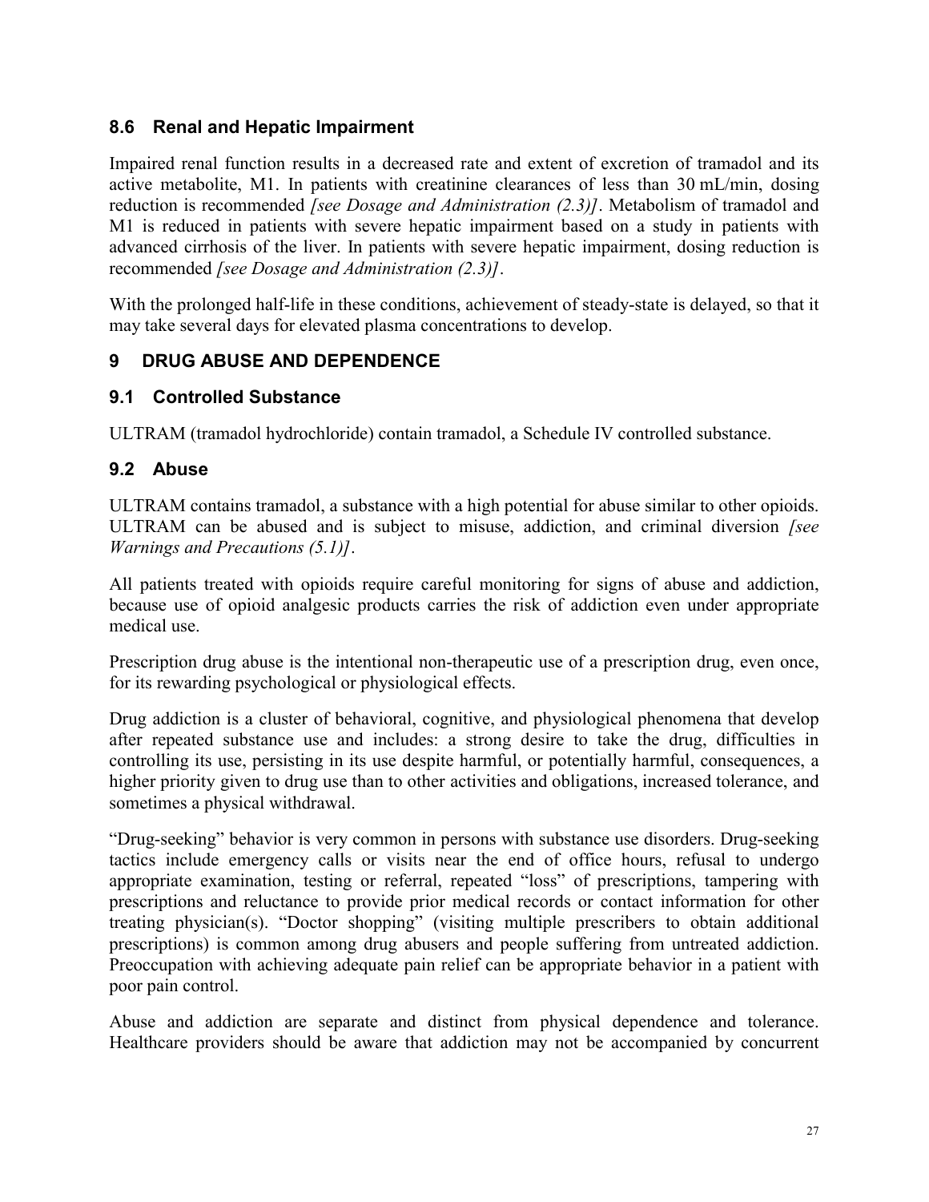### 8.6 Renal and Hepatic Impairment

Impaired renal function results in a decreased rate and extent of excretion of tramadol and its active metabolite, M1. In patients with creatinine clearances of less than 30 mL/min, dosing reduction is recommended *[see Dosage and Administration (2.3)]*. Metabolism of tramadol and M1 is reduced in patients with severe hepatic impairment based on a study in patients with advanced cirrhosis of the liver. In patients with severe hepatic impairment, dosing reduction is recommended *[see Dosage and Administration (2.3)]*.

With the prolonged half-life in these conditions, achievement of steady-state is delayed, so that it may take several days for elevated plasma concentrations to develop.

## 9 DRUG ABUSE AND DEPENDENCE

### 9.1 Controlled Substance

ULTRAM (tramadol hydrochloride) contain tramadol, a Schedule IV controlled substance.

### 9.2 Abuse

ULTRAM contains tramadol, a substance with a high potential for abuse similar to other opioids. ULTRAM can be abused and is subject to misuse, addiction, and criminal diversion *[see Warnings and Precautions (5.1)]*.

All patients treated with opioids require careful monitoring for signs of abuse and addiction, because use of opioid analgesic products carries the risk of addiction even under appropriate medical use.

Prescription drug abuse is the intentional non-therapeutic use of a prescription drug, even once, for its rewarding psychological or physiological effects.

Drug addiction is a cluster of behavioral, cognitive, and physiological phenomena that develop after repeated substance use and includes: a strong desire to take the drug, difficulties in controlling its use, persisting in its use despite harmful, or potentially harmful, consequences, a higher priority given to drug use than to other activities and obligations, increased tolerance, and sometimes a physical withdrawal.

"Drug-seeking" behavior is very common in persons with substance use disorders. Drug-seeking tactics include emergency calls or visits near the end of office hours, refusal to undergo appropriate examination, testing or referral, repeated "loss" of prescriptions, tampering with prescriptions and reluctance to provide prior medical records or contact information for other treating physician(s). "Doctor shopping" (visiting multiple prescribers to obtain additional prescriptions) is common among drug abusers and people suffering from untreated addiction. Preoccupation with achieving adequate pain relief can be appropriate behavior in a patient with poor pain control.

Abuse and addiction are separate and distinct from physical dependence and tolerance. Healthcare providers should be aware that addiction may not be accompanied by concurrent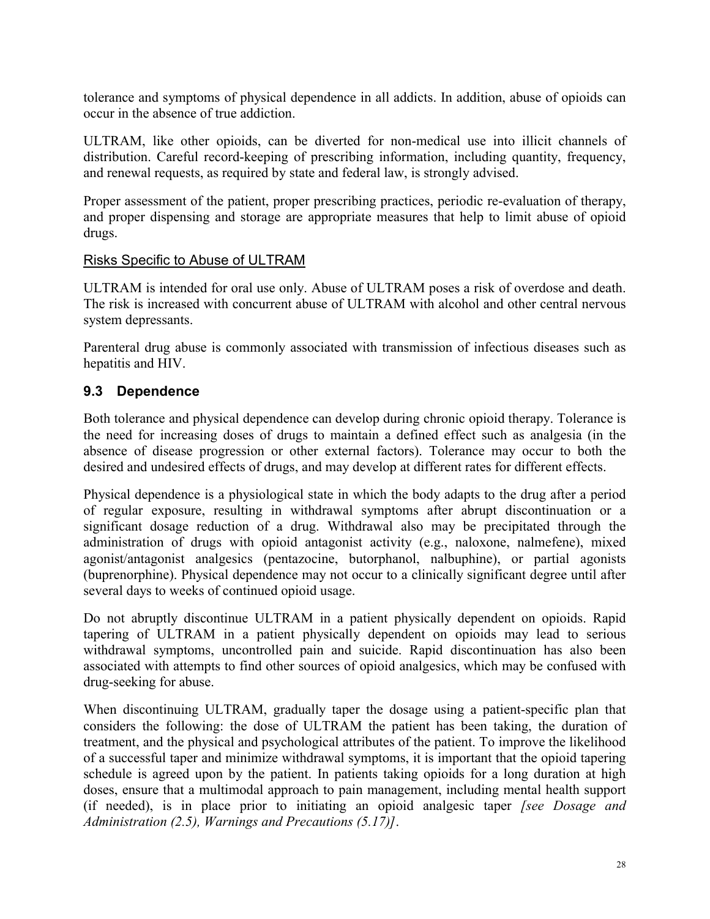tolerance and symptoms of physical dependence in all addicts. In addition, abuse of opioids can occur in the absence of true addiction.

ULTRAM, like other opioids, can be diverted for non-medical use into illicit channels of distribution. Careful record-keeping of prescribing information, including quantity, frequency, and renewal requests, as required by state and federal law, is strongly advised.

Proper assessment of the patient, proper prescribing practices, periodic re-evaluation of therapy, and proper dispensing and storage are appropriate measures that help to limit abuse of opioid drugs.

<u>Risks Specific to Abuse of ULTRAM</u>

ULTRAM is intended for oral use only. Abuse of ULTRAM poses a risk of overdose and death. The risk is increased with concurrent abuse of ULTRAM with alcohol and other central nervous system depressants.

Parenteral drug abuse is commonly associated with transmission of infectious diseases such as hepatitis and HIV.

### 9.3 Dependence

Both tolerance and physical dependence can develop during chronic opioid therapy. Tolerance is the need for increasing doses of drugs to maintain a defined effect such as analgesia (in the absence of disease progression or other external factors). Tolerance may occur to both the desired and undesired effects of drugs, and may develop at different rates for different effects.

Physical dependence is a physiological state in which the body adapts to the drug after a period of regular exposure, resulting in withdrawal symptoms after abrupt discontinuation or a significant dosage reduction of a drug. Withdrawal also may be precipitated through the administration of drugs with opioid antagonist activity (e.g., naloxone, nalmefene), mixed agonist/antagonist analgesics (pentazocine, butorphanol, nalbuphine), or partial agonists (buprenorphine). Physical dependence may not occur to a clinically significant degree until after several days to weeks of continued opioid usage.

Do not abruptly discontinue ULTRAM in a patient physically dependent on opioids. Rapid tapering of ULTRAM in a patient physically dependent on opioids may lead to serious withdrawal symptoms, uncontrolled pain and suicide. Rapid discontinuation has also been associated with attempts to find other sources of opioid analgesics, which may be confused with drug-seeking for abuse.

When discontinuing ULTRAM, gradually taper the dosage using a patient-specific plan that considers the following: the dose of ULTRAM the patient has been taking, the duration of treatment, and the physical and psychological attributes of the patient. To improve the likelihood of a successful taper and minimize withdrawal symptoms, it is important that the opioid tapering schedule is agreed upon by the patient. In patients taking opioids for a long duration at high doses, ensure that a multimodal approach to pain management, including mental health support (if needed), is in place prior to initiating an opioid analgesic taper *[see Dosage and Administration (2.5), Warnings and Precautions (5.17)]*.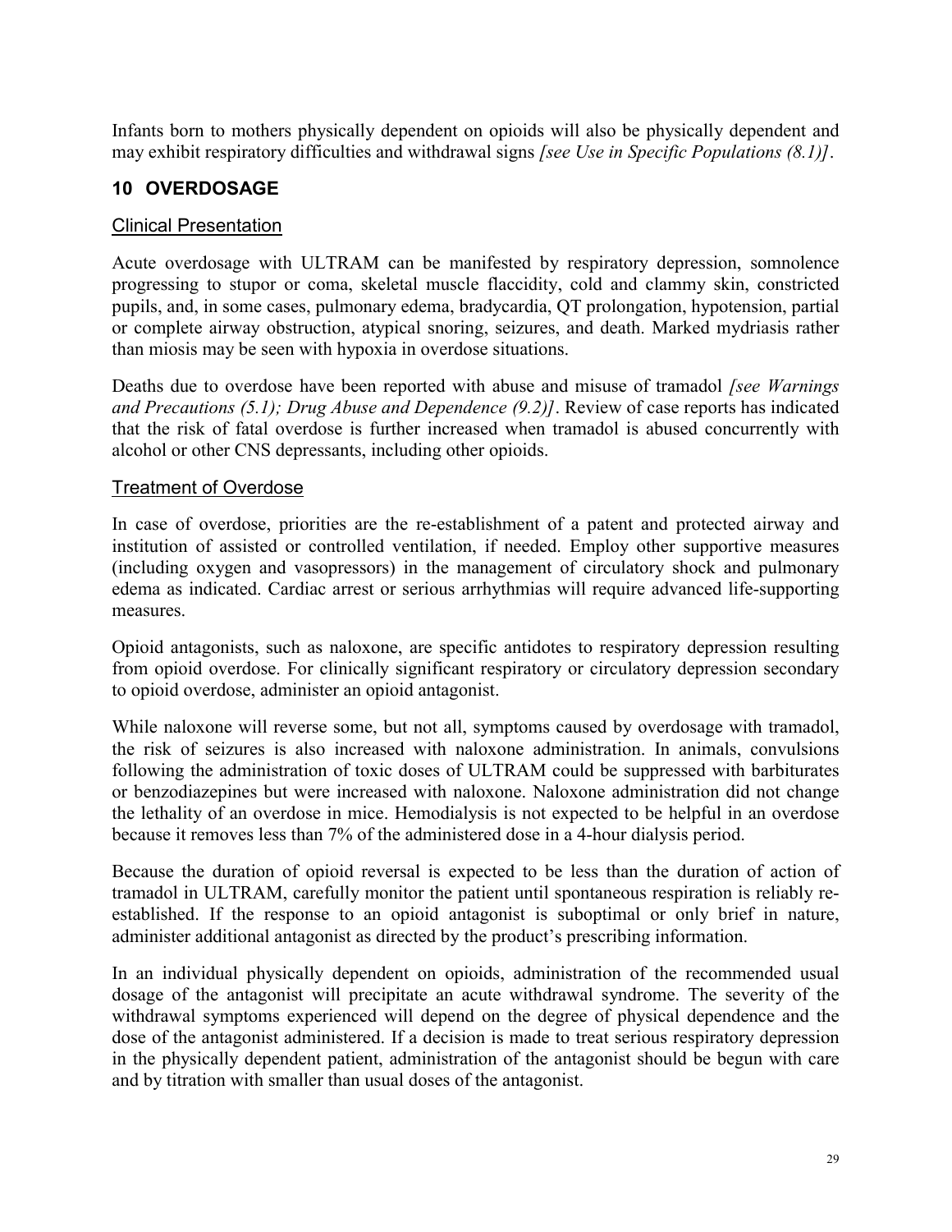Infants born to mothers physically dependent on opioids will also be physically dependent and may exhibit respiratory difficulties and withdrawal signs *[see Use in Specific Populations (8.1)]*.

## 10 OVERDOSAGE

### Clinical Presentation

Acute overdosage with ULTRAM can be manifested by respiratory depression, somnolence progressing to stupor or coma, skeletal muscle flaccidity, cold and clammy skin, constricted pupils, and, in some cases, pulmonary edema, bradycardia, QT prolongation, hypotension, partial or complete airway obstruction, atypical snoring, seizures, and death. Marked mydriasis rather than miosis may be seen with hypoxia in overdose situations.

Deaths due to overdose have been reported with abuse and misuse of tramadol *[see Warnings and Precautions (5.1); Drug Abuse and Dependence (9.2)]*. Review of case reports has indicated that the risk of fatal overdose is further increased when tramadol is abused concurrently with alcohol or other CNS depressants, including other opioids.

### Treatment of Overdose

In case of overdose, priorities are the re-establishment of a patent and protected airway and institution of assisted or controlled ventilation, if needed. Employ other supportive measures (including oxygen and vasopressors) in the management of circulatory shock and pulmonary edema as indicated. Cardiac arrest or serious arrhythmias will require advanced life-supporting measures.

Opioid antagonists, such as naloxone, are specific antidotes to respiratory depression resulting from opioid overdose. For clinically significant respiratory or circulatory depression secondary to opioid overdose, administer an opioid antagonist.

While naloxone will reverse some, but not all, symptoms caused by overdosage with tramadol, the risk of seizures is also increased with naloxone administration. In animals, convulsions following the administration of toxic doses of ULTRAM could be suppressed with barbiturates or benzodiazepines but were increased with naloxone. Naloxone administration did not change the lethality of an overdose in mice. Hemodialysis is not expected to be helpful in an overdose because it removes less than 7% of the administered dose in a 4-hour dialysis period.

Because the duration of opioid reversal is expected to be less than the duration of action of tramadol in ULTRAM, carefully monitor the patient until spontaneous respiration is reliably re-established. If the response to an opioid antagonist is suboptimal or only brief in nature, administer additional antagonist as directed by the product's prescribing information.

In an individual physically dependent on opioids, administration of the recommended usual dosage of the antagonist will precipitate an acute withdrawal syndrome. The severity of the withdrawal symptoms experienced will depend on the degree of physical dependence and the dose of the antagonist administered. If a decision is made to treat serious respiratory depression in the physically dependent patient, administration of the antagonist should be begun with care and by titration with smaller than usual doses of the antagonist.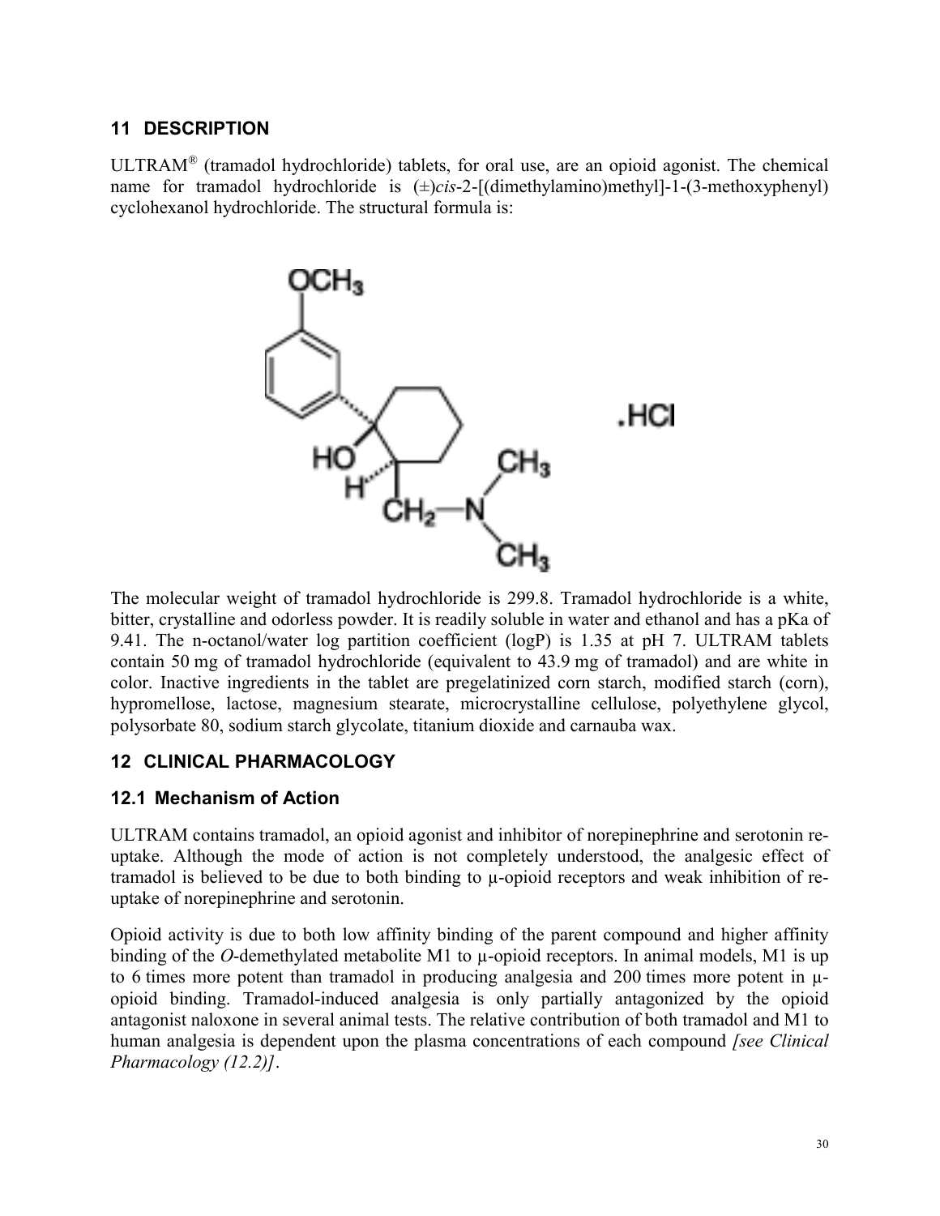## 11 DESCRIPTION

ULTRAM® (tramadol hydrochloride) tablets, for oral use, are an opioid agonist. The chemical name for tramadol hydrochloride is (±)*cis*-2-[(dimethylamino)methyl]-1-(3-methoxyphenyl) cyclohexanol hydrochloride. The structural formula is:

The molecular weight of tramadol hydrochloride is 299.8. Tramadol hydrochloride is a white, bitter, crystalline and odorless powder. It is readily soluble in water and ethanol and has a pKa of 9.41. The n-octanol/water log partition coefficient (logP) is 1.35 at pH 7. ULTRAM tablets contain 50 mg of tramadol hydrochloride (equivalent to 43.9 mg of tramadol) and are white in color. Inactive ingredients in the tablet are pregelatinized corn starch, modified starch (corn), hypromellose, lactose, magnesium stearate, microcrystalline cellulose, polyethylene glycol, polysorbate 80, sodium starch glycolate, titanium dioxide and carnauba wax.

## 12 CLINICAL PHARMACOLOGY

### 12.1 Mechanism of Action

ULTRAM contains tramadol, an opioid agonist and inhibitor of norepinephrine and serotonin re-uptake. Although the mode of action is not completely understood, the analgesic effect of tramadol is believed to be due to both binding to μ-opioid receptors and weak inhibition of re-uptake of norepinephrine and serotonin.

Opioid activity is due to both low affinity binding of the parent compound and higher affinity binding of the *O*-demethylated metabolite M1 to μ-opioid receptors. In animal models, M1 is up to 6 times more potent than tramadol in producing analgesia and 200 times more potent in μ-opioid binding. Tramadol-induced analgesia is only partially antagonized by the opioid antagonist naloxone in several animal tests. The relative contribution of both tramadol and M1 to human analgesia is dependent upon the plasma concentrations of each compound *[see Clinical Pharmacology (12.2)]*.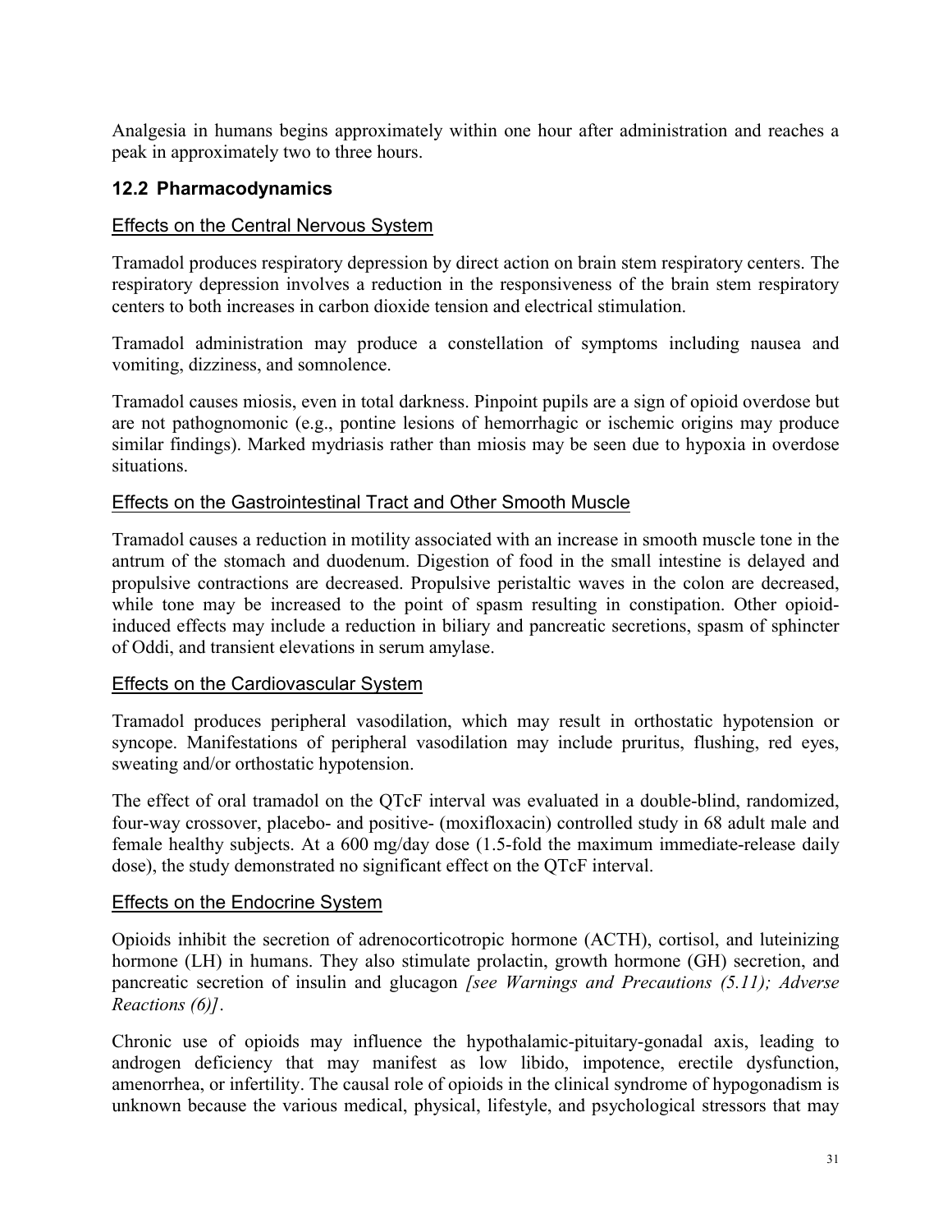Analgesia in humans begins approximately within one hour after administration and reaches a peak in approximately two to three hours.

## 12.2 Pharmacodynamics

### Effects on the Central Nervous System

Tramadol produces respiratory depression by direct action on brain stem respiratory centers. The respiratory depression involves a reduction in the responsiveness of the brain stem respiratory centers to both increases in carbon dioxide tension and electrical stimulation.

Tramadol administration may produce a constellation of symptoms including nausea and vomiting, dizziness, and somnolence.

Tramadol causes miosis, even in total darkness. Pinpoint pupils are a sign of opioid overdose but are not pathognomonic (e.g., pontine lesions of hemorrhagic or ischemic origins may produce similar findings). Marked mydriasis rather than miosis may be seen due to hypoxia in overdose situations.

### Effects on the Gastrointestinal Tract and Other Smooth Muscle

Tramadol causes a reduction in motility associated with an increase in smooth muscle tone in the antrum of the stomach and duodenum. Digestion of food in the small intestine is delayed and propulsive contractions are decreased. Propulsive peristaltic waves in the colon are decreased, while tone may be increased to the point of spasm resulting in constipation. Other opioid-induced effects may include a reduction in biliary and pancreatic secretions, spasm of sphincter of Oddi, and transient elevations in serum amylase.

### Effects on the Cardiovascular System

Tramadol produces peripheral vasodilation, which may result in orthostatic hypotension or syncope. Manifestations of peripheral vasodilation may include pruritus, flushing, red eyes, sweating and/or orthostatic hypotension.

The effect of oral tramadol on the QTcF interval was evaluated in a double-blind, randomized, four-way crossover, placebo- and positive- (moxifloxacin) controlled study in 68 adult male and female healthy subjects. At a 600 mg/day dose (1.5-fold the maximum immediate-release daily dose), the study demonstrated no significant effect on the QTcF interval.

### Effects on the Endocrine System

Opioids inhibit the secretion of adrenocorticotropic hormone (ACTH), cortisol, and luteinizing hormone (LH) in humans. They also stimulate prolactin, growth hormone (GH) secretion, and pancreatic secretion of insulin and glucagon *[see Warnings and Precautions (5.11); Adverse Reactions (6)]*.

Chronic use of opioids may influence the hypothalamic-pituitary-gonadal axis, leading to androgen deficiency that may manifest as low libido, impotence, erectile dysfunction, amenorrhea, or infertility. The causal role of opioids in the clinical syndrome of hypogonadism is unknown because the various medical, physical, lifestyle, and psychological stressors that may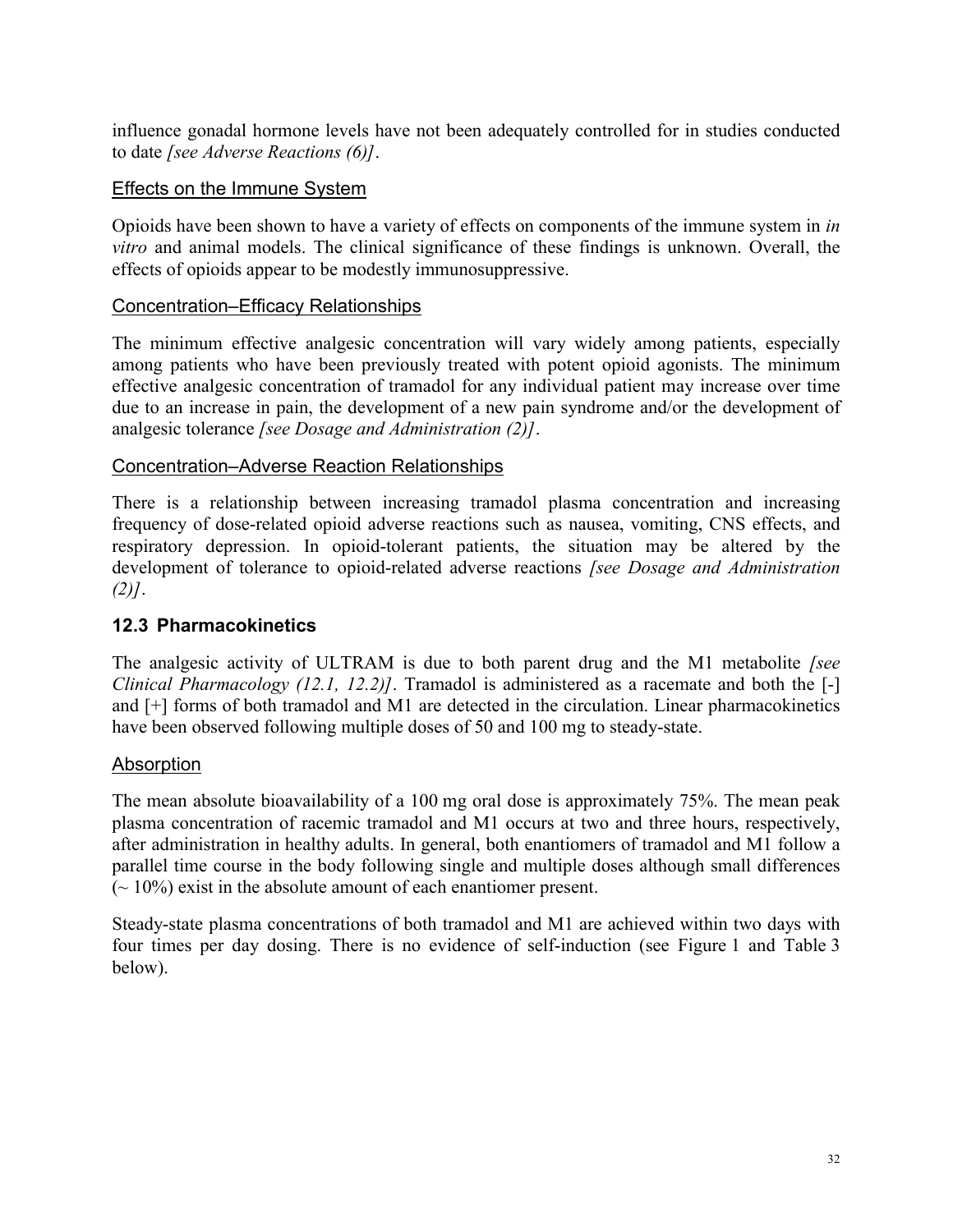influence gonadal hormone levels have not been adequately controlled for in studies conducted to date *[see Adverse Reactions (6)]*.

Effects on the Immune System

Opioids have been shown to have a variety of effects on components of the immune system in *in vitro* and animal models. The clinical significance of these findings is unknown. Overall, the effects of opioids appear to be modestly immunosuppressive.

Concentration–Efficacy Relationships

The minimum effective analgesic concentration will vary widely among patients, especially among patients who have been previously treated with potent opioid agonists. The minimum effective analgesic concentration of tramadol for any individual patient may increase over time due to an increase in pain, the development of a new pain syndrome and/or the development of analgesic tolerance *[see Dosage and Administration (2)]*.

Concentration–Adverse Reaction Relationships

There is a relationship between increasing tramadol plasma concentration and increasing frequency of dose-related opioid adverse reactions such as nausea, vomiting, CNS effects, and respiratory depression. In opioid-tolerant patients, the situation may be altered by the development of tolerance to opioid-related adverse reactions *[see Dosage and Administration (2)]*.

### 12.3 Pharmacokinetics

The analgesic activity of ULTRAM is due to both parent drug and the M1 metabolite *[see Clinical Pharmacology (12.1, 12.2)]*. Tramadol is administered as a racemate and both the [-] and [+] forms of both tramadol and M1 are detected in the circulation. Linear pharmacokinetics have been observed following multiple doses of 50 and 100 mg to steady-state.

Absorption

The mean absolute bioavailability of a 100 mg oral dose is approximately 75%. The mean peak plasma concentration of racemic tramadol and M1 occurs at two and three hours, respectively, after administration in healthy adults. In general, both enantiomers of tramadol and M1 follow a parallel time course in the body following single and multiple doses although small differences (~ 10%) exist in the absolute amount of each enantiomer present.

Steady-state plasma concentrations of both tramadol and M1 are achieved within two days with four times per day dosing. There is no evidence of self-induction (see Figure 1 and Table 3 below).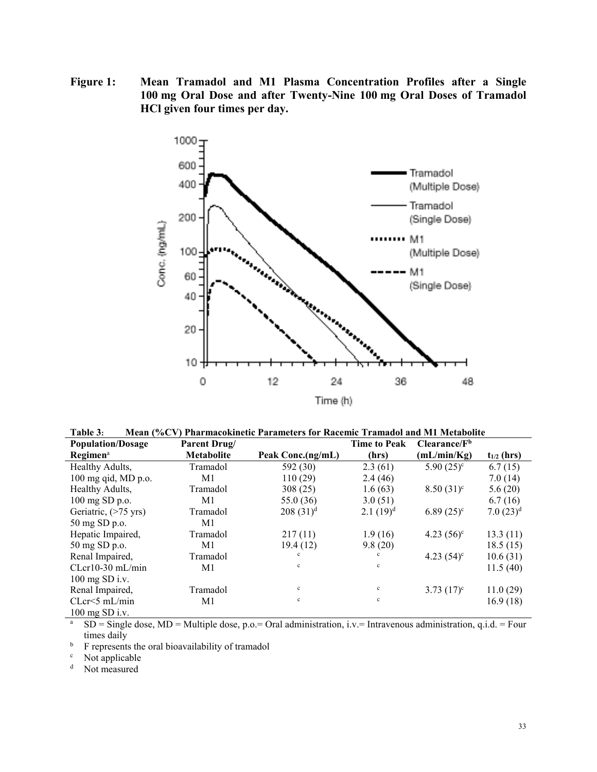**Figure 1: Mean Tramadol and M1 Plasma Concentration Profiles after a Single 100 mg Oral Dose and after Twenty-Nine 100 mg Oral Doses of Tramadol HCl given four times per day.**

**Table 3: Mean (%CV) Pharmacokinetic Parameters for Racemic Tramadol and M1 Metabolite**

| Population/Dosage Regimen[a] | Parent Drug/ Metabolite | Peak Conc.(ng/mL) | Time to Peak (hrs) | Clearance/F[b] (mL/min/Kg) | $t_{1/2}$ (hrs) |
|---|---|---|---|---|---|
| Healthy Adults, 100 mg qid, MD p.o. | Tramadol | 592 (30) | 2.3 (61) | 5.90 (25)[c] | 6.7 (15) |
| | M1 | 110 (29) | 2.4 (46) | | 7.0 (14) |
| Healthy Adults, 100 mg SD p.o. | Tramadol | 308 (25) | 1.6 (63) | 8.50 (31)[c] | 5.6 (20) |
| | M1 | 55.0 (36) | 3.0 (51) | | 6.7 (16) |
| Geriatric, (>75 yrs) 50 mg SD p.o. | Tramadol | 208 (31)[d] | 2.1 (19)[d] | 6.89 (25)[c] | 7.0 (23)[d] |
| | M1 | | | | |
| Hepatic Impaired, 50 mg SD p.o. | Tramadol | 217 (11) | 1.9 (16) | 4.23 (56)[c] | 13.3 (11) |
| | M1 | 19.4 (12) | 9.8 (20) | | 18.5 (15) |
| Renal Impaired, CLcr10-30 mL/min 100 mg SD i.v. | Tramadol | [c] | [c] | 4.23 (54)[c] | 10.6 (31) |
| | M1 | [c] | [c] | | 11.5 (40) |
| Renal Impaired, CLcr<5 mL/min 100 mg SD i.v. | Tramadol | [c] | [c] | 3.73 (17)[c] | 11.0 (29) |
| | M1 | [c] | [c] | | 16.9 (18) |

[a] SD = Single dose, MD = Multiple dose, p.o.= Oral administration, i.v.= Intravenous administration, q.i.d. = Four times daily

[b] F represents the oral bioavailability of tramadol

[c] Not applicable

[d] Not measured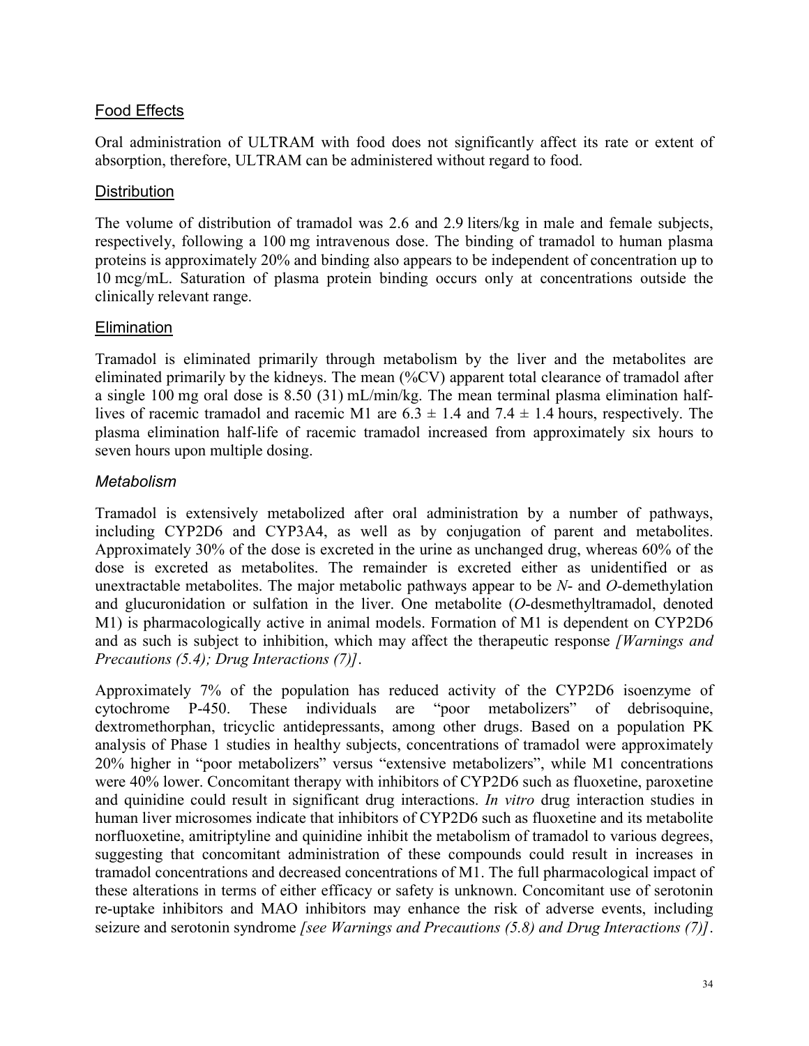### Food Effects

Oral administration of ULTRAM with food does not significantly affect its rate or extent of absorption, therefore, ULTRAM can be administered without regard to food.

### Distribution

The volume of distribution of tramadol was 2.6 and 2.9 liters/kg in male and female subjects, respectively, following a 100 mg intravenous dose. The binding of tramadol to human plasma proteins is approximately 20% and binding also appears to be independent of concentration up to 10 mcg/mL. Saturation of plasma protein binding occurs only at concentrations outside the clinically relevant range.

### Elimination

Tramadol is eliminated primarily through metabolism by the liver and the metabolites are eliminated primarily by the kidneys. The mean (%CV) apparent total clearance of tramadol after a single 100 mg oral dose is 8.50 (31) mL/min/kg. The mean terminal plasma elimination half-lives of racemic tramadol and racemic M1 are $6.3 \pm 1.4$ and $7.4 \pm 1.4$ hours, respectively. The plasma elimination half-life of racemic tramadol increased from approximately six hours to seven hours upon multiple dosing.

#### *Metabolism*

Tramadol is extensively metabolized after oral administration by a number of pathways, including CYP2D6 and CYP3A4, as well as by conjugation of parent and metabolites. Approximately 30% of the dose is excreted in the urine as unchanged drug, whereas 60% of the dose is excreted as metabolites. The remainder is excreted either as unidentified or as unextractable metabolites. The major metabolic pathways appear to be *N*- and *O*-demethylation and glucuronidation or sulfation in the liver. One metabolite (*O*-desmethyltramadol, denoted M1) is pharmacologically active in animal models. Formation of M1 is dependent on CYP2D6 and as such is subject to inhibition, which may affect the therapeutic response *[Warnings and Precautions (5.4); Drug Interactions (7)]*.

Approximately 7% of the population has reduced activity of the CYP2D6 isoenzyme of cytochrome P-450. These individuals are "poor metabolizers" of debrisoquine, dextromethorphan, tricyclic antidepressants, among other drugs. Based on a population PK analysis of Phase 1 studies in healthy subjects, concentrations of tramadol were approximately 20% higher in "poor metabolizers" versus "extensive metabolizers", while M1 concentrations were 40% lower. Concomitant therapy with inhibitors of CYP2D6 such as fluoxetine, paroxetine and quinidine could result in significant drug interactions. *In vitro* drug interaction studies in human liver microsomes indicate that inhibitors of CYP2D6 such as fluoxetine and its metabolite norfluoxetine, amitriptyline and quinidine inhibit the metabolism of tramadol to various degrees, suggesting that concomitant administration of these compounds could result in increases in tramadol concentrations and decreased concentrations of M1. The full pharmacological impact of these alterations in terms of either efficacy or safety is unknown. Concomitant use of serotonin re-uptake inhibitors and MAO inhibitors may enhance the risk of adverse events, including seizure and serotonin syndrome *[see Warnings and Precautions (5.8) and Drug Interactions (7)]*.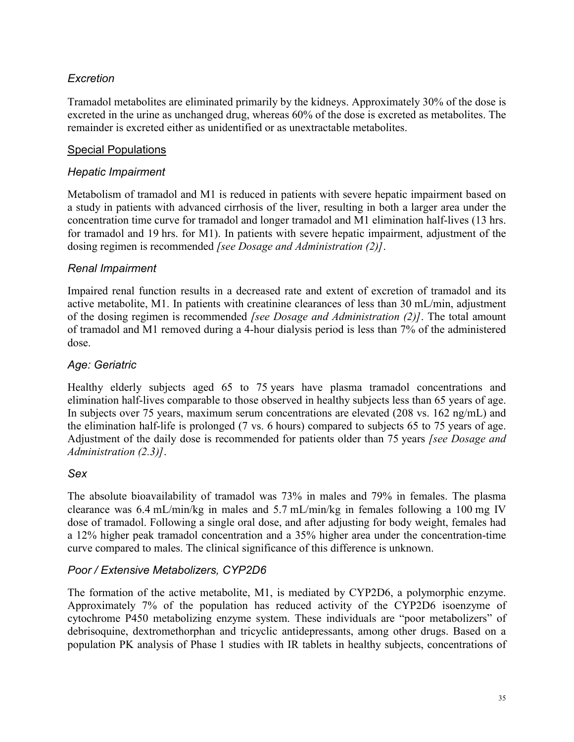### *Excretion*

Tramadol metabolites are eliminated primarily by the kidneys. Approximately 30% of the dose is excreted in the urine as unchanged drug, whereas 60% of the dose is excreted as metabolites. The remainder is excreted either as unidentified or as unextractable metabolites.

## Special Populations

### *Hepatic Impairment*

Metabolism of tramadol and M1 is reduced in patients with severe hepatic impairment based on a study in patients with advanced cirrhosis of the liver, resulting in both a larger area under the concentration time curve for tramadol and longer tramadol and M1 elimination half-lives (13 hrs. for tramadol and 19 hrs. for M1). In patients with severe hepatic impairment, adjustment of the dosing regimen is recommended *[see Dosage and Administration (2)]*.

### *Renal Impairment*

Impaired renal function results in a decreased rate and extent of excretion of tramadol and its active metabolite, M1. In patients with creatinine clearances of less than 30 mL/min, adjustment of the dosing regimen is recommended *[see Dosage and Administration (2)]*. The total amount of tramadol and M1 removed during a 4-hour dialysis period is less than 7% of the administered dose.

### *Age: Geriatric*

Healthy elderly subjects aged 65 to 75 years have plasma tramadol concentrations and elimination half-lives comparable to those observed in healthy subjects less than 65 years of age. In subjects over 75 years, maximum serum concentrations are elevated (208 vs. 162 ng/mL) and the elimination half-life is prolonged (7 vs. 6 hours) compared to subjects 65 to 75 years of age. Adjustment of the daily dose is recommended for patients older than 75 years *[see Dosage and Administration (2.3)]*.

### *Sex*

The absolute bioavailability of tramadol was 73% in males and 79% in females. The plasma clearance was 6.4 mL/min/kg in males and 5.7 mL/min/kg in females following a 100 mg IV dose of tramadol. Following a single oral dose, and after adjusting for body weight, females had a 12% higher peak tramadol concentration and a 35% higher area under the concentration-time curve compared to males. The clinical significance of this difference is unknown.

### *Poor / Extensive Metabolizers, CYP2D6*

The formation of the active metabolite, M1, is mediated by CYP2D6, a polymorphic enzyme. Approximately 7% of the population has reduced activity of the CYP2D6 isoenzyme of cytochrome P450 metabolizing enzyme system. These individuals are "poor metabolizers" of debrisoquine, dextromethorphan and tricyclic antidepressants, among other drugs. Based on a population PK analysis of Phase 1 studies with IR tablets in healthy subjects, concentrations of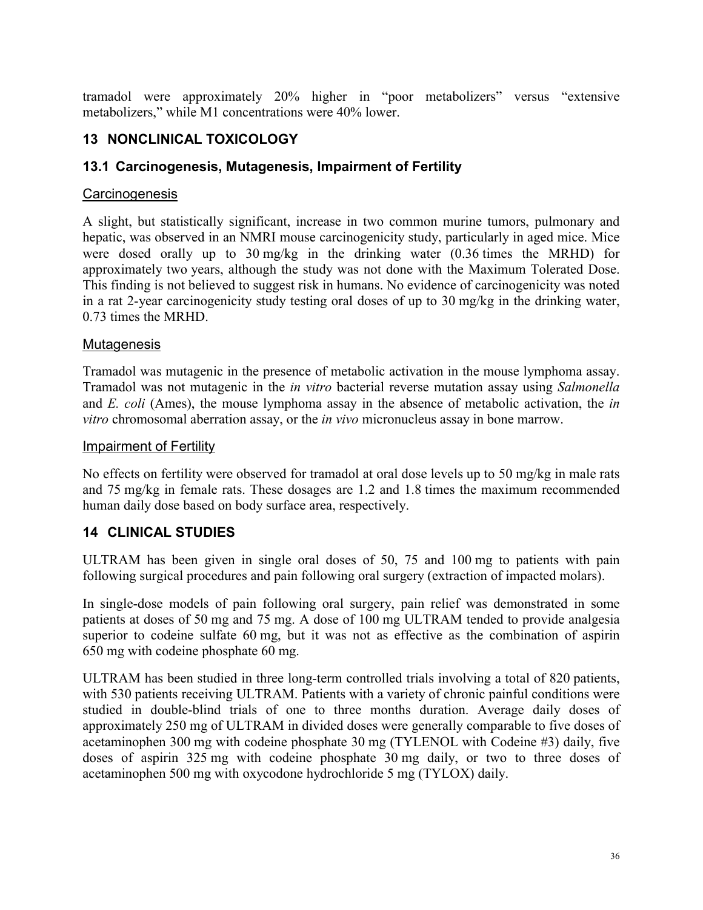tramadol were approximately 20% higher in "poor metabolizers" versus "extensive metabolizers," while M1 concentrations were 40% lower.

## 13 NONCLINICAL TOXICOLOGY

### 13.1 Carcinogenesis, Mutagenesis, Impairment of Fertility

Carcinogenesis

A slight, but statistically significant, increase in two common murine tumors, pulmonary and hepatic, was observed in an NMRI mouse carcinogenicity study, particularly in aged mice. Mice were dosed orally up to 30 mg/kg in the drinking water (0.36 times the MRHD) for approximately two years, although the study was not done with the Maximum Tolerated Dose. This finding is not believed to suggest risk in humans. No evidence of carcinogenicity was noted in a rat 2-year carcinogenicity study testing oral doses of up to 30 mg/kg in the drinking water, 0.73 times the MRHD.

Mutagenesis

Tramadol was mutagenic in the presence of metabolic activation in the mouse lymphoma assay. Tramadol was not mutagenic in the *in vitro* bacterial reverse mutation assay using *Salmonella* and *E. coli* (Ames), the mouse lymphoma assay in the absence of metabolic activation, the *in vitro* chromosomal aberration assay, or the *in vivo* micronucleus assay in bone marrow.

Impairment of Fertility

No effects on fertility were observed for tramadol at oral dose levels up to 50 mg/kg in male rats and 75 mg/kg in female rats. These dosages are 1.2 and 1.8 times the maximum recommended human daily dose based on body surface area, respectively.

## 14 CLINICAL STUDIES

ULTRAM has been given in single oral doses of 50, 75 and 100 mg to patients with pain following surgical procedures and pain following oral surgery (extraction of impacted molars).

In single-dose models of pain following oral surgery, pain relief was demonstrated in some patients at doses of 50 mg and 75 mg. A dose of 100 mg ULTRAM tended to provide analgesia superior to codeine sulfate 60 mg, but it was not as effective as the combination of aspirin 650 mg with codeine phosphate 60 mg.

ULTRAM has been studied in three long-term controlled trials involving a total of 820 patients, with 530 patients receiving ULTRAM. Patients with a variety of chronic painful conditions were studied in double-blind trials of one to three months duration. Average daily doses of approximately 250 mg of ULTRAM in divided doses were generally comparable to five doses of acetaminophen 300 mg with codeine phosphate 30 mg (TYLENOL with Codeine #3) daily, five doses of aspirin 325 mg with codeine phosphate 30 mg daily, or two to three doses of acetaminophen 500 mg with oxycodone hydrochloride 5 mg (TYLOX) daily.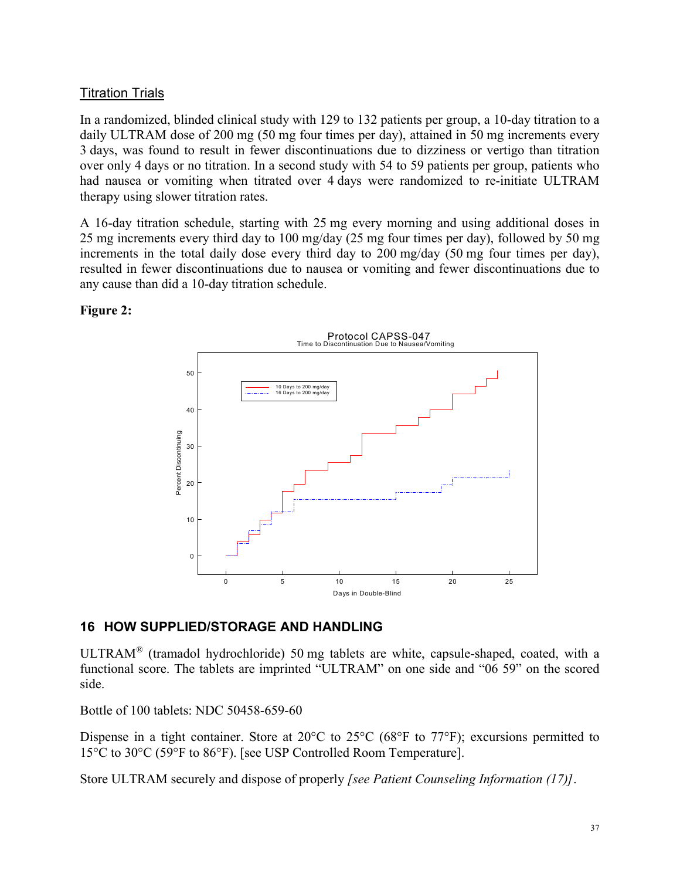### Titration Trials

In a randomized, blinded clinical study with 129 to 132 patients per group, a 10-day titration to a daily ULTRAM dose of 200 mg (50 mg four times per day), attained in 50 mg increments every 3 days, was found to result in fewer discontinuations due to dizziness or vertigo than titration over only 4 days or no titration. In a second study with 54 to 59 patients per group, patients who had nausea or vomiting when titrated over 4 days were randomized to re-initiate ULTRAM therapy using slower titration rates.

A 16-day titration schedule, starting with 25 mg every morning and using additional doses in 25 mg increments every third day to 100 mg/day (25 mg four times per day), followed by 50 mg increments in the total daily dose every third day to 200 mg/day (50 mg four times per day), resulted in fewer discontinuations due to nausea or vomiting and fewer discontinuations due to any cause than did a 10-day titration schedule.

**Figure 2:**

Protocol CAPSS-047
Time to Discontinuation Due to Nausea/Vomiting

## 16 HOW SUPPLIED/STORAGE AND HANDLING

ULTRAM® (tramadol hydrochloride) 50 mg tablets are white, capsule-shaped, coated, with a functional score. The tablets are imprinted "ULTRAM" on one side and "06 59" on the scored side.

Bottle of 100 tablets: NDC 50458-659-60

Dispense in a tight container. Store at 20°C to 25°C (68°F to 77°F); excursions permitted to 15°C to 30°C (59°F to 86°F). [see USP Controlled Room Temperature].

Store ULTRAM securely and dispose of properly *[see Patient Counseling Information (17)]*.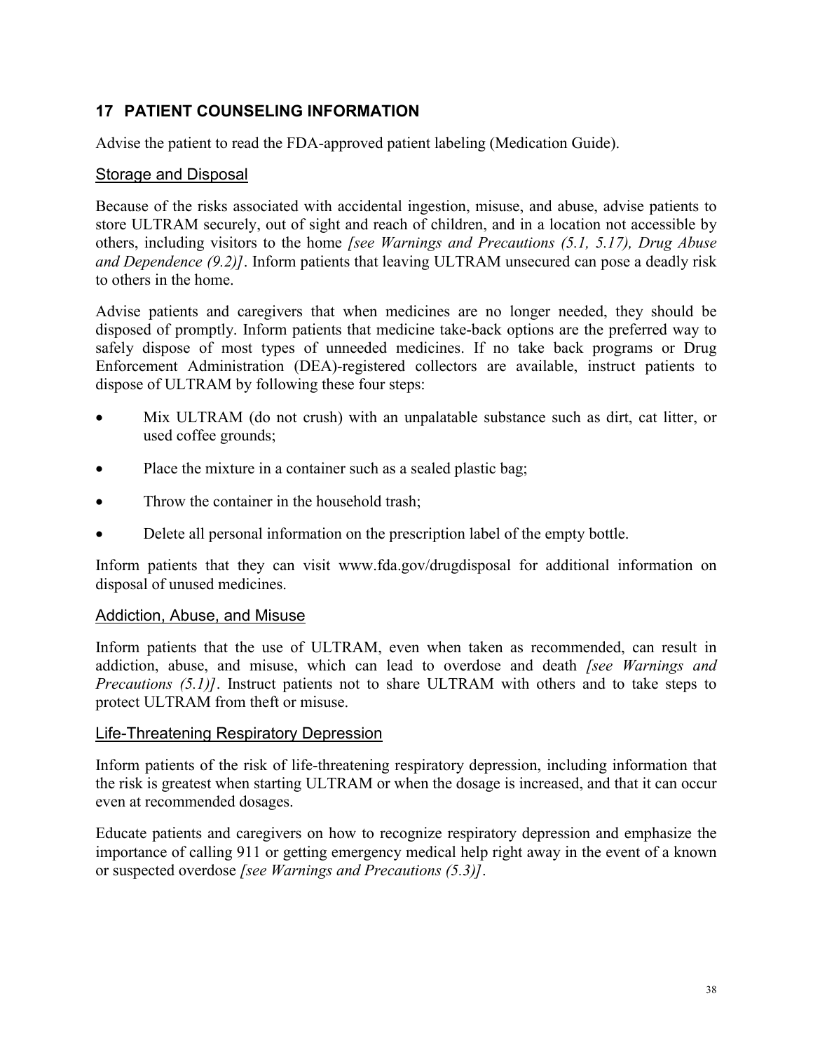## 17 PATIENT COUNSELING INFORMATION

Advise the patient to read the FDA-approved patient labeling (Medication Guide).

### Storage and Disposal

Because of the risks associated with accidental ingestion, misuse, and abuse, advise patients to store ULTRAM securely, out of sight and reach of children, and in a location not accessible by others, including visitors to the home *[see Warnings and Precautions (5.1, 5.17), Drug Abuse and Dependence (9.2)]*. Inform patients that leaving ULTRAM unsecured can pose a deadly risk to others in the home.

Advise patients and caregivers that when medicines are no longer needed, they should be disposed of promptly. Inform patients that medicine take-back options are the preferred way to safely dispose of most types of unneeded medicines. If no take back programs or Drug Enforcement Administration (DEA)-registered collectors are available, instruct patients to dispose of ULTRAM by following these four steps:

- Mix ULTRAM (do not crush) with an unpalatable substance such as dirt, cat litter, or used coffee grounds;
- Place the mixture in a container such as a sealed plastic bag;
- Throw the container in the household trash;
- Delete all personal information on the prescription label of the empty bottle.

Inform patients that they can visit www.fda.gov/drugdisposal for additional information on disposal of unused medicines.

### Addiction, Abuse, and Misuse

Inform patients that the use of ULTRAM, even when taken as recommended, can result in addiction, abuse, and misuse, which can lead to overdose and death *[see Warnings and Precautions (5.1)]*. Instruct patients not to share ULTRAM with others and to take steps to protect ULTRAM from theft or misuse.

### Life-Threatening Respiratory Depression

Inform patients of the risk of life-threatening respiratory depression, including information that the risk is greatest when starting ULTRAM or when the dosage is increased, and that it can occur even at recommended dosages.

Educate patients and caregivers on how to recognize respiratory depression and emphasize the importance of calling 911 or getting emergency medical help right away in the event of a known or suspected overdose *[see Warnings and Precautions (5.3)]*.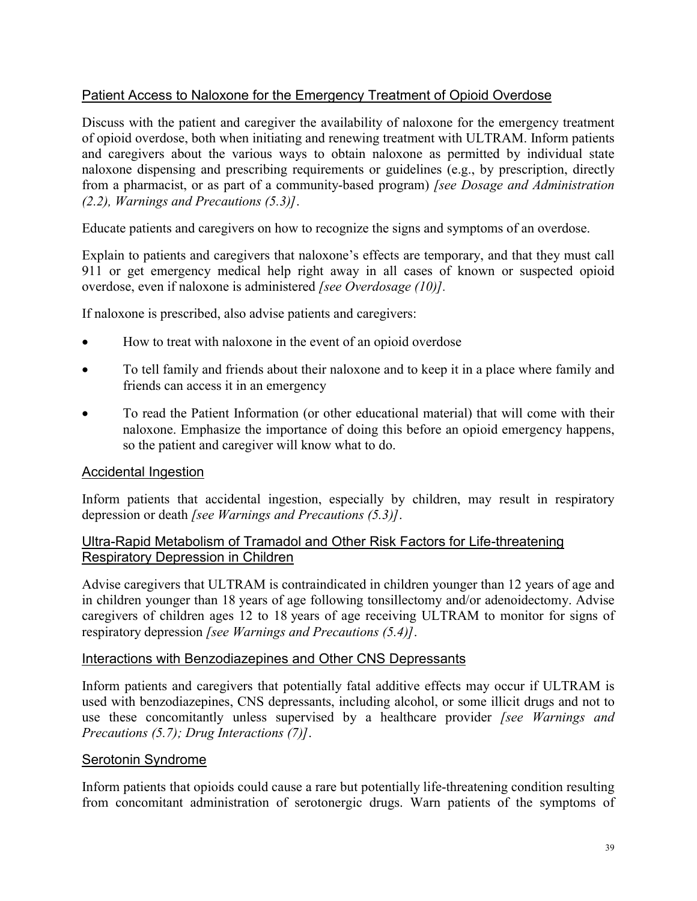### Patient Access to Naloxone for the Emergency Treatment of Opioid Overdose

Discuss with the patient and caregiver the availability of naloxone for the emergency treatment of opioid overdose, both when initiating and renewing treatment with ULTRAM. Inform patients and caregivers about the various ways to obtain naloxone as permitted by individual state naloxone dispensing and prescribing requirements or guidelines (e.g., by prescription, directly from a pharmacist, or as part of a community-based program) *[see Dosage and Administration (2.2), Warnings and Precautions (5.3)]*.

Educate patients and caregivers on how to recognize the signs and symptoms of an overdose.

Explain to patients and caregivers that naloxone's effects are temporary, and that they must call 911 or get emergency medical help right away in all cases of known or suspected opioid overdose, even if naloxone is administered *[see Overdosage (10)]*.

If naloxone is prescribed, also advise patients and caregivers:

- How to treat with naloxone in the event of an opioid overdose
- To tell family and friends about their naloxone and to keep it in a place where family and friends can access it in an emergency
- To read the Patient Information (or other educational material) that will come with their naloxone. Emphasize the importance of doing this before an opioid emergency happens, so the patient and caregiver will know what to do.

### Accidental Ingestion

Inform patients that accidental ingestion, especially by children, may result in respiratory depression or death *[see Warnings and Precautions (5.3)]*.

### Ultra-Rapid Metabolism of Tramadol and Other Risk Factors for Life-threatening Respiratory Depression in Children

Advise caregivers that ULTRAM is contraindicated in children younger than 12 years of age and in children younger than 18 years of age following tonsillectomy and/or adenoidectomy. Advise caregivers of children ages 12 to 18 years of age receiving ULTRAM to monitor for signs of respiratory depression *[see Warnings and Precautions (5.4)]*.

### Interactions with Benzodiazepines and Other CNS Depressants

Inform patients and caregivers that potentially fatal additive effects may occur if ULTRAM is used with benzodiazepines, CNS depressants, including alcohol, or some illicit drugs and not to use these concomitantly unless supervised by a healthcare provider *[see Warnings and Precautions (5.7); Drug Interactions (7)]*.

### Serotonin Syndrome

Inform patients that opioids could cause a rare but potentially life-threatening condition resulting from concomitant administration of serotonergic drugs. Warn patients of the symptoms of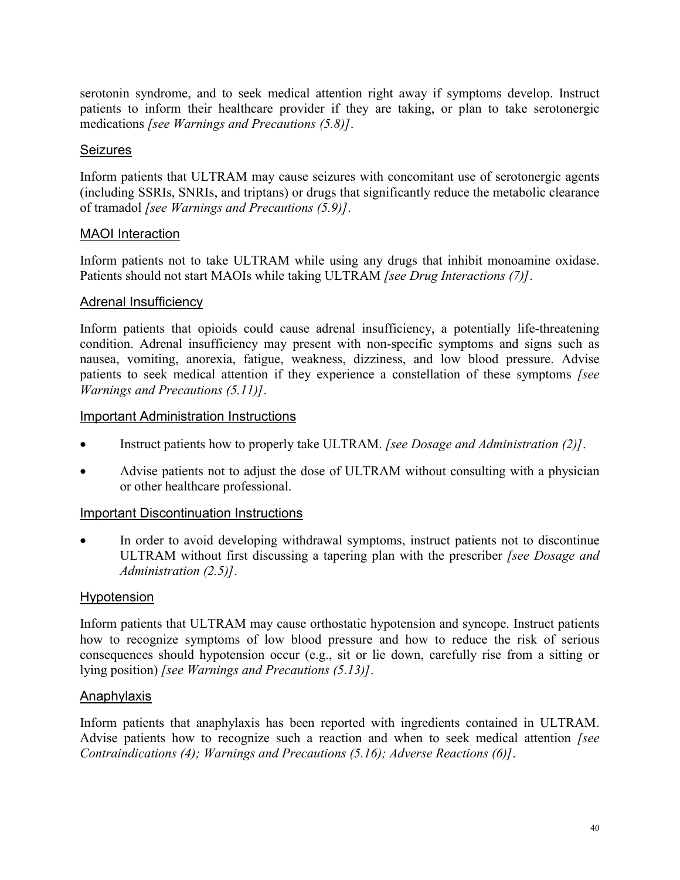serotonin syndrome, and to seek medical attention right away if symptoms develop. Instruct patients to inform their healthcare provider if they are taking, or plan to take serotonergic medications *[see Warnings and Precautions (5.8)]*.

### Seizures

Inform patients that ULTRAM may cause seizures with concomitant use of serotonergic agents (including SSRIs, SNRIs, and triptans) or drugs that significantly reduce the metabolic clearance of tramadol *[see Warnings and Precautions (5.9)]*.

### MAOI Interaction

Inform patients not to take ULTRAM while using any drugs that inhibit monoamine oxidase. Patients should not start MAOIs while taking ULTRAM *[see Drug Interactions (7)]*.

### Adrenal Insufficiency

Inform patients that opioids could cause adrenal insufficiency, a potentially life-threatening condition. Adrenal insufficiency may present with non-specific symptoms and signs such as nausea, vomiting, anorexia, fatigue, weakness, dizziness, and low blood pressure. Advise patients to seek medical attention if they experience a constellation of these symptoms *[see Warnings and Precautions (5.11)]*.

### Important Administration Instructions

- Instruct patients how to properly take ULTRAM. *[see Dosage and Administration (2)]*.
- Advise patients not to adjust the dose of ULTRAM without consulting with a physician or other healthcare professional.

### Important Discontinuation Instructions

- In order to avoid developing withdrawal symptoms, instruct patients not to discontinue ULTRAM without first discussing a tapering plan with the prescriber *[see Dosage and Administration (2.5)]*.

### Hypotension

Inform patients that ULTRAM may cause orthostatic hypotension and syncope. Instruct patients how to recognize symptoms of low blood pressure and how to reduce the risk of serious consequences should hypotension occur (e.g., sit or lie down, carefully rise from a sitting or lying position) *[see Warnings and Precautions (5.13)]*.

### Anaphylaxis

Inform patients that anaphylaxis has been reported with ingredients contained in ULTRAM. Advise patients how to recognize such a reaction and when to seek medical attention *[see Contraindications (4); Warnings and Precautions (5.16); Adverse Reactions (6)]*.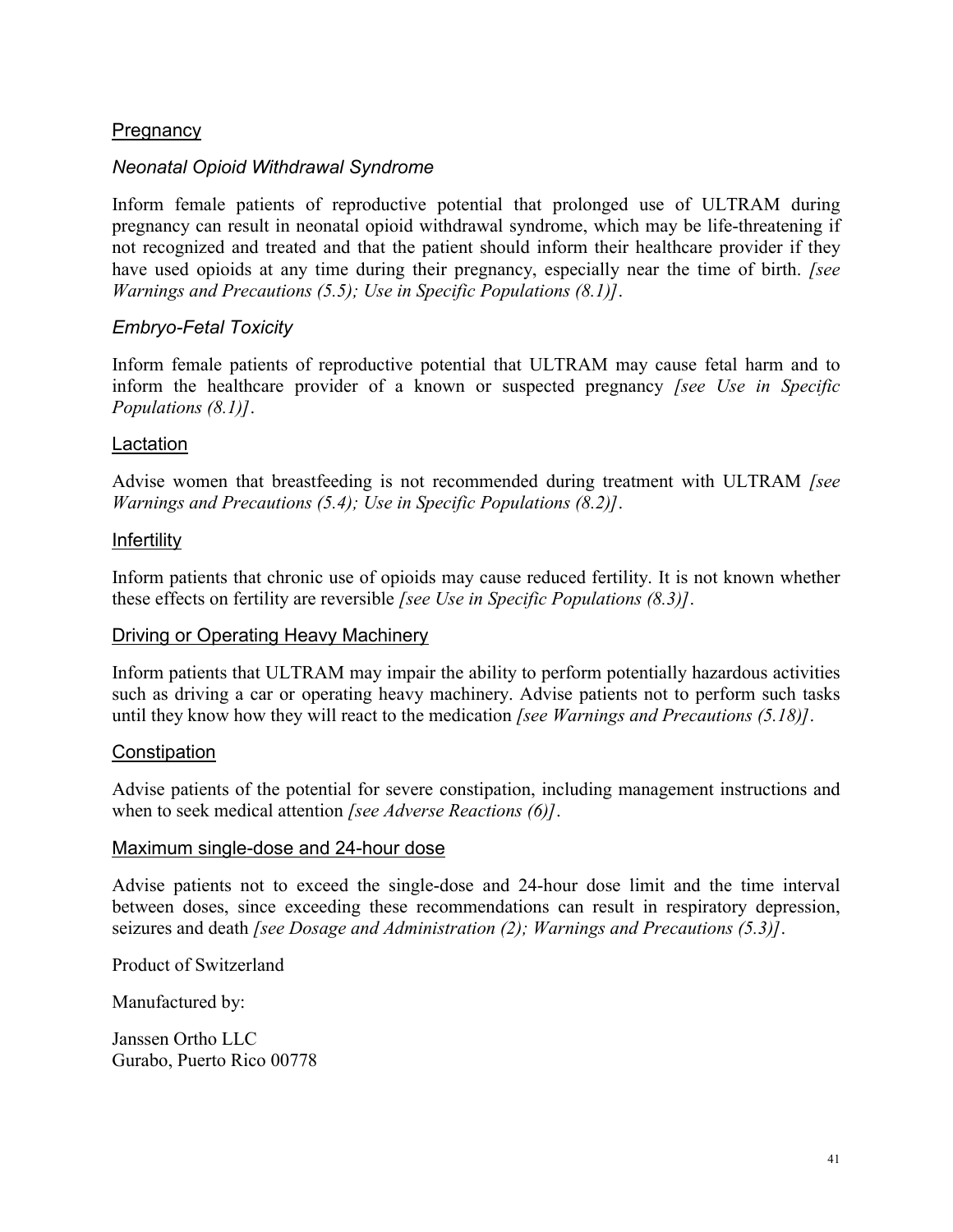### Pregnancy

*Neonatal Opioid Withdrawal Syndrome*

Inform female patients of reproductive potential that prolonged use of ULTRAM during pregnancy can result in neonatal opioid withdrawal syndrome, which may be life-threatening if not recognized and treated and that the patient should inform their healthcare provider if they have used opioids at any time during their pregnancy, especially near the time of birth. *[see Warnings and Precautions (5.5); Use in Specific Populations (8.1)]*.

*Embryo-Fetal Toxicity*

Inform female patients of reproductive potential that ULTRAM may cause fetal harm and to inform the healthcare provider of a known or suspected pregnancy *[see Use in Specific Populations (8.1)]*.

### Lactation

Advise women that breastfeeding is not recommended during treatment with ULTRAM *[see Warnings and Precautions (5.4); Use in Specific Populations (8.2)]*.

### Infertility

Inform patients that chronic use of opioids may cause reduced fertility. It is not known whether these effects on fertility are reversible *[see Use in Specific Populations (8.3)]*.

### Driving or Operating Heavy Machinery

Inform patients that ULTRAM may impair the ability to perform potentially hazardous activities such as driving a car or operating heavy machinery. Advise patients not to perform such tasks until they know how they will react to the medication *[see Warnings and Precautions (5.18)]*.

### Constipation

Advise patients of the potential for severe constipation, including management instructions and when to seek medical attention *[see Adverse Reactions (6)]*.

### Maximum single-dose and 24-hour dose

Advise patients not to exceed the single-dose and 24-hour dose limit and the time interval between doses, since exceeding these recommendations can result in respiratory depression, seizures and death *[see Dosage and Administration (2); Warnings and Precautions (5.3)]*.

Product of Switzerland

Manufactured by:

Janssen Ortho LLC
Gurabo, Puerto Rico 00778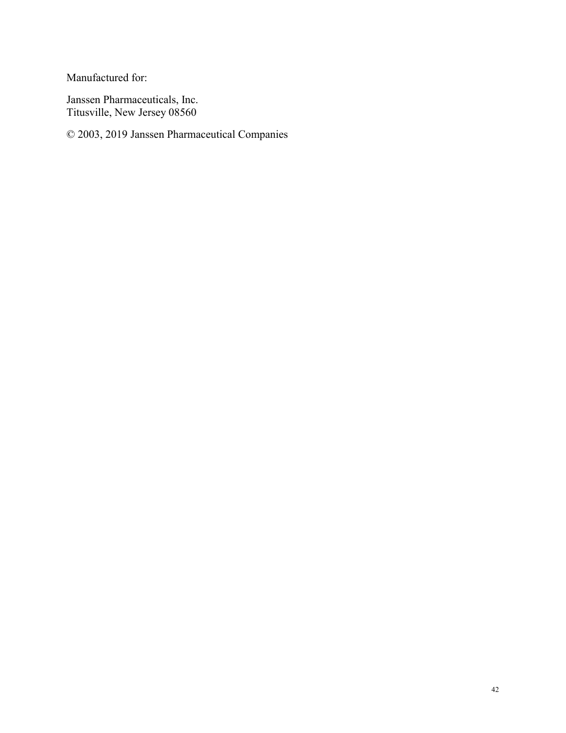Manufactured for:

Janssen Pharmaceuticals, Inc.
Titusville, New Jersey 08560

© 2003, 2019 Janssen Pharmaceutical Companies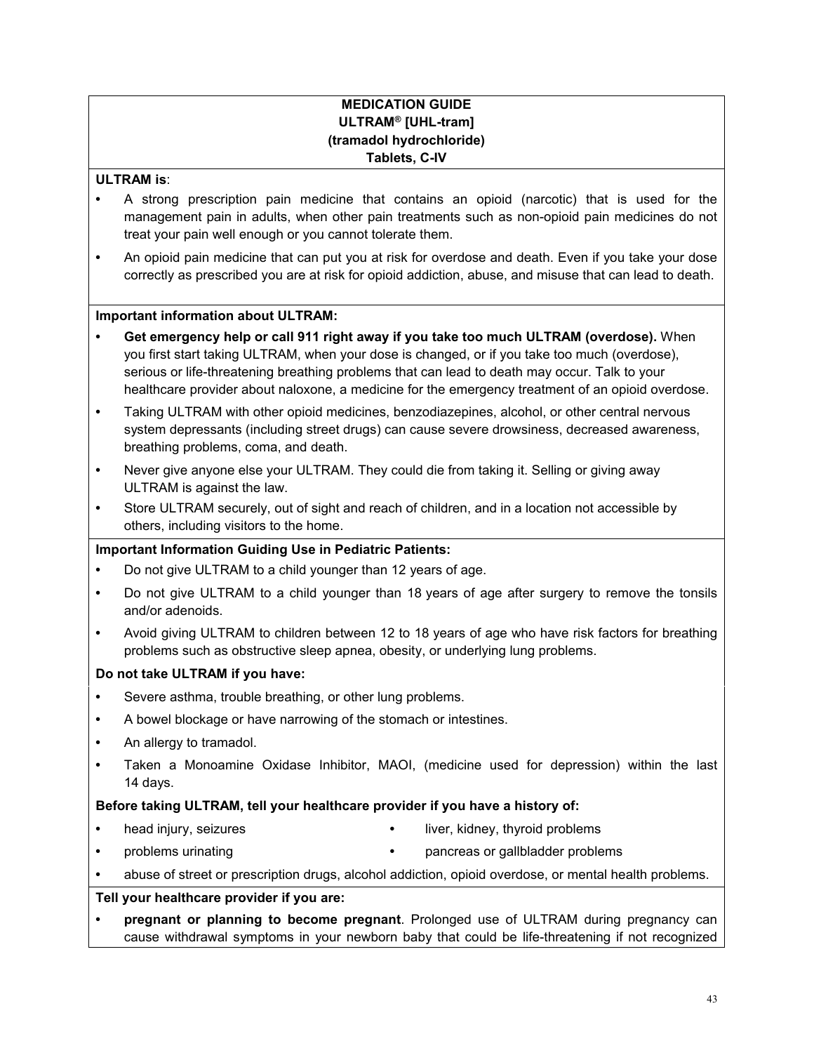**MEDICATION GUIDE**
**ULTRAM® [UHL-tram]**
**(tramadol hydrochloride)**
**Tablets, C-IV**

**ULTRAM is**:

- A strong prescription pain medicine that contains an opioid (narcotic) that is used for the management pain in adults, when other pain treatments such as non-opioid pain medicines do not treat your pain well enough or you cannot tolerate them.
- An opioid pain medicine that can put you at risk for overdose and death. Even if you take your dose correctly as prescribed you are at risk for opioid addiction, abuse, and misuse that can lead to death.

**Important information about ULTRAM:**

- **Get emergency help or call 911 right away if you take too much ULTRAM (overdose).** When you first start taking ULTRAM, when your dose is changed, or if you take too much (overdose), serious or life-threatening breathing problems that can lead to death may occur. Talk to your healthcare provider about naloxone, a medicine for the emergency treatment of an opioid overdose.
- Taking ULTRAM with other opioid medicines, benzodiazepines, alcohol, or other central nervous system depressants (including street drugs) can cause severe drowsiness, decreased awareness, breathing problems, coma, and death.
- Never give anyone else your ULTRAM. They could die from taking it. Selling or giving away ULTRAM is against the law.
- Store ULTRAM securely, out of sight and reach of children, and in a location not accessible by others, including visitors to the home.

**Important Information Guiding Use in Pediatric Patients:**

- Do not give ULTRAM to a child younger than 12 years of age.
- Do not give ULTRAM to a child younger than 18 years of age after surgery to remove the tonsils and/or adenoids.
- Avoid giving ULTRAM to children between 12 to 18 years of age who have risk factors for breathing problems such as obstructive sleep apnea, obesity, or underlying lung problems.

**Do not take ULTRAM if you have:**

- Severe asthma, trouble breathing, or other lung problems.
- A bowel blockage or have narrowing of the stomach or intestines.
- An allergy to tramadol.
- Taken a Monoamine Oxidase Inhibitor, MAOI, (medicine used for depression) within the last 14 days.

**Before taking ULTRAM, tell your healthcare provider if you have a history of:**

- head injury, seizures
- liver, kidney, thyroid problems
- problems urinating
- pancreas or gallbladder problems
- abuse of street or prescription drugs, alcohol addiction, opioid overdose, or mental health problems.

**Tell your healthcare provider if you are:**

- **pregnant or planning to become pregnant**. Prolonged use of ULTRAM during pregnancy can cause withdrawal symptoms in your newborn baby that could be life-threatening if not recognized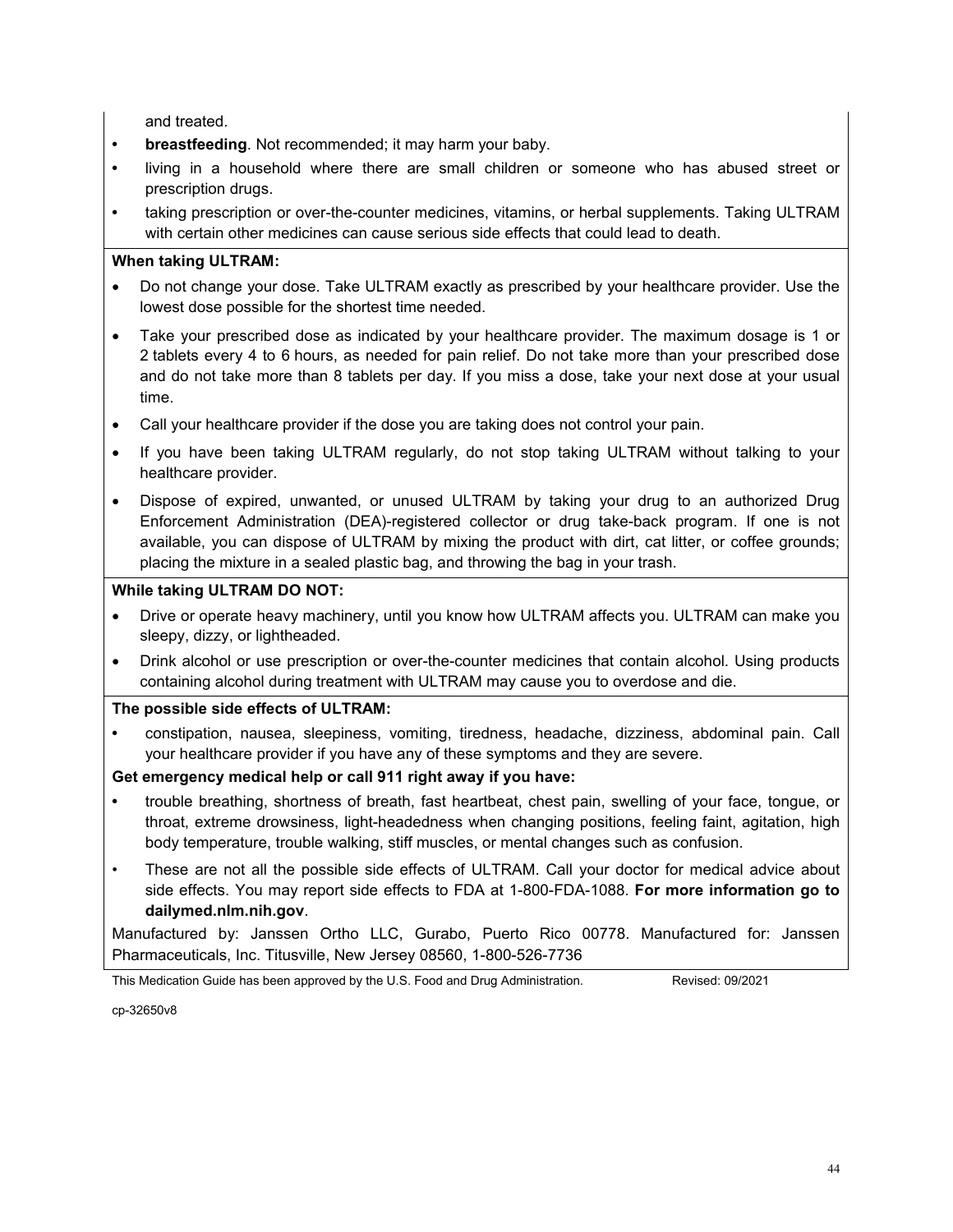and treated.

- **breastfeeding**. Not recommended; it may harm your baby.
- living in a household where there are small children or someone who has abused street or prescription drugs.
- taking prescription or over-the-counter medicines, vitamins, or herbal supplements. Taking ULTRAM with certain other medicines can cause serious side effects that could lead to death.

**When taking ULTRAM:**

- Do not change your dose. Take ULTRAM exactly as prescribed by your healthcare provider. Use the lowest dose possible for the shortest time needed.
- Take your prescribed dose as indicated by your healthcare provider. The maximum dosage is 1 or 2 tablets every 4 to 6 hours, as needed for pain relief. Do not take more than your prescribed dose and do not take more than 8 tablets per day. If you miss a dose, take your next dose at your usual time.
- Call your healthcare provider if the dose you are taking does not control your pain.
- If you have been taking ULTRAM regularly, do not stop taking ULTRAM without talking to your healthcare provider.
- Dispose of expired, unwanted, or unused ULTRAM by taking your drug to an authorized Drug Enforcement Administration (DEA)-registered collector or drug take-back program. If one is not available, you can dispose of ULTRAM by mixing the product with dirt, cat litter, or coffee grounds; placing the mixture in a sealed plastic bag, and throwing the bag in your trash.

**While taking ULTRAM DO NOT:**

- Drive or operate heavy machinery, until you know how ULTRAM affects you. ULTRAM can make you sleepy, dizzy, or lightheaded.
- Drink alcohol or use prescription or over-the-counter medicines that contain alcohol. Using products containing alcohol during treatment with ULTRAM may cause you to overdose and die.

**The possible side effects of ULTRAM:**

- constipation, nausea, sleepiness, vomiting, tiredness, headache, dizziness, abdominal pain. Call your healthcare provider if you have any of these symptoms and they are severe.

**Get emergency medical help or call 911 right away if you have:**

- trouble breathing, shortness of breath, fast heartbeat, chest pain, swelling of your face, tongue, or throat, extreme drowsiness, light-headedness when changing positions, feeling faint, agitation, high body temperature, trouble walking, stiff muscles, or mental changes such as confusion.
- These are not all the possible side effects of ULTRAM. Call your doctor for medical advice about side effects. You may report side effects to FDA at 1-800-FDA-1088. **For more information go to dailymed.nlm.nih.gov**.

Manufactured by: Janssen Ortho LLC, Gurabo, Puerto Rico 00778. Manufactured for: Janssen Pharmaceuticals, Inc. Titusville, New Jersey 08560, 1-800-526-7736

This Medication Guide has been approved by the U.S. Food and Drug Administration. Revised: 09/2021

cp-32650v8